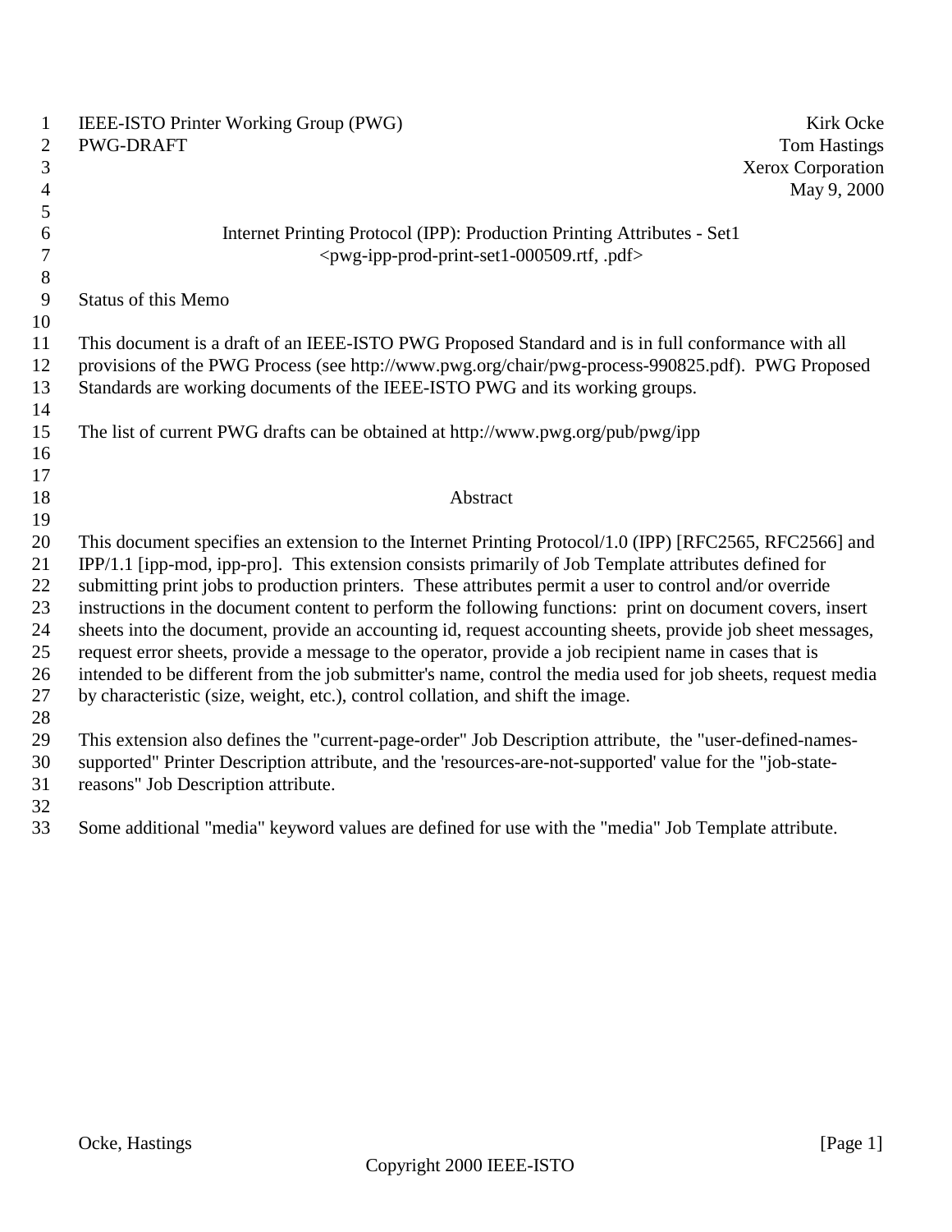IEEE-ISTO Printer Working Group (PWG)
PWG-DRAFT

Kirk Ocke
Tom Hastings
Xerox Corporation
May 9, 2000

# Internet Printing Protocol (IPP): Production Printing Attributes - Set1

<pwg-ipp-prod-print-set1-000509.rtf, .pdf>

## Status of this Memo

This document is a draft of an IEEE-ISTO PWG Proposed Standard and is in full conformance with all provisions of the PWG Process (see http://www.pwg.org/chair/pwg-process-990825.pdf). PWG Proposed Standards are working documents of the IEEE-ISTO PWG and its working groups.

The list of current PWG drafts can be obtained at http://www.pwg.org/pub/pwg/ipp

## Abstract

This document specifies an extension to the Internet Printing Protocol/1.0 (IPP) [RFC2565, RFC2566] and IPP/1.1 [ipp-mod, ipp-pro]. This extension consists primarily of Job Template attributes defined for submitting print jobs to production printers. These attributes permit a user to control and/or override instructions in the document content to perform the following functions: print on document covers, insert sheets into the document, provide an accounting id, request accounting sheets, provide job sheet messages, request error sheets, provide a message to the operator, provide a job recipient name in cases that is intended to be different from the job submitter's name, control the media used for job sheets, request media by characteristic (size, weight, etc.), control collation, and shift the image.

This extension also defines the "current-page-order" Job Description attribute, the "user-defined-names-supported" Printer Description attribute, and the 'resources-are-not-supported' value for the "job-state-reasons" Job Description attribute.

Some additional "media" keyword values are defined for use with the "media" Job Template attribute.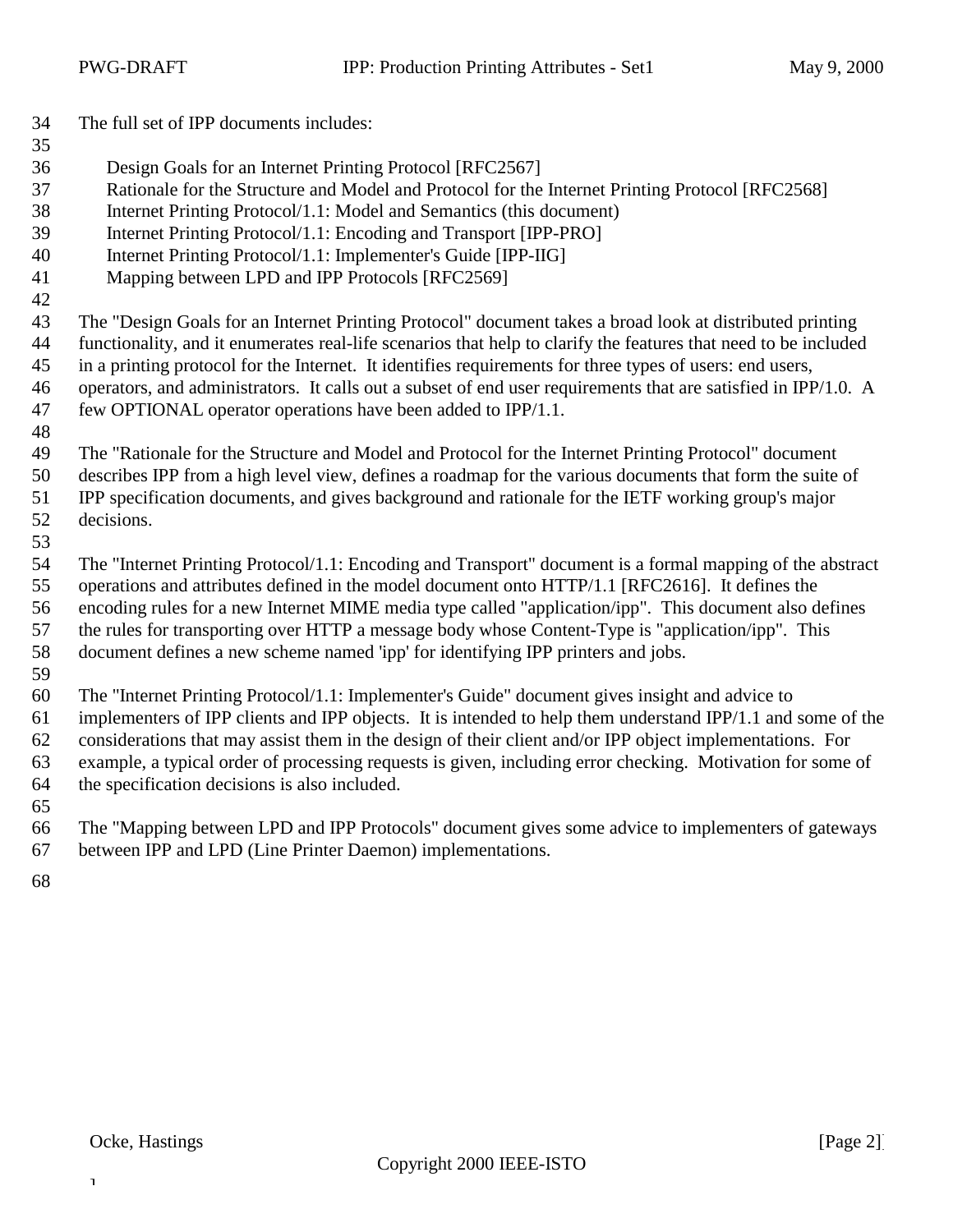The full set of IPP documents includes:

Design Goals for an Internet Printing Protocol [RFC2567]
Rationale for the Structure and Model and Protocol for the Internet Printing Protocol [RFC2568]
Internet Printing Protocol/1.1: Model and Semantics (this document)
Internet Printing Protocol/1.1: Encoding and Transport [IPP-PRO]
Internet Printing Protocol/1.1: Implementer's Guide [IPP-IIG]
Mapping between LPD and IPP Protocols [RFC2569]

The "Design Goals for an Internet Printing Protocol" document takes a broad look at distributed printing functionality, and it enumerates real-life scenarios that help to clarify the features that need to be included in a printing protocol for the Internet. It identifies requirements for three types of users: end users, operators, and administrators. It calls out a subset of end user requirements that are satisfied in IPP/1.0. A few OPTIONAL operator operations have been added to IPP/1.1.

The "Rationale for the Structure and Model and Protocol for the Internet Printing Protocol" document describes IPP from a high level view, defines a roadmap for the various documents that form the suite of IPP specification documents, and gives background and rationale for the IETF working group's major decisions.

The "Internet Printing Protocol/1.1: Encoding and Transport" document is a formal mapping of the abstract operations and attributes defined in the model document onto HTTP/1.1 [RFC2616]. It defines the encoding rules for a new Internet MIME media type called "application/ipp". This document also defines the rules for transporting over HTTP a message body whose Content-Type is "application/ipp". This document defines a new scheme named 'ipp' for identifying IPP printers and jobs.

The "Internet Printing Protocol/1.1: Implementer's Guide" document gives insight and advice to implementers of IPP clients and IPP objects. It is intended to help them understand IPP/1.1 and some of the considerations that may assist them in the design of their client and/or IPP object implementations. For example, a typical order of processing requests is given, including error checking. Motivation for some of the specification decisions is also included.

The "Mapping between LPD and IPP Protocols" document gives some advice to implementers of gateways between IPP and LPD (Line Printer Daemon) implementations.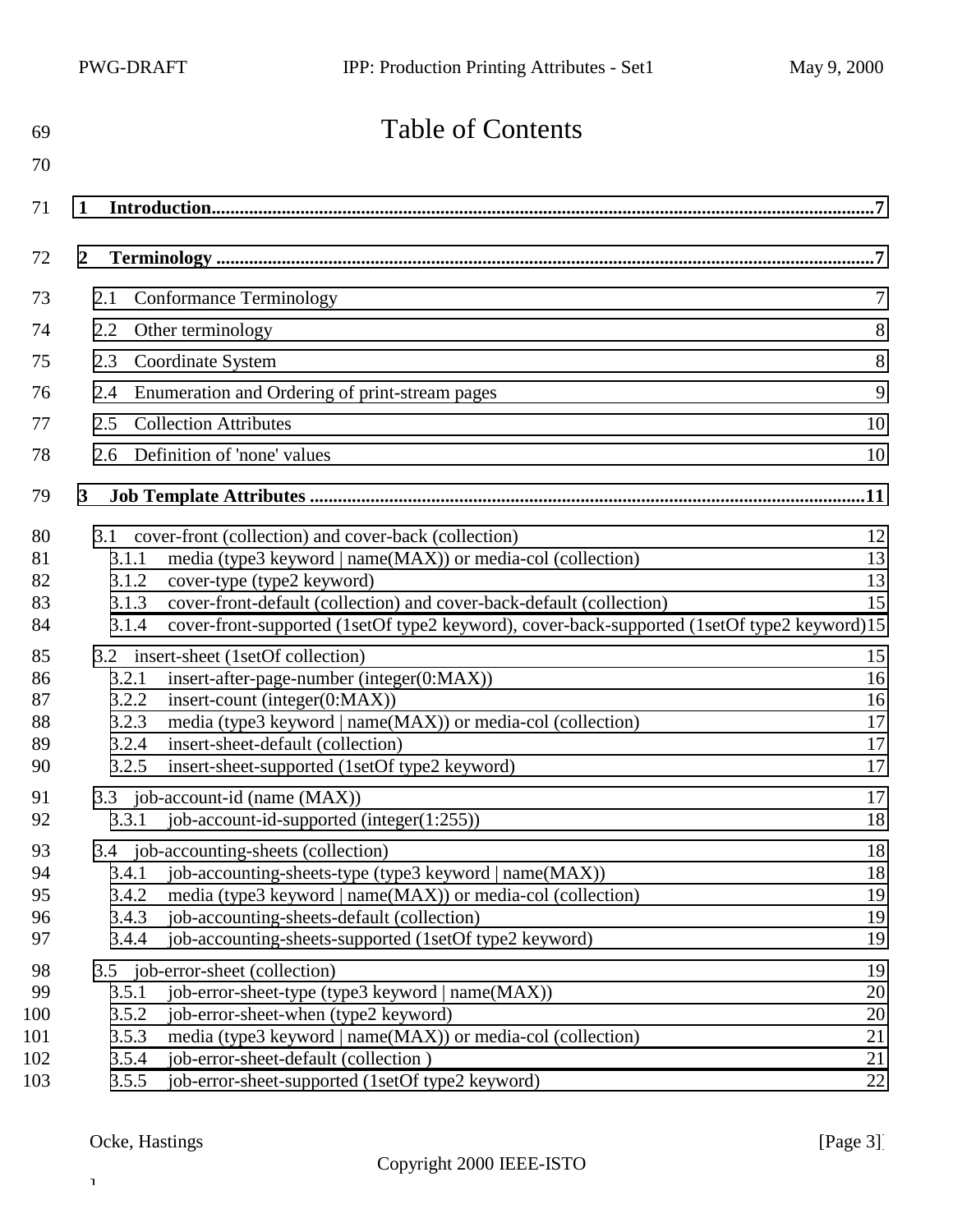# Table of Contents

**1 Introduction** ....................................................................................................................................... **7**

**2 Terminology** ....................................................................................................................................... **7**

2.1 Conformance Terminology 7

2.2 Other terminology 8

2.3 Coordinate System 8

2.4 Enumeration and Ordering of print-stream pages 9

2.5 Collection Attributes 10

2.6 Definition of 'none' values 10

**3 Job Template Attributes** ....................................................................................................................... **11**

3.1 cover-front (collection) and cover-back (collection) 12

3.1.1 media (type3 keyword | name(MAX)) or media-col (collection) 13

3.1.2 cover-type (type2 keyword) 13

3.1.3 cover-front-default (collection) and cover-back-default (collection) 15

3.1.4 cover-front-supported (1setOf type2 keyword), cover-back-supported (1setOf type2 keyword) 15

3.2 insert-sheet (1setOf collection) 15

3.2.1 insert-after-page-number (integer(0:MAX)) 16

3.2.2 insert-count (integer(0:MAX)) 16

3.2.3 media (type3 keyword | name(MAX)) or media-col (collection) 17

3.2.4 insert-sheet-default (collection) 17

3.2.5 insert-sheet-supported (1setOf type2 keyword) 17

3.3 job-account-id (name (MAX)) 17

3.3.1 job-account-id-supported (integer(1:255)) 18

3.4 job-accounting-sheets (collection) 18

3.4.1 job-accounting-sheets-type (type3 keyword | name(MAX)) 18

3.4.2 media (type3 keyword | name(MAX)) or media-col (collection) 19

3.4.3 job-accounting-sheets-default (collection) 19

3.4.4 job-accounting-sheets-supported (1setOf type2 keyword) 19

3.5 job-error-sheet (collection) 19

3.5.1 job-error-sheet-type (type3 keyword | name(MAX)) 20

3.5.2 job-error-sheet-when (type2 keyword) 20

3.5.3 media (type3 keyword | name(MAX)) or media-col (collection) 21

3.5.4 job-error-sheet-default (collection ) 21

3.5.5 job-error-sheet-supported (1setOf type2 keyword) 22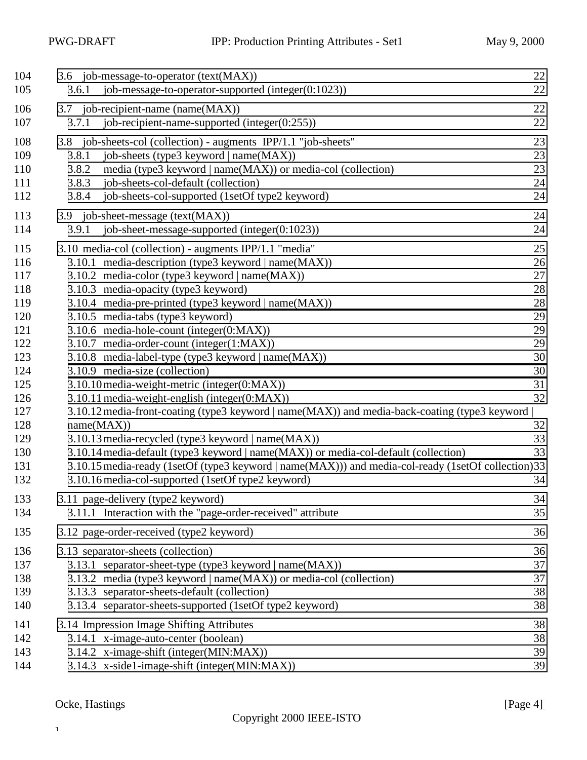3.6 job-message-to-operator (text(MAX)) 22
  3.6.1 job-message-to-operator-supported (integer(0:1023)) 22

3.7 job-recipient-name (name(MAX)) 22
  3.7.1 job-recipient-name-supported (integer(0:255)) 22

3.8 job-sheets-col (collection) - augments IPP/1.1 "job-sheets" 23
  3.8.1 job-sheets (type3 keyword | name(MAX)) 23
  3.8.2 media (type3 keyword | name(MAX)) or media-col (collection) 23
  3.8.3 job-sheets-col-default (collection) 24
  3.8.4 job-sheets-col-supported (1setOf type2 keyword) 24

3.9 job-sheet-message (text(MAX)) 24
  3.9.1 job-sheet-message-supported (integer(0:1023)) 24

3.10 media-col (collection) - augments IPP/1.1 "media" 25
  3.10.1 media-description (type3 keyword | name(MAX)) 26
  3.10.2 media-color (type3 keyword | name(MAX)) 27
  3.10.3 media-opacity (type3 keyword) 28
  3.10.4 media-pre-printed (type3 keyword | name(MAX)) 28
  3.10.5 media-tabs (type3 keyword) 29
  3.10.6 media-hole-count (integer(0:MAX)) 29
  3.10.7 media-order-count (integer(1:MAX)) 29
  3.10.8 media-label-type (type3 keyword | name(MAX)) 30
  3.10.9 media-size (collection) 30
  3.10.10 media-weight-metric (integer(0:MAX)) 31
  3.10.11 media-weight-english (integer(0:MAX)) 32
  3.10.12 media-front-coating (type3 keyword | name(MAX)) and media-back-coating (type3 keyword | name(MAX)) 32
  3.10.13 media-recycled (type3 keyword | name(MAX)) 33
  3.10.14 media-default (type3 keyword | name(MAX)) or media-col-default (collection) 33
  3.10.15 media-ready (1setOf (type3 keyword | name(MAX))) and media-col-ready (1setOf collection) 33
  3.10.16 media-col-supported (1setOf type2 keyword) 34

3.11 page-delivery (type2 keyword) 34
  3.11.1 Interaction with the "page-order-received" attribute 35

3.12 page-order-received (type2 keyword) 36

3.13 separator-sheets (collection) 36
  3.13.1 separator-sheet-type (type3 keyword | name(MAX)) 37
  3.13.2 media (type3 keyword | name(MAX)) or media-col (collection) 37
  3.13.3 separator-sheets-default (collection) 38
  3.13.4 separator-sheets-supported (1setOf type2 keyword) 38

3.14 Impression Image Shifting Attributes 38
  3.14.1 x-image-auto-center (boolean) 38
  3.14.2 x-image-shift (integer(MIN:MAX)) 39
  3.14.3 x-side1-image-shift (integer(MIN:MAX)) 39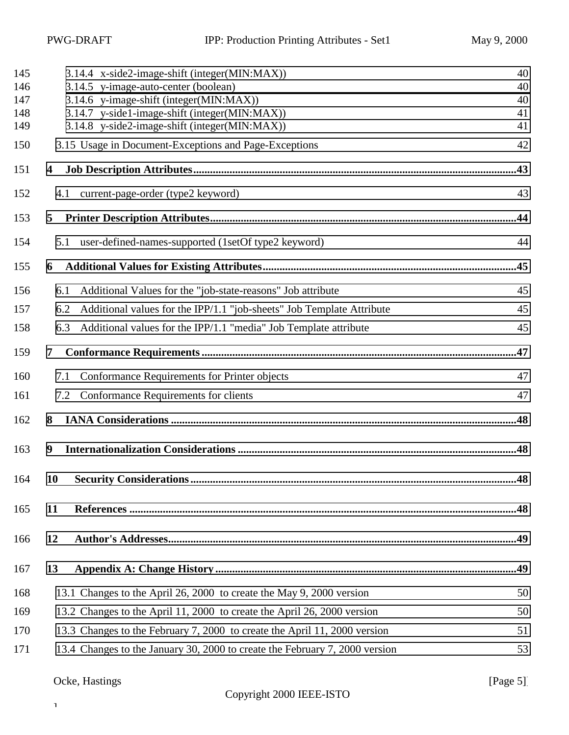3.14.4 x-side2-image-shift (integer(MIN:MAX)) 40
3.14.5 y-image-auto-center (boolean) 40
3.14.6 y-image-shift (integer(MIN:MAX)) 40
3.14.7 y-side1-image-shift (integer(MIN:MAX)) 41
3.14.8 y-side2-image-shift (integer(MIN:MAX)) 41

3.15 Usage in Document-Exceptions and Page-Exceptions 42

**4 Job Description Attributes....43**

4.1 current-page-order (type2 keyword) 43

**5 Printer Description Attributes....44**

5.1 user-defined-names-supported (1setOf type2 keyword) 44

**6 Additional Values for Existing Attributes....45**

6.1 Additional Values for the "job-state-reasons" Job attribute 45

6.2 Additional values for the IPP/1.1 "job-sheets" Job Template Attribute 45

6.3 Additional values for the IPP/1.1 "media" Job Template attribute 45

**7 Conformance Requirements....47**

7.1 Conformance Requirements for Printer objects 47

7.2 Conformance Requirements for clients 47

**8 IANA Considerations....48**

**9 Internationalization Considerations....48**

**10 Security Considerations....48**

**11 References....48**

**12 Author's Addresses....49**

**13 Appendix A: Change History....49**

13.1 Changes to the April 26, 2000 to create the May 9, 2000 version 50

13.2 Changes to the April 11, 2000 to create the April 26, 2000 version 50

13.3 Changes to the February 7, 2000 to create the April 11, 2000 version 51

13.4 Changes to the January 30, 2000 to create the February 7, 2000 version 53

Copyright 2000 IEEE-ISTO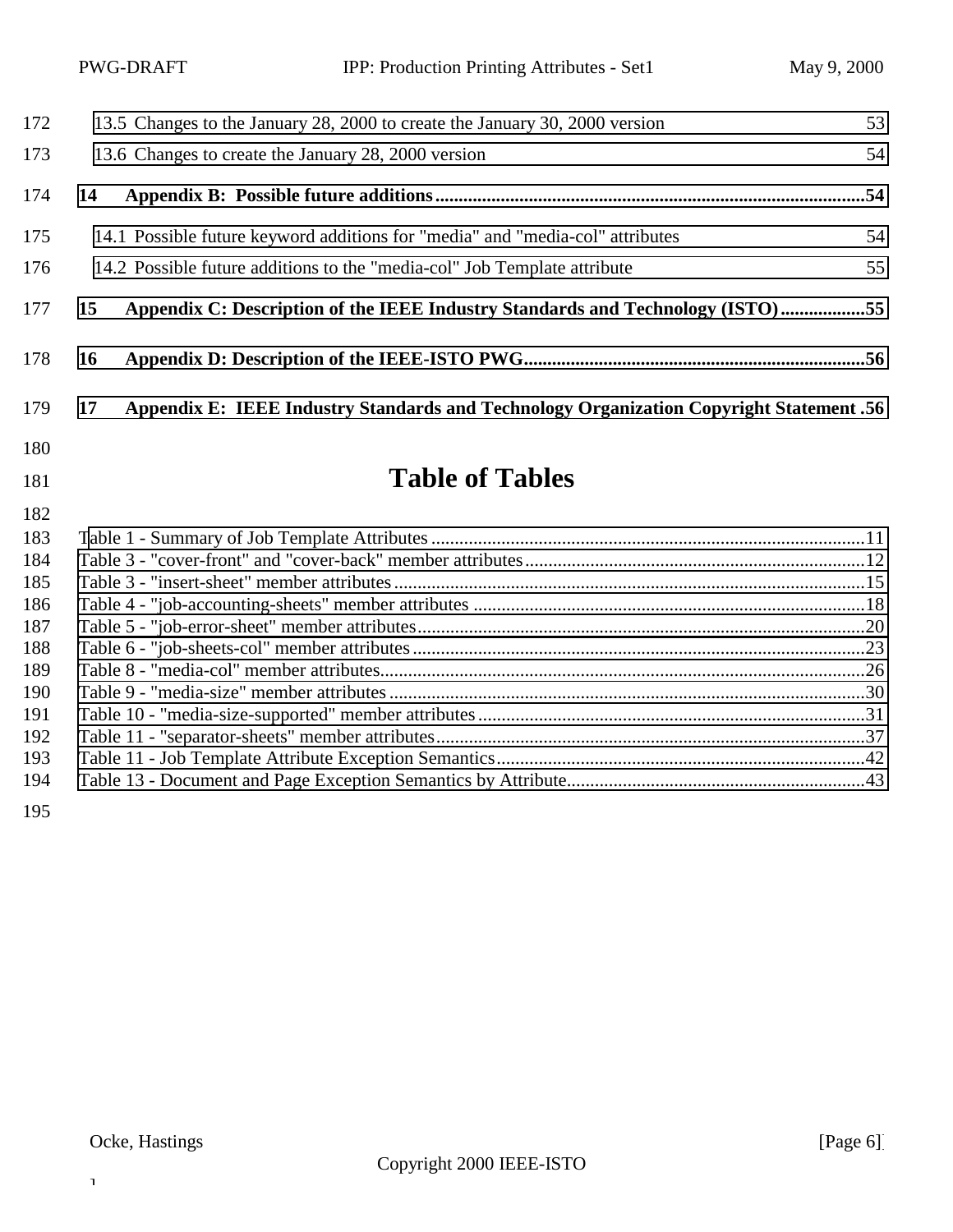13.5 Changes to the January 28, 2000 to create the January 30, 2000 version 53

13.6 Changes to create the January 28, 2000 version 54

**14 Appendix B: Possible future additions ..........54**

14.1 Possible future keyword additions for "media" and "media-col" attributes 54

14.2 Possible future additions to the "media-col" Job Template attribute 55

**15 Appendix C: Description of the IEEE Industry Standards and Technology (ISTO) ..........55**

**16 Appendix D: Description of the IEEE-ISTO PWG..........56**

**17 Appendix E: IEEE Industry Standards and Technology Organization Copyright Statement .56**

# Table of Tables

Table 1 - Summary of Job Template Attributes ..........11
Table 3 - "cover-front" and "cover-back" member attributes..........12
Table 3 - "insert-sheet" member attributes..........15
Table 4 - "job-accounting-sheets" member attributes ..........18
Table 5 - "job-error-sheet" member attributes..........20
Table 6 - "job-sheets-col" member attributes..........23
Table 8 - "media-col" member attributes..........26
Table 9 - "media-size" member attributes ..........30
Table 10 - "media-size-supported" member attributes..........31
Table 11 - "separator-sheets" member attributes..........37
Table 11 - Job Template Attribute Exception Semantics..........42
Table 13 - Document and Page Exception Semantics by Attribute..........43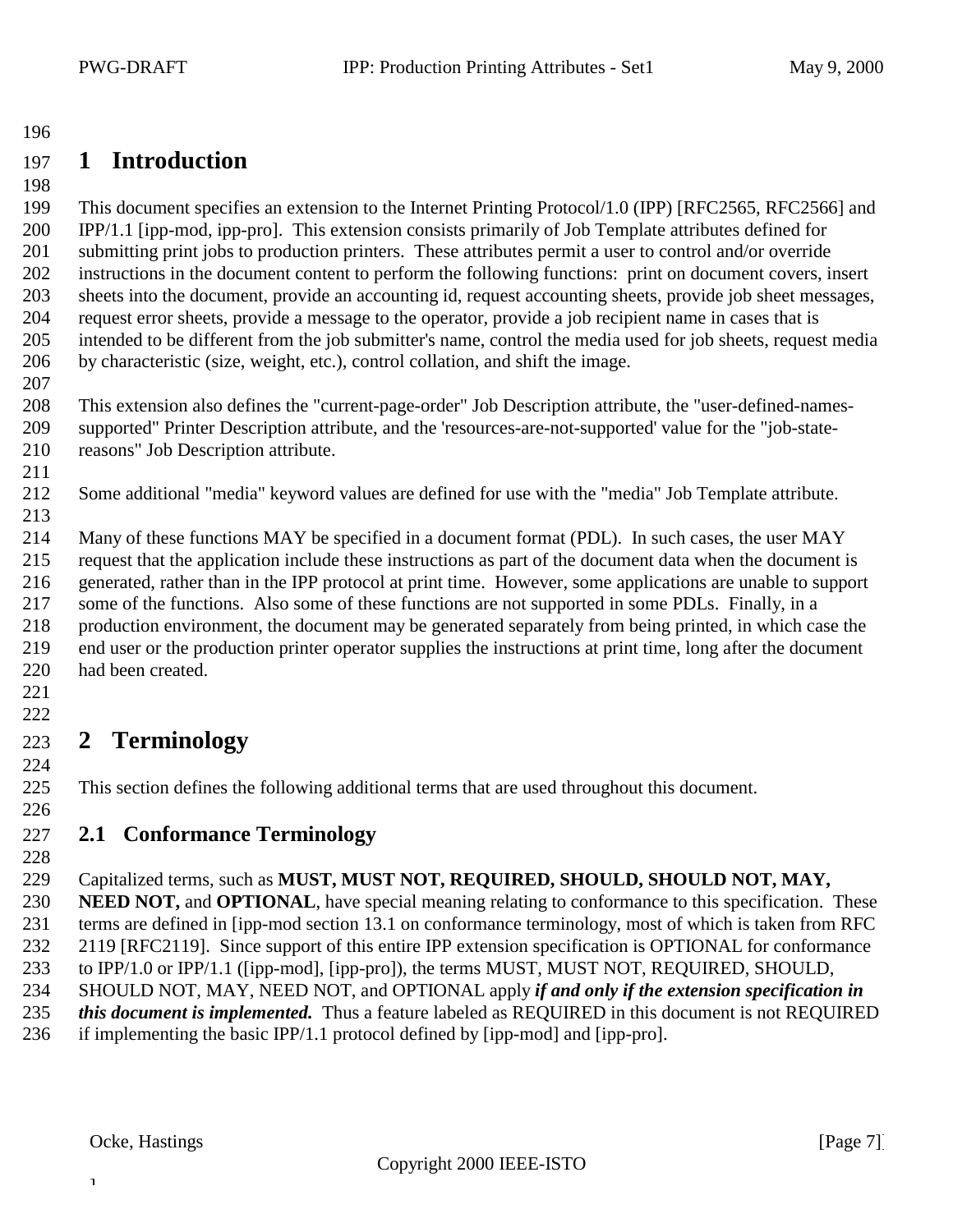# 1 Introduction

This document specifies an extension to the Internet Printing Protocol/1.0 (IPP) [RFC2565, RFC2566] and IPP/1.1 [ipp-mod, ipp-pro]. This extension consists primarily of Job Template attributes defined for submitting print jobs to production printers. These attributes permit a user to control and/or override instructions in the document content to perform the following functions: print on document covers, insert sheets into the document, provide an accounting id, request accounting sheets, provide job sheet messages, request error sheets, provide a message to the operator, provide a job recipient name in cases that is intended to be different from the job submitter's name, control the media used for job sheets, request media by characteristic (size, weight, etc.), control collation, and shift the image.

This extension also defines the "current-page-order" Job Description attribute, the "user-defined-names-supported" Printer Description attribute, and the 'resources-are-not-supported' value for the "job-state-reasons" Job Description attribute.

Some additional "media" keyword values are defined for use with the "media" Job Template attribute.

Many of these functions MAY be specified in a document format (PDL). In such cases, the user MAY request that the application include these instructions as part of the document data when the document is generated, rather than in the IPP protocol at print time. However, some applications are unable to support some of the functions. Also some of these functions are not supported in some PDLs. Finally, in a production environment, the document may be generated separately from being printed, in which case the end user or the production printer operator supplies the instructions at print time, long after the document had been created.

# 2 Terminology

This section defines the following additional terms that are used throughout this document.

## 2.1 Conformance Terminology

Capitalized terms, such as **MUST, MUST NOT, REQUIRED, SHOULD, SHOULD NOT, MAY, NEED NOT,** and **OPTIONAL**, have special meaning relating to conformance to this specification. These terms are defined in [ipp-mod section 13.1 on conformance terminology, most of which is taken from RFC 2119 [RFC2119]. Since support of this entire IPP extension specification is OPTIONAL for conformance to IPP/1.0 or IPP/1.1 ([ipp-mod], [ipp-pro]), the terms MUST, MUST NOT, REQUIRED, SHOULD, SHOULD NOT, MAY, NEED NOT, and OPTIONAL apply ***if and only if the extension specification in this document is implemented.*** Thus a feature labeled as REQUIRED in this document is not REQUIRED if implementing the basic IPP/1.1 protocol defined by [ipp-mod] and [ipp-pro].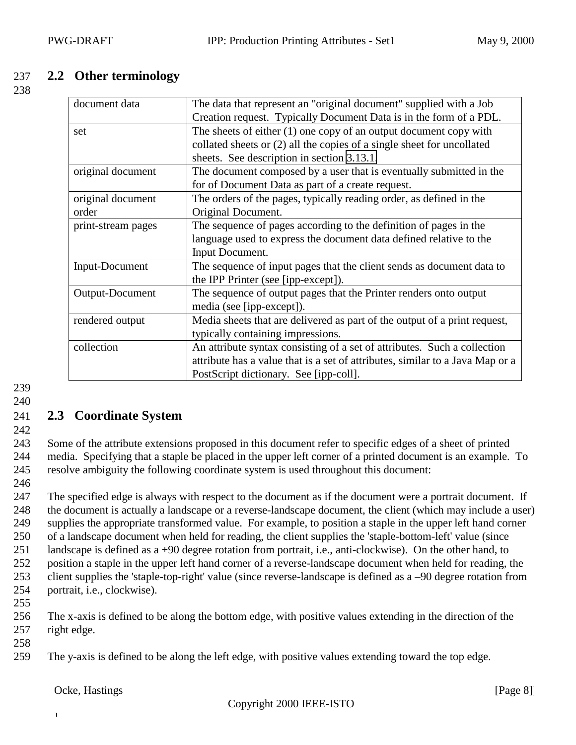## 2.2 Other terminology

| | |
|---|---|
| document data | The data that represent an "original document" supplied with a Job Creation request. Typically Document Data is in the form of a PDL. |
| set | The sheets of either (1) one copy of an output document copy with collated sheets or (2) all the copies of a single sheet for uncollated sheets. See description in section 3.13.1. |
| original document | The document composed by a user that is eventually submitted in the for of Document Data as part of a create request. |
| original document order | The orders of the pages, typically reading order, as defined in the Original Document. |
| print-stream pages | The sequence of pages according to the definition of pages in the language used to express the document data defined relative to the Input Document. |
| Input-Document | The sequence of input pages that the client sends as document data to the IPP Printer (see [ipp-except]). |
| Output-Document | The sequence of output pages that the Printer renders onto output media (see [ipp-except]). |
| rendered output | Media sheets that are delivered as part of the output of a print request, typically containing impressions. |
| collection | An attribute syntax consisting of a set of attributes. Such a collection attribute has a value that is a set of attributes, similar to a Java Map or a PostScript dictionary. See [ipp-coll]. |

## 2.3 Coordinate System

Some of the attribute extensions proposed in this document refer to specific edges of a sheet of printed media. Specifying that a staple be placed in the upper left corner of a printed document is an example. To resolve ambiguity the following coordinate system is used throughout this document:

The specified edge is always with respect to the document as if the document were a portrait document. If the document is actually a landscape or a reverse-landscape document, the client (which may include a user) supplies the appropriate transformed value. For example, to position a staple in the upper left hand corner of a landscape document when held for reading, the client supplies the 'staple-bottom-left' value (since landscape is defined as a +90 degree rotation from portrait, i.e., anti-clockwise). On the other hand, to position a staple in the upper left hand corner of a reverse-landscape document when held for reading, the client supplies the 'staple-top-right' value (since reverse-landscape is defined as a –90 degree rotation from portrait, i.e., clockwise).

The x-axis is defined to be along the bottom edge, with positive values extending in the direction of the right edge.

The y-axis is defined to be along the left edge, with positive values extending toward the top edge.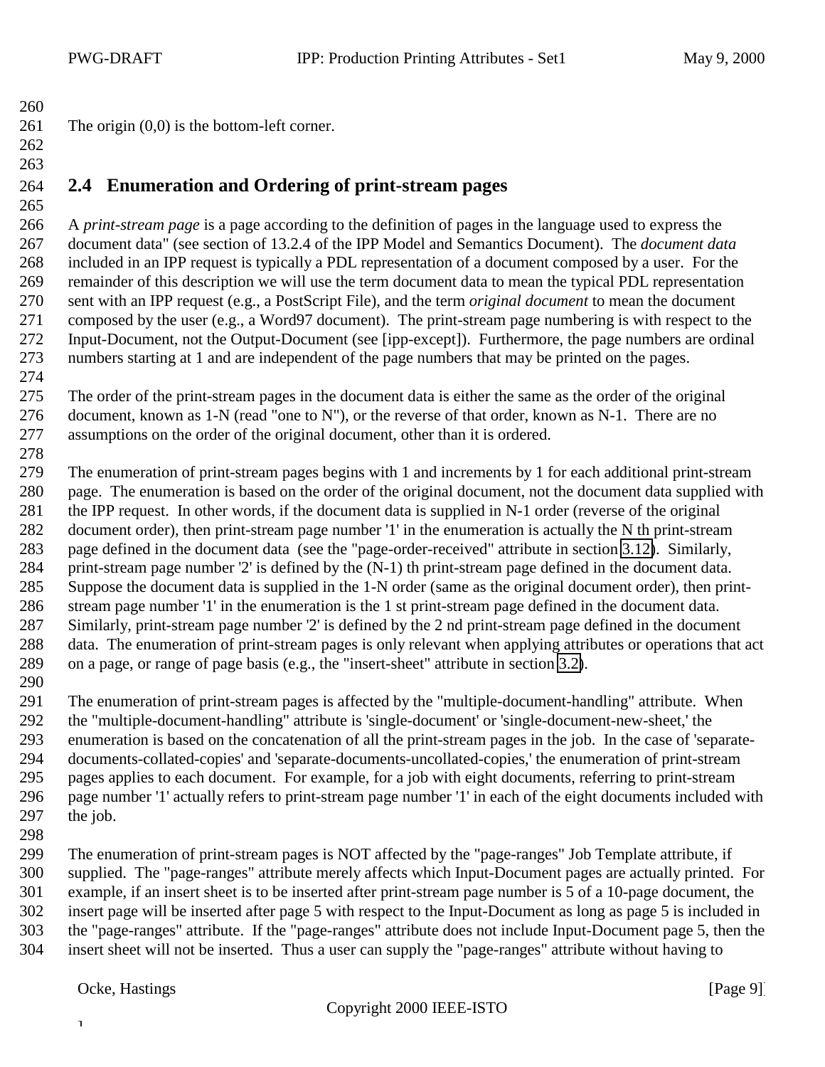The origin (0,0) is the bottom-left corner.

## 2.4 Enumeration and Ordering of print-stream pages

A *print-stream page* is a page according to the definition of pages in the language used to express the document data" (see section of 13.2.4 of the IPP Model and Semantics Document). The *document data* included in an IPP request is typically a PDL representation of a document composed by a user. For the remainder of this description we will use the term document data to mean the typical PDL representation sent with an IPP request (e.g., a PostScript File), and the term *original document* to mean the document composed by the user (e.g., a Word97 document). The print-stream page numbering is with respect to the Input-Document, not the Output-Document (see [ipp-except]). Furthermore, the page numbers are ordinal numbers starting at 1 and are independent of the page numbers that may be printed on the pages.

The order of the print-stream pages in the document data is either the same as the order of the original document, known as 1-N (read "one to N"), or the reverse of that order, known as N-1. There are no assumptions on the order of the original document, other than it is ordered.

The enumeration of print-stream pages begins with 1 and increments by 1 for each additional print-stream page. The enumeration is based on the order of the original document, not the document data supplied with the IPP request. In other words, if the document data is supplied in N-1 order (reverse of the original document order), then print-stream page number '1' in the enumeration is actually the N th print-stream page defined in the document data (see the "page-order-received" attribute in section 3.12). Similarly, print-stream page number '2' is defined by the (N-1) th print-stream page defined in the document data. Suppose the document data is supplied in the 1-N order (same as the original document order), then print-stream page number '1' in the enumeration is the 1 st print-stream page defined in the document data. Similarly, print-stream page number '2' is defined by the 2 nd print-stream page defined in the document data. The enumeration of print-stream pages is only relevant when applying attributes or operations that act on a page, or range of page basis (e.g., the "insert-sheet" attribute in section 3.2).

The enumeration of print-stream pages is affected by the "multiple-document-handling" attribute. When the "multiple-document-handling" attribute is 'single-document' or 'single-document-new-sheet,' the enumeration is based on the concatenation of all the print-stream pages in the job. In the case of 'separate-documents-collated-copies' and 'separate-documents-uncollated-copies,' the enumeration of print-stream pages applies to each document. For example, for a job with eight documents, referring to print-stream page number '1' actually refers to print-stream page number '1' in each of the eight documents included with the job.

The enumeration of print-stream pages is NOT affected by the "page-ranges" Job Template attribute, if supplied. The "page-ranges" attribute merely affects which Input-Document pages are actually printed. For example, if an insert sheet is to be inserted after print-stream page number is 5 of a 10-page document, the insert page will be inserted after page 5 with respect to the Input-Document as long as page 5 is included in the "page-ranges" attribute. If the "page-ranges" attribute does not include Input-Document page 5, then the insert sheet will not be inserted. Thus a user can supply the "page-ranges" attribute without having to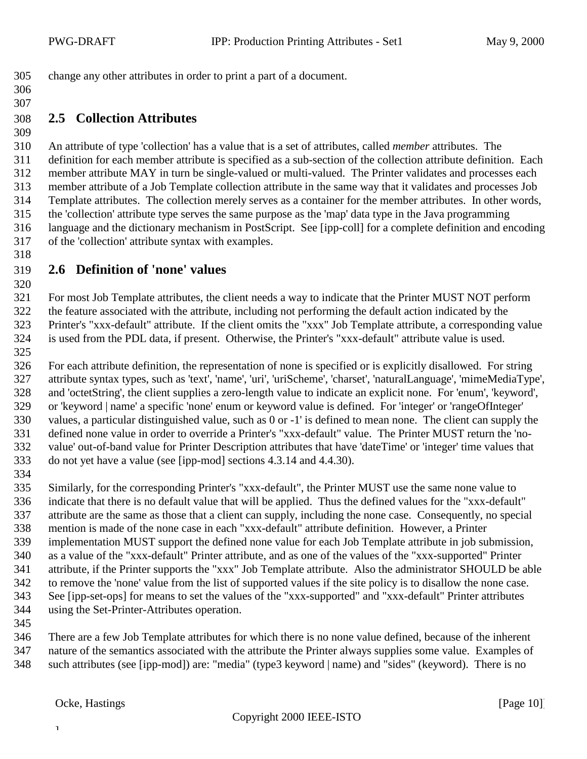change any other attributes in order to print a part of a document.

## 2.5 Collection Attributes

An attribute of type 'collection' has a value that is a set of attributes, called *member* attributes. The definition for each member attribute is specified as a sub-section of the collection attribute definition. Each member attribute MAY in turn be single-valued or multi-valued. The Printer validates and processes each member attribute of a Job Template collection attribute in the same way that it validates and processes Job Template attributes. The collection merely serves as a container for the member attributes. In other words, the 'collection' attribute type serves the same purpose as the 'map' data type in the Java programming language and the dictionary mechanism in PostScript. See [ipp-coll] for a complete definition and encoding of the 'collection' attribute syntax with examples.

## 2.6 Definition of 'none' values

For most Job Template attributes, the client needs a way to indicate that the Printer MUST NOT perform the feature associated with the attribute, including not performing the default action indicated by the Printer's "xxx-default" attribute. If the client omits the "xxx" Job Template attribute, a corresponding value is used from the PDL data, if present. Otherwise, the Printer's "xxx-default" attribute value is used.

For each attribute definition, the representation of none is specified or is explicitly disallowed. For string attribute syntax types, such as 'text', 'name', 'uri', 'uriScheme', 'charset', 'naturalLanguage', 'mimeMediaType', and 'octetString', the client supplies a zero-length value to indicate an explicit none. For 'enum', 'keyword', or 'keyword | name' a specific 'none' enum or keyword value is defined. For 'integer' or 'rangeOfInteger' values, a particular distinguished value, such as 0 or -1' is defined to mean none. The client can supply the defined none value in order to override a Printer's "xxx-default" value. The Printer MUST return the 'no-value' out-of-band value for Printer Description attributes that have 'dateTime' or 'integer' time values that do not yet have a value (see [ipp-mod] sections 4.3.14 and 4.4.30).

Similarly, for the corresponding Printer's "xxx-default", the Printer MUST use the same none value to indicate that there is no default value that will be applied. Thus the defined values for the "xxx-default" attribute are the same as those that a client can supply, including the none case. Consequently, no special mention is made of the none case in each "xxx-default" attribute definition. However, a Printer implementation MUST support the defined none value for each Job Template attribute in job submission, as a value of the "xxx-default" Printer attribute, and as one of the values of the "xxx-supported" Printer attribute, if the Printer supports the "xxx" Job Template attribute. Also the administrator SHOULD be able to remove the 'none' value from the list of supported values if the site policy is to disallow the none case. See [ipp-set-ops] for means to set the values of the "xxx-supported" and "xxx-default" Printer attributes using the Set-Printer-Attributes operation.

There are a few Job Template attributes for which there is no none value defined, because of the inherent nature of the semantics associated with the attribute the Printer always supplies some value. Examples of such attributes (see [ipp-mod]) are: "media" (type3 keyword | name) and "sides" (keyword). There is no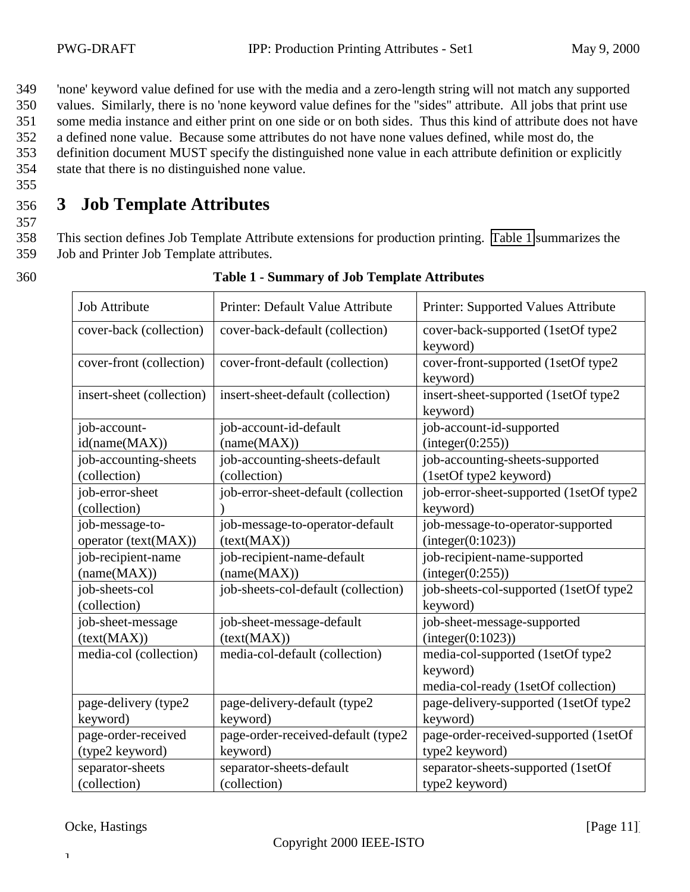'none' keyword value defined for use with the media and a zero-length string will not match any supported values. Similarly, there is no 'none keyword value defines for the "sides" attribute. All jobs that print use some media instance and either print on one side or on both sides. Thus this kind of attribute does not have a defined none value. Because some attributes do not have none values defined, while most do, the definition document MUST specify the distinguished none value in each attribute definition or explicitly state that there is no distinguished none value.

# 3 Job Template Attributes

This section defines Job Template Attribute extensions for production printing. Table 1 summarizes the Job and Printer Job Template attributes.

**Table 1 - Summary of Job Template Attributes**

| Job Attribute | Printer: Default Value Attribute | Printer: Supported Values Attribute |
|---|---|---|
| cover-back (collection) | cover-back-default (collection) | cover-back-supported (1setOf type2 keyword) |
| cover-front (collection) | cover-front-default (collection) | cover-front-supported (1setOf type2 keyword) |
| insert-sheet (collection) | insert-sheet-default (collection) | insert-sheet-supported (1setOf type2 keyword) |
| job-account-id(name(MAX)) | job-account-id-default (name(MAX)) | job-account-id-supported (integer(0:255)) |
| job-accounting-sheets (collection) | job-accounting-sheets-default (collection) | job-accounting-sheets-supported (1setOf type2 keyword) |
| job-error-sheet (collection) | job-error-sheet-default (collection ) | job-error-sheet-supported (1setOf type2 keyword) |
| job-message-to-operator (text(MAX)) | job-message-to-operator-default (text(MAX)) | job-message-to-operator-supported (integer(0:1023)) |
| job-recipient-name (name(MAX)) | job-recipient-name-default (name(MAX)) | job-recipient-name-supported (integer(0:255)) |
| job-sheets-col (collection) | job-sheets-col-default (collection) | job-sheets-col-supported (1setOf type2 keyword) |
| job-sheet-message (text(MAX)) | job-sheet-message-default (text(MAX)) | job-sheet-message-supported (integer(0:1023)) |
| media-col (collection) | media-col-default (collection) | media-col-supported (1setOf type2 keyword) media-col-ready (1setOf collection) |
| page-delivery (type2 keyword) | page-delivery-default (type2 keyword) | page-delivery-supported (1setOf type2 keyword) |
| page-order-received (type2 keyword) | page-order-received-default (type2 keyword) | page-order-received-supported (1setOf type2 keyword) |
| separator-sheets (collection) | separator-sheets-default (collection) | separator-sheets-supported (1setOf type2 keyword) |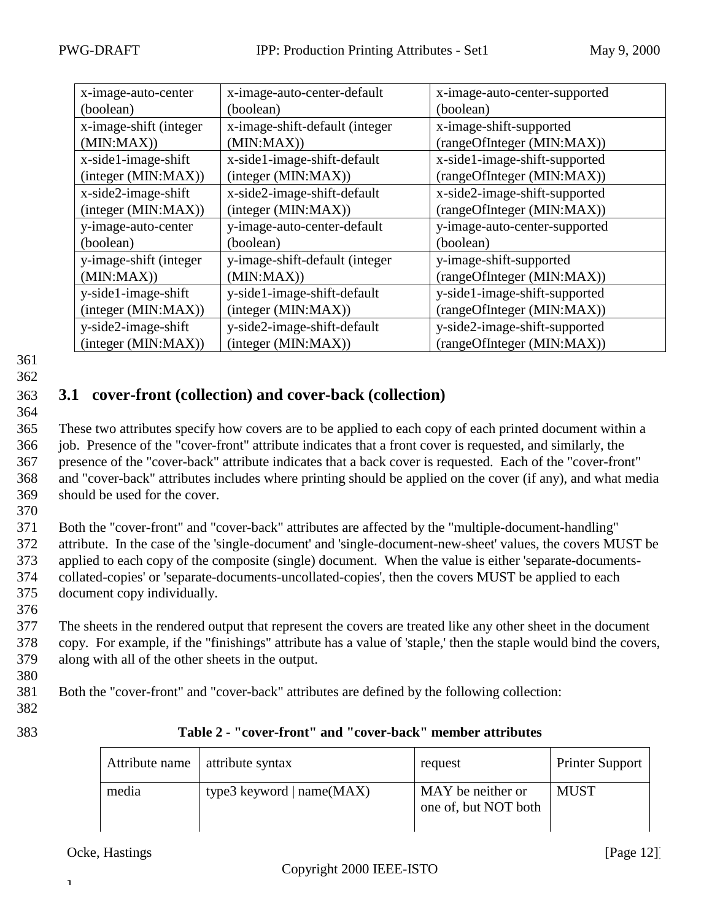| x-image-auto-center (boolean) | x-image-auto-center-default (boolean) | x-image-auto-center-supported (boolean) |
|---|---|---|
| x-image-shift (integer (MIN:MAX)) | x-image-shift-default (integer (MIN:MAX)) | x-image-shift-supported (rangeOfInteger (MIN:MAX)) |
| x-side1-image-shift (integer (MIN:MAX)) | x-side1-image-shift-default (integer (MIN:MAX)) | x-side1-image-shift-supported (rangeOfInteger (MIN:MAX)) |
| x-side2-image-shift (integer (MIN:MAX)) | x-side2-image-shift-default (integer (MIN:MAX)) | x-side2-image-shift-supported (rangeOfInteger (MIN:MAX)) |
| y-image-auto-center (boolean) | y-image-auto-center-default (boolean) | y-image-auto-center-supported (boolean) |
| y-image-shift (integer (MIN:MAX)) | y-image-shift-default (integer (MIN:MAX)) | y-image-shift-supported (rangeOfInteger (MIN:MAX)) |
| y-side1-image-shift (integer (MIN:MAX)) | y-side1-image-shift-default (integer (MIN:MAX)) | y-side1-image-shift-supported (rangeOfInteger (MIN:MAX)) |
| y-side2-image-shift (integer (MIN:MAX)) | y-side2-image-shift-default (integer (MIN:MAX)) | y-side2-image-shift-supported (rangeOfInteger (MIN:MAX)) |

## 3.1 cover-front (collection) and cover-back (collection)

These two attributes specify how covers are to be applied to each copy of each printed document within a job. Presence of the "cover-front" attribute indicates that a front cover is requested, and similarly, the presence of the "cover-back" attribute indicates that a back cover is requested. Each of the "cover-front" and "cover-back" attributes includes where printing should be applied on the cover (if any), and what media should be used for the cover.

Both the "cover-front" and "cover-back" attributes are affected by the "multiple-document-handling" attribute. In the case of the 'single-document' and 'single-document-new-sheet' values, the covers MUST be applied to each copy of the composite (single) document. When the value is either 'separate-documents-collated-copies' or 'separate-documents-uncollated-copies', then the covers MUST be applied to each document copy individually.

The sheets in the rendered output that represent the covers are treated like any other sheet in the document copy. For example, if the "finishings" attribute has a value of 'staple,' then the staple would bind the covers, along with all of the other sheets in the output.

Both the "cover-front" and "cover-back" attributes are defined by the following collection:

**Table 2 - "cover-front" and "cover-back" member attributes**

| Attribute name | attribute syntax | request | Printer Support |
|---|---|---|---|
| media | type3 keyword \| name(MAX) | MAY be neither or one of, but NOT both | MUST |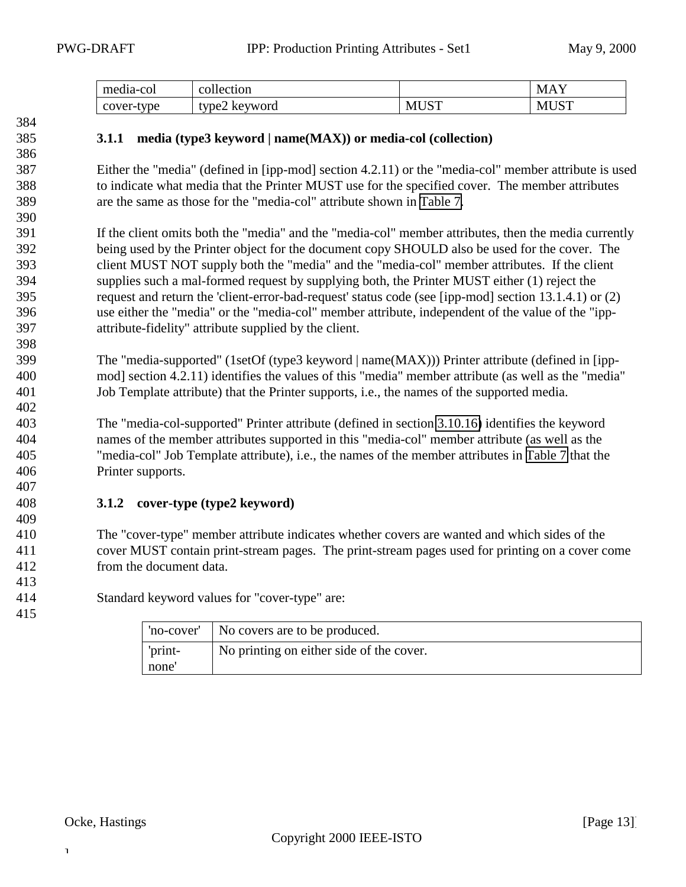| media-col | collection | | MAY |
|---|---|---|---|
| cover-type | type2 keyword | MUST | MUST |

### 3.1.1 media (type3 keyword | name(MAX)) or media-col (collection)

Either the "media" (defined in [ipp-mod] section 4.2.11) or the "media-col" member attribute is used to indicate what media that the Printer MUST use for the specified cover. The member attributes are the same as those for the "media-col" attribute shown in Table 7.

If the client omits both the "media" and the "media-col" member attributes, then the media currently being used by the Printer object for the document copy SHOULD also be used for the cover. The client MUST NOT supply both the "media" and the "media-col" member attributes. If the client supplies such a mal-formed request by supplying both, the Printer MUST either (1) reject the request and return the 'client-error-bad-request' status code (see [ipp-mod] section 13.1.4.1) or (2) use either the "media" or the "media-col" member attribute, independent of the value of the "ipp-attribute-fidelity" attribute supplied by the client.

The "media-supported" (1setOf (type3 keyword | name(MAX))) Printer attribute (defined in [ipp-mod] section 4.2.11) identifies the values of this "media" member attribute (as well as the "media" Job Template attribute) that the Printer supports, i.e., the names of the supported media.

The "media-col-supported" Printer attribute (defined in section 3.10.16) identifies the keyword names of the member attributes supported in this "media-col" member attribute (as well as the "media-col" Job Template attribute), i.e., the names of the member attributes in Table 7 that the Printer supports.

### 3.1.2 cover-type (type2 keyword)

The "cover-type" member attribute indicates whether covers are wanted and which sides of the cover MUST contain print-stream pages. The print-stream pages used for printing on a cover come from the document data.

Standard keyword values for "cover-type" are:

| 'no-cover' | No covers are to be produced. |
|---|---|
| 'print-none' | No printing on either side of the cover. |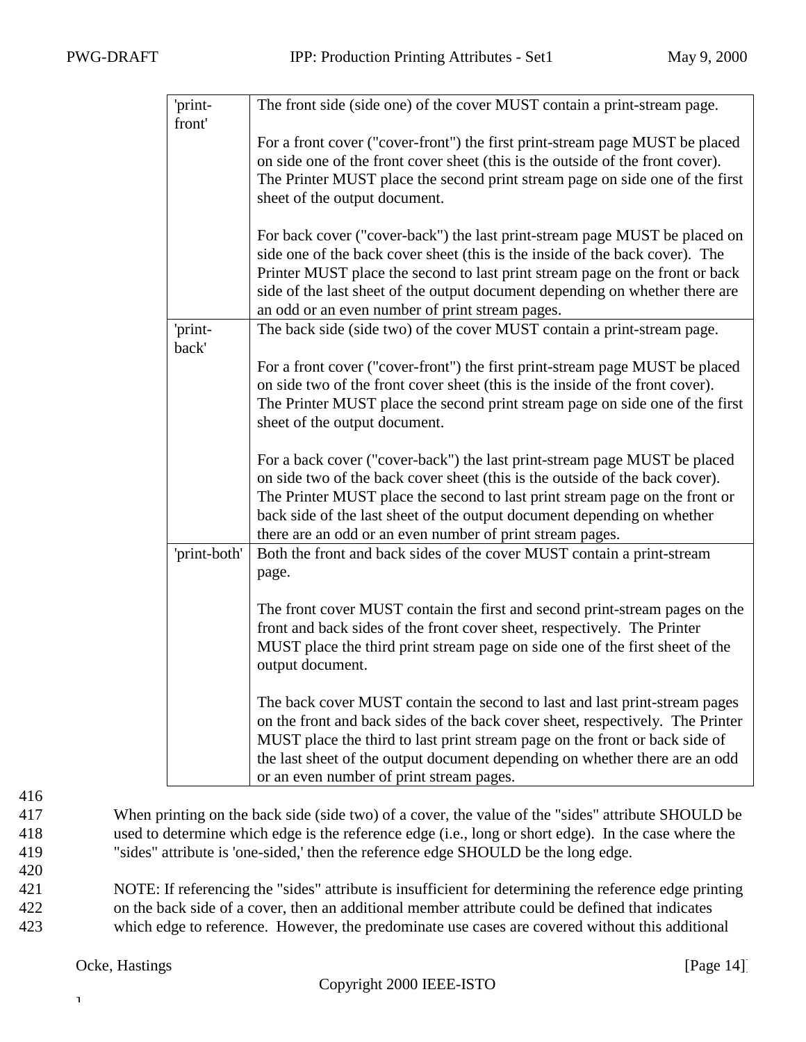| | |
|---|---|
| 'print-front' | The front side (side one) of the cover MUST contain a print-stream page.<br><br>For a front cover ("cover-front") the first print-stream page MUST be placed on side one of the front cover sheet (this is the outside of the front cover). The Printer MUST place the second print stream page on side one of the first sheet of the output document.<br><br>For back cover ("cover-back") the last print-stream page MUST be placed on side one of the back cover sheet (this is the inside of the back cover). The Printer MUST place the second to last print stream page on the front or back side of the last sheet of the output document depending on whether there are an odd or an even number of print stream pages. |
| 'print-back' | The back side (side two) of the cover MUST contain a print-stream page.<br><br>For a front cover ("cover-front") the first print-stream page MUST be placed on side two of the front cover sheet (this is the inside of the front cover). The Printer MUST place the second print stream page on side one of the first sheet of the output document.<br><br>For a back cover ("cover-back") the last print-stream page MUST be placed on side two of the back cover sheet (this is the outside of the back cover). The Printer MUST place the second to last print stream page on the front or back side of the last sheet of the output document depending on whether there are an odd or an even number of print stream pages. |
| 'print-both' | Both the front and back sides of the cover MUST contain a print-stream page.<br><br>The front cover MUST contain the first and second print-stream pages on the front and back sides of the front cover sheet, respectively. The Printer MUST place the third print stream page on side one of the first sheet of the output document.<br><br>The back cover MUST contain the second to last and last print-stream pages on the front and back sides of the back cover sheet, respectively. The Printer MUST place the third to last print stream page on the front or back side of the last sheet of the output document depending on whether there are an odd or an even number of print stream pages. |

When printing on the back side (side two) of a cover, the value of the "sides" attribute SHOULD be used to determine which edge is the reference edge (i.e., long or short edge). In the case where the "sides" attribute is 'one-sided,' then the reference edge SHOULD be the long edge.

NOTE: If referencing the "sides" attribute is insufficient for determining the reference edge printing on the back side of a cover, then an additional member attribute could be defined that indicates which edge to reference. However, the predominate use cases are covered without this additional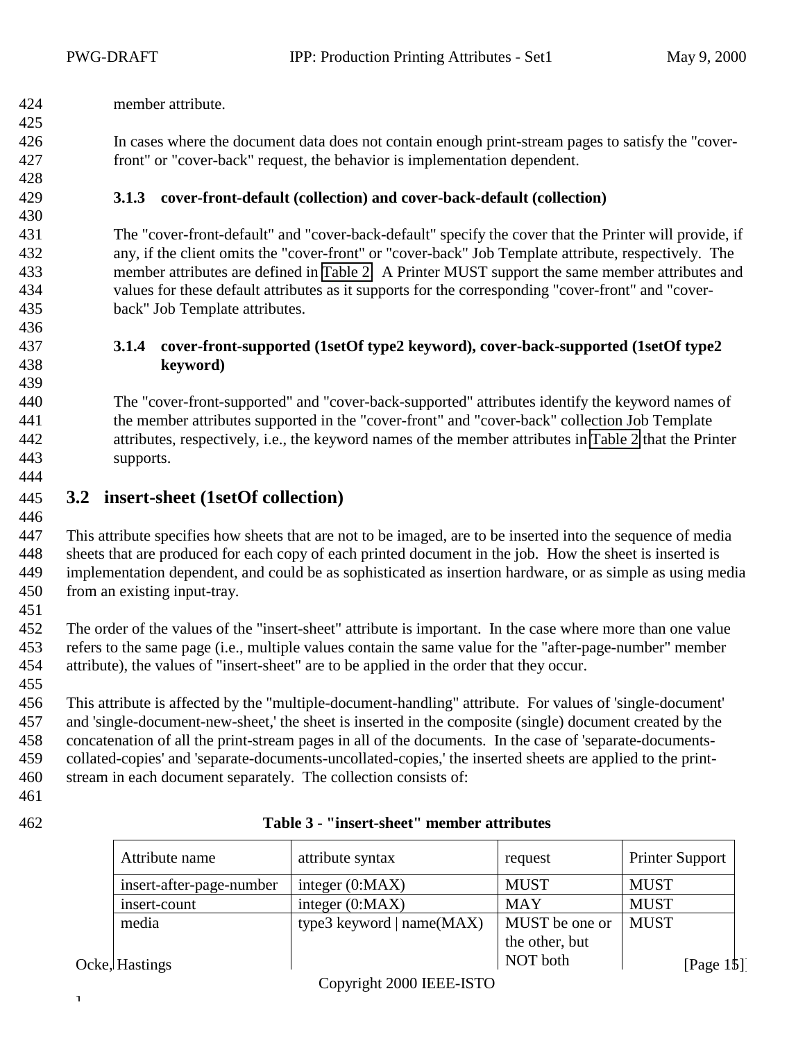member attribute.

In cases where the document data does not contain enough print-stream pages to satisfy the "cover-front" or "cover-back" request, the behavior is implementation dependent.

### 3.1.3 cover-front-default (collection) and cover-back-default (collection)

The "cover-front-default" and "cover-back-default" specify the cover that the Printer will provide, if any, if the client omits the "cover-front" or "cover-back" Job Template attribute, respectively. The member attributes are defined in Table 2. A Printer MUST support the same member attributes and values for these default attributes as it supports for the corresponding "cover-front" and "cover-back" Job Template attributes.

### 3.1.4 cover-front-supported (1setOf type2 keyword), cover-back-supported (1setOf type2 keyword)

The "cover-front-supported" and "cover-back-supported" attributes identify the keyword names of the member attributes supported in the "cover-front" and "cover-back" collection Job Template attributes, respectively, i.e., the keyword names of the member attributes in Table 2 that the Printer supports.

## 3.2 insert-sheet (1setOf collection)

This attribute specifies how sheets that are not to be imaged, are to be inserted into the sequence of media sheets that are produced for each copy of each printed document in the job. How the sheet is inserted is implementation dependent, and could be as sophisticated as insertion hardware, or as simple as using media from an existing input-tray.

The order of the values of the "insert-sheet" attribute is important. In the case where more than one value refers to the same page (i.e., multiple values contain the same value for the "after-page-number" member attribute), the values of "insert-sheet" are to be applied in the order that they occur.

This attribute is affected by the "multiple-document-handling" attribute. For values of 'single-document' and 'single-document-new-sheet,' the sheet is inserted in the composite (single) document created by the concatenation of all the print-stream pages in all of the documents. In the case of 'separate-documents-collated-copies' and 'separate-documents-uncollated-copies,' the inserted sheets are applied to the print-stream in each document separately. The collection consists of:

**Table 3 - "insert-sheet" member attributes**

| Attribute name | attribute syntax | request | Printer Support |
|---|---|---|---|
| insert-after-page-number | integer (0:MAX) | MUST | MUST |
| insert-count | integer (0:MAX) | MAY | MUST |
| media | type3 keyword \| name(MAX) | MUST be one or the other, but NOT both | MUST |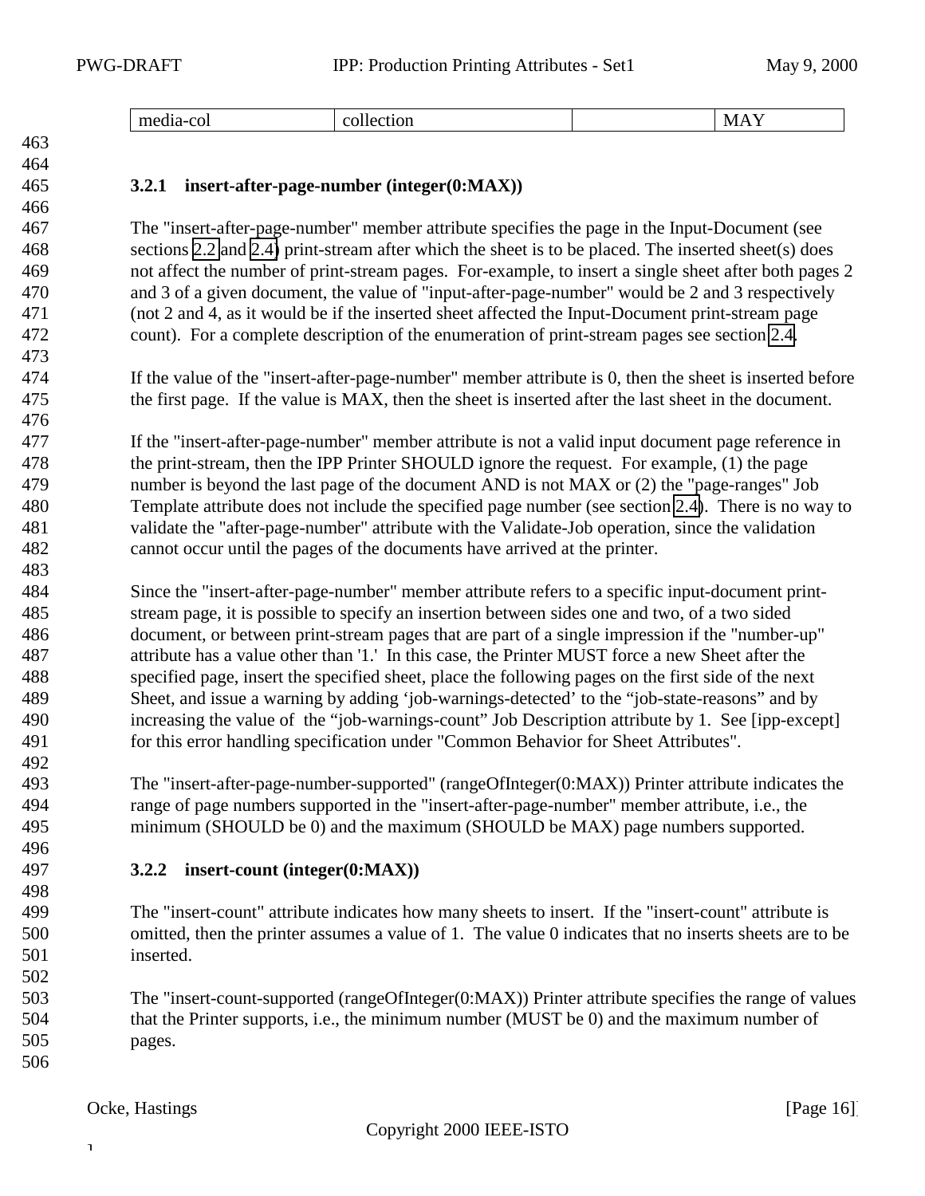| media-col | collection | | MAY |
|---|---|---|---|

### 3.2.1 insert-after-page-number (integer(0:MAX))

The "insert-after-page-number" member attribute specifies the page in the Input-Document (see sections 2.2 and 2.4) print-stream after which the sheet is to be placed. The inserted sheet(s) does not affect the number of print-stream pages. For-example, to insert a single sheet after both pages 2 and 3 of a given document, the value of "input-after-page-number" would be 2 and 3 respectively (not 2 and 4, as it would be if the inserted sheet affected the Input-Document print-stream page count). For a complete description of the enumeration of print-stream pages see section 2.4.

If the value of the "insert-after-page-number" member attribute is 0, then the sheet is inserted before the first page. If the value is MAX, then the sheet is inserted after the last sheet in the document.

If the "insert-after-page-number" member attribute is not a valid input document page reference in the print-stream, then the IPP Printer SHOULD ignore the request. For example, (1) the page number is beyond the last page of the document AND is not MAX or (2) the "page-ranges" Job Template attribute does not include the specified page number (see section 2.4). There is no way to validate the "after-page-number" attribute with the Validate-Job operation, since the validation cannot occur until the pages of the documents have arrived at the printer.

Since the "insert-after-page-number" member attribute refers to a specific input-document print-stream page, it is possible to specify an insertion between sides one and two, of a two sided document, or between print-stream pages that are part of a single impression if the "number-up" attribute has a value other than '1.' In this case, the Printer MUST force a new Sheet after the specified page, insert the specified sheet, place the following pages on the first side of the next Sheet, and issue a warning by adding 'job-warnings-detected' to the "job-state-reasons" and by increasing the value of the "job-warnings-count" Job Description attribute by 1. See [ipp-except] for this error handling specification under "Common Behavior for Sheet Attributes".

The "insert-after-page-number-supported" (rangeOfInteger(0:MAX)) Printer attribute indicates the range of page numbers supported in the "insert-after-page-number" member attribute, i.e., the minimum (SHOULD be 0) and the maximum (SHOULD be MAX) page numbers supported.

### 3.2.2 insert-count (integer(0:MAX))

The "insert-count" attribute indicates how many sheets to insert. If the "insert-count" attribute is omitted, then the printer assumes a value of 1. The value 0 indicates that no inserts sheets are to be inserted.

The "insert-count-supported (rangeOfInteger(0:MAX)) Printer attribute specifies the range of values that the Printer supports, i.e., the minimum number (MUST be 0) and the maximum number of pages.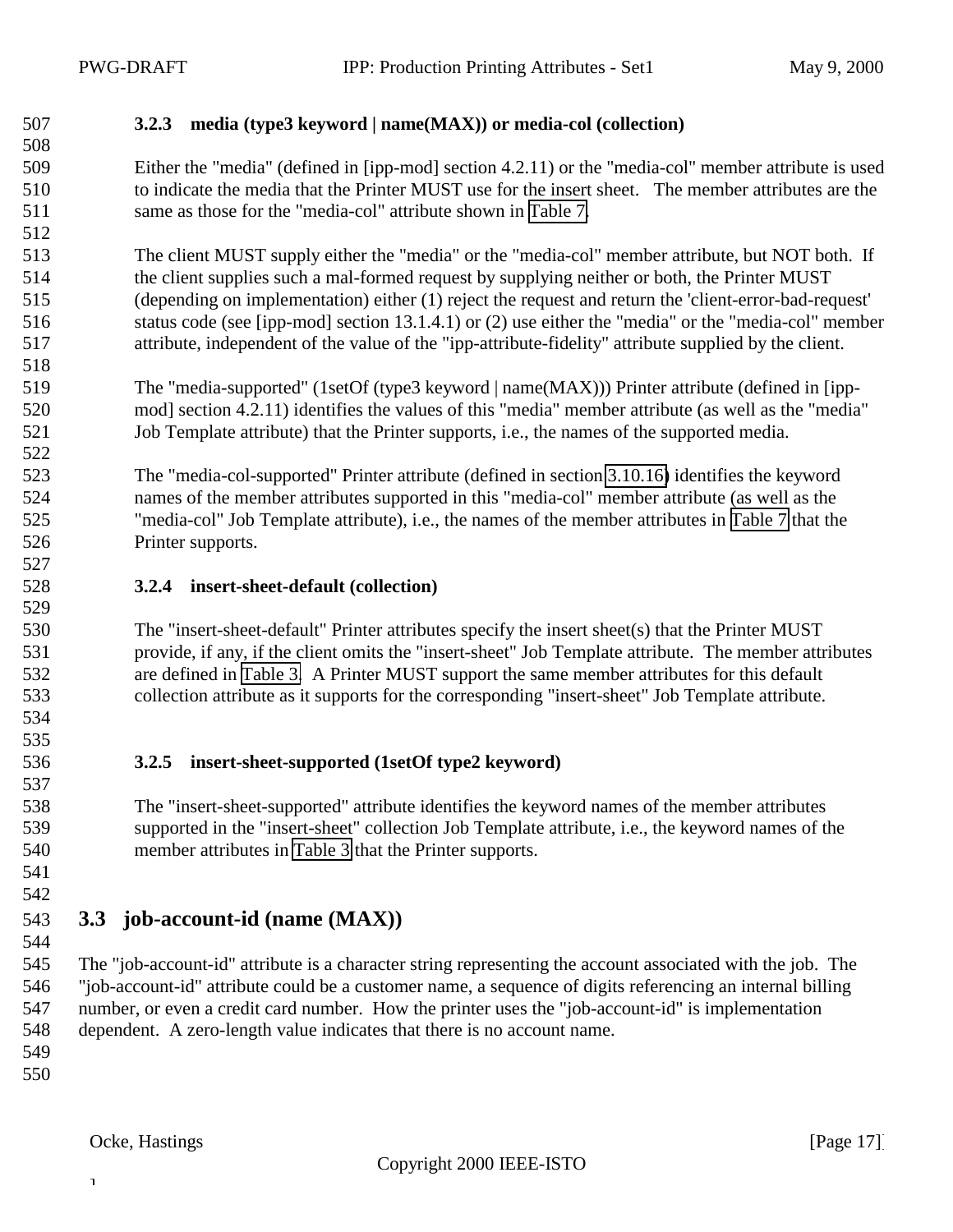#### 3.2.3 media (type3 keyword | name(MAX)) or media-col (collection)

Either the "media" (defined in [ipp-mod] section 4.2.11) or the "media-col" member attribute is used to indicate the media that the Printer MUST use for the insert sheet. The member attributes are the same as those for the "media-col" attribute shown in Table 7.

The client MUST supply either the "media" or the "media-col" member attribute, but NOT both. If the client supplies such a mal-formed request by supplying neither or both, the Printer MUST (depending on implementation) either (1) reject the request and return the 'client-error-bad-request' status code (see [ipp-mod] section 13.1.4.1) or (2) use either the "media" or the "media-col" member attribute, independent of the value of the "ipp-attribute-fidelity" attribute supplied by the client.

The "media-supported" (1setOf (type3 keyword | name(MAX))) Printer attribute (defined in [ipp-mod] section 4.2.11) identifies the values of this "media" member attribute (as well as the "media" Job Template attribute) that the Printer supports, i.e., the names of the supported media.

The "media-col-supported" Printer attribute (defined in section 3.10.16) identifies the keyword names of the member attributes supported in this "media-col" member attribute (as well as the "media-col" Job Template attribute), i.e., the names of the member attributes in Table 7 that the Printer supports.

#### 3.2.4 insert-sheet-default (collection)

The "insert-sheet-default" Printer attributes specify the insert sheet(s) that the Printer MUST provide, if any, if the client omits the "insert-sheet" Job Template attribute. The member attributes are defined in Table 3. A Printer MUST support the same member attributes for this default collection attribute as it supports for the corresponding "insert-sheet" Job Template attribute.

#### 3.2.5 insert-sheet-supported (1setOf type2 keyword)

The "insert-sheet-supported" attribute identifies the keyword names of the member attributes supported in the "insert-sheet" collection Job Template attribute, i.e., the keyword names of the member attributes in Table 3 that the Printer supports.

## 3.3 job-account-id (name (MAX))

The "job-account-id" attribute is a character string representing the account associated with the job. The "job-account-id" attribute could be a customer name, a sequence of digits referencing an internal billing number, or even a credit card number. How the printer uses the "job-account-id" is implementation dependent. A zero-length value indicates that there is no account name.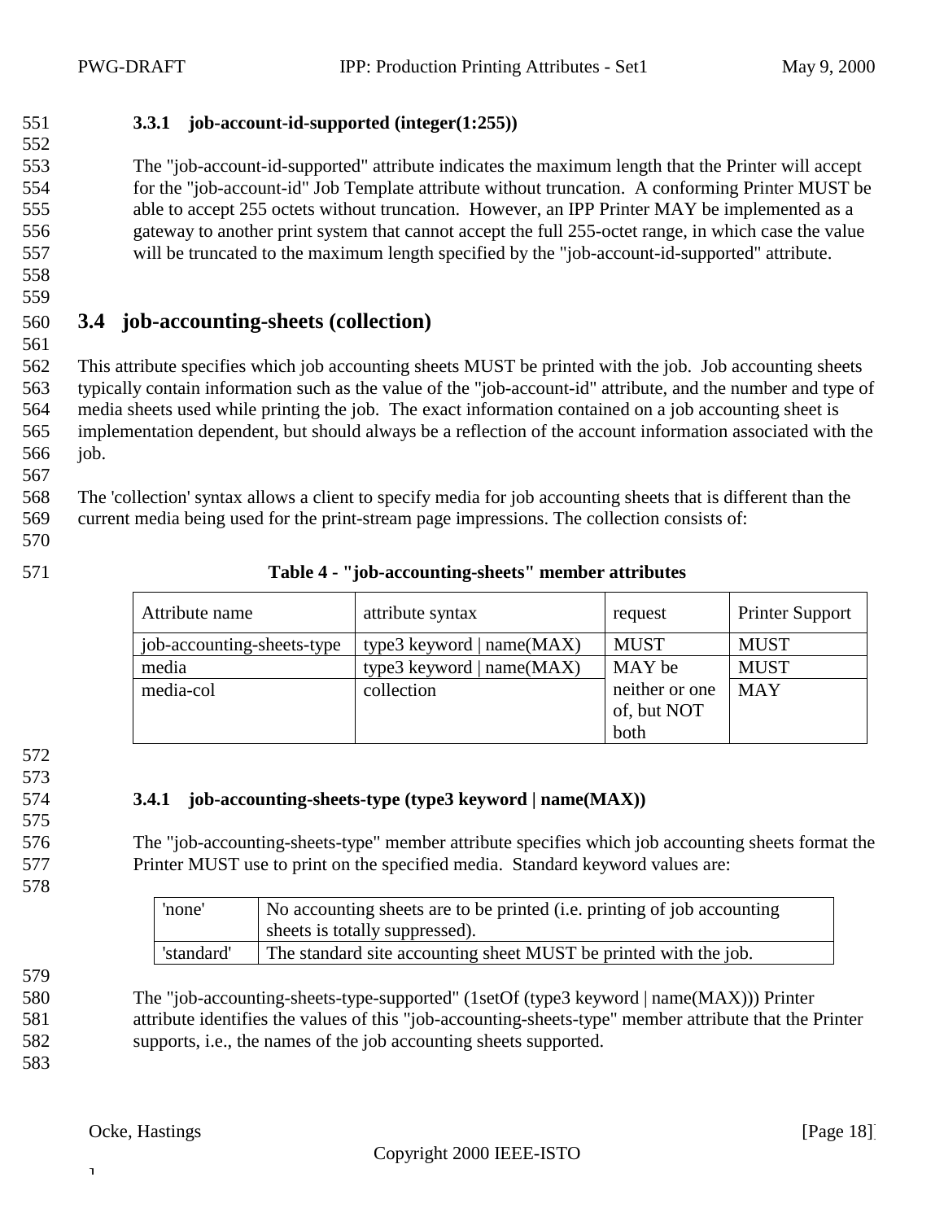### 3.3.1 job-account-id-supported (integer(1:255))

The "job-account-id-supported" attribute indicates the maximum length that the Printer will accept for the "job-account-id" Job Template attribute without truncation. A conforming Printer MUST be able to accept 255 octets without truncation. However, an IPP Printer MAY be implemented as a gateway to another print system that cannot accept the full 255-octet range, in which case the value will be truncated to the maximum length specified by the "job-account-id-supported" attribute.

## 3.4 job-accounting-sheets (collection)

This attribute specifies which job accounting sheets MUST be printed with the job. Job accounting sheets typically contain information such as the value of the "job-account-id" attribute, and the number and type of media sheets used while printing the job. The exact information contained on a job accounting sheet is implementation dependent, but should always be a reflection of the account information associated with the job.

The 'collection' syntax allows a client to specify media for job accounting sheets that is different than the current media being used for the print-stream page impressions. The collection consists of:

**Table 4 - "job-accounting-sheets" member attributes**

| Attribute name | attribute syntax | request | Printer Support |
|---|---|---|---|
| job-accounting-sheets-type | type3 keyword \| name(MAX) | MUST | MUST |
| media | type3 keyword \| name(MAX) | MAY be neither or one of, but NOT both | MUST |
| media-col | collection | | MAY |

### 3.4.1 job-accounting-sheets-type (type3 keyword | name(MAX))

The "job-accounting-sheets-type" member attribute specifies which job accounting sheets format the Printer MUST use to print on the specified media. Standard keyword values are:

| | |
|---|---|
| 'none' | No accounting sheets are to be printed (i.e. printing of job accounting sheets is totally suppressed). |
| 'standard' | The standard site accounting sheet MUST be printed with the job. |

The "job-accounting-sheets-type-supported" (1setOf (type3 keyword | name(MAX))) Printer attribute identifies the values of this "job-accounting-sheets-type" member attribute that the Printer supports, i.e., the names of the job accounting sheets supported.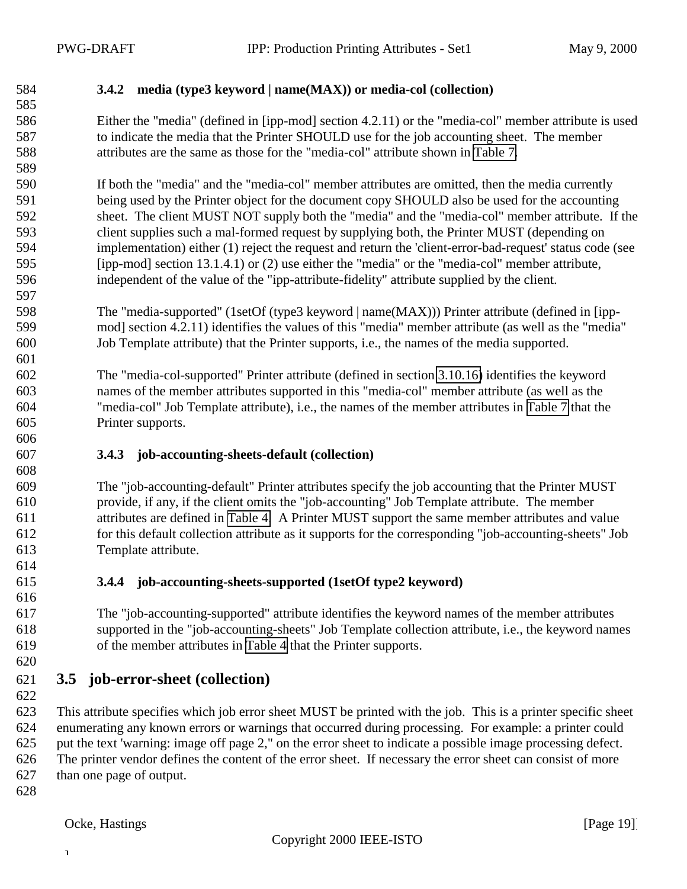#### 3.4.2 media (type3 keyword | name(MAX)) or media-col (collection)

Either the "media" (defined in [ipp-mod] section 4.2.11) or the "media-col" member attribute is used to indicate the media that the Printer SHOULD use for the job accounting sheet. The member attributes are the same as those for the "media-col" attribute shown in Table 7.

If both the "media" and the "media-col" member attributes are omitted, then the media currently being used by the Printer object for the document copy SHOULD also be used for the accounting sheet. The client MUST NOT supply both the "media" and the "media-col" member attribute. If the client supplies such a mal-formed request by supplying both, the Printer MUST (depending on implementation) either (1) reject the request and return the 'client-error-bad-request' status code (see [ipp-mod] section 13.1.4.1) or (2) use either the "media" or the "media-col" member attribute, independent of the value of the "ipp-attribute-fidelity" attribute supplied by the client.

The "media-supported" (1setOf (type3 keyword | name(MAX))) Printer attribute (defined in [ipp-mod] section 4.2.11) identifies the values of this "media" member attribute (as well as the "media" Job Template attribute) that the Printer supports, i.e., the names of the media supported.

The "media-col-supported" Printer attribute (defined in section 3.10.16) identifies the keyword names of the member attributes supported in this "media-col" member attribute (as well as the "media-col" Job Template attribute), i.e., the names of the member attributes in Table 7 that the Printer supports.

#### 3.4.3 job-accounting-sheets-default (collection)

The "job-accounting-default" Printer attributes specify the job accounting that the Printer MUST provide, if any, if the client omits the "job-accounting" Job Template attribute. The member attributes are defined in Table 4. A Printer MUST support the same member attributes and value for this default collection attribute as it supports for the corresponding "job-accounting-sheets" Job Template attribute.

#### 3.4.4 job-accounting-sheets-supported (1setOf type2 keyword)

The "job-accounting-supported" attribute identifies the keyword names of the member attributes supported in the "job-accounting-sheets" Job Template collection attribute, i.e., the keyword names of the member attributes in Table 4 that the Printer supports.

### 3.5 job-error-sheet (collection)

This attribute specifies which job error sheet MUST be printed with the job. This is a printer specific sheet enumerating any known errors or warnings that occurred during processing. For example: a printer could put the text 'warning: image off page 2," on the error sheet to indicate a possible image processing defect. The printer vendor defines the content of the error sheet. If necessary the error sheet can consist of more than one page of output.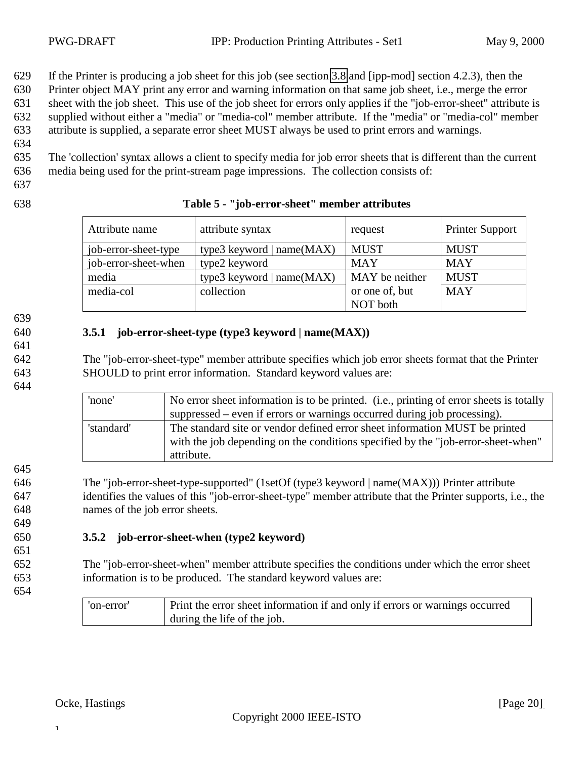If the Printer is producing a job sheet for this job (see section 3.8 and [ipp-mod] section 4.2.3), then the Printer object MAY print any error and warning information on that same job sheet, i.e., merge the error sheet with the job sheet. This use of the job sheet for errors only applies if the "job-error-sheet" attribute is supplied without either a "media" or "media-col" member attribute. If the "media" or "media-col" member attribute is supplied, a separate error sheet MUST always be used to print errors and warnings.

The 'collection' syntax allows a client to specify media for job error sheets that is different than the current media being used for the print-stream page impressions. The collection consists of:

**Table 5 - "job-error-sheet" member attributes**

| Attribute name | attribute syntax | request | Printer Support |
|---|---|---|---|
| job-error-sheet-type | type3 keyword \| name(MAX) | MUST | MUST |
| job-error-sheet-when | type2 keyword | MAY | MAY |
| media | type3 keyword \| name(MAX) | MAY be neither or one of, but NOT both | MUST |
| media-col | collection | | MAY |

### 3.5.1 job-error-sheet-type (type3 keyword | name(MAX))

The "job-error-sheet-type" member attribute specifies which job error sheets format that the Printer SHOULD to print error information. Standard keyword values are:

| | |
|---|---|
| 'none' | No error sheet information is to be printed. (i.e., printing of error sheets is totally suppressed – even if errors or warnings occurred during job processing). |
| 'standard' | The standard site or vendor defined error sheet information MUST be printed with the job depending on the conditions specified by the "job-error-sheet-when" attribute. |

The "job-error-sheet-type-supported" (1setOf (type3 keyword | name(MAX))) Printer attribute identifies the values of this "job-error-sheet-type" member attribute that the Printer supports, i.e., the names of the job error sheets.

### 3.5.2 job-error-sheet-when (type2 keyword)

The "job-error-sheet-when" member attribute specifies the conditions under which the error sheet information is to be produced. The standard keyword values are:

| | |
|---|---|
| 'on-error' | Print the error sheet information if and only if errors or warnings occurred during the life of the job. |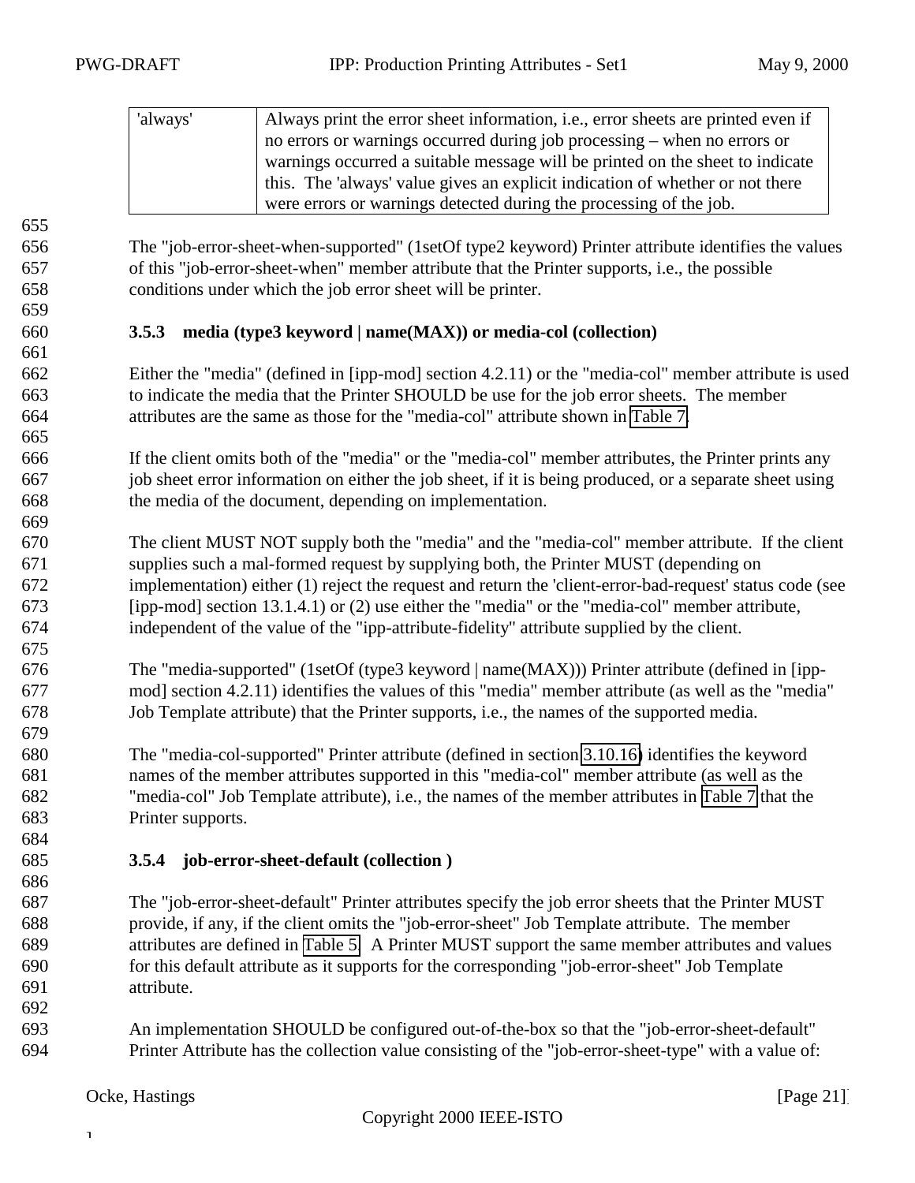| 'always' | Always print the error sheet information, i.e., error sheets are printed even if no errors or warnings occurred during job processing – when no errors or warnings occurred a suitable message will be printed on the sheet to indicate this. The 'always' value gives an explicit indication of whether or not there were errors or warnings detected during the processing of the job. |
|---|---|

The "job-error-sheet-when-supported" (1setOf type2 keyword) Printer attribute identifies the values of this "job-error-sheet-when" member attribute that the Printer supports, i.e., the possible conditions under which the job error sheet will be printer.

### 3.5.3 media (type3 keyword | name(MAX)) or media-col (collection)

Either the "media" (defined in [ipp-mod] section 4.2.11) or the "media-col" member attribute is used to indicate the media that the Printer SHOULD be use for the job error sheets. The member attributes are the same as those for the "media-col" attribute shown in Table 7.

If the client omits both of the "media" or the "media-col" member attributes, the Printer prints any job sheet error information on either the job sheet, if it is being produced, or a separate sheet using the media of the document, depending on implementation.

The client MUST NOT supply both the "media" and the "media-col" member attribute. If the client supplies such a mal-formed request by supplying both, the Printer MUST (depending on implementation) either (1) reject the request and return the 'client-error-bad-request' status code (see [ipp-mod] section 13.1.4.1) or (2) use either the "media" or the "media-col" member attribute, independent of the value of the "ipp-attribute-fidelity" attribute supplied by the client.

The "media-supported" (1setOf (type3 keyword | name(MAX))) Printer attribute (defined in [ipp-mod] section 4.2.11) identifies the values of this "media" member attribute (as well as the "media" Job Template attribute) that the Printer supports, i.e., the names of the supported media.

The "media-col-supported" Printer attribute (defined in section 3.10.16) identifies the keyword names of the member attributes supported in this "media-col" member attribute (as well as the "media-col" Job Template attribute), i.e., the names of the member attributes in Table 7 that the Printer supports.

### 3.5.4 job-error-sheet-default (collection )

The "job-error-sheet-default" Printer attributes specify the job error sheets that the Printer MUST provide, if any, if the client omits the "job-error-sheet" Job Template attribute. The member attributes are defined in Table 5. A Printer MUST support the same member attributes and values for this default attribute as it supports for the corresponding "job-error-sheet" Job Template attribute.

An implementation SHOULD be configured out-of-the-box so that the "job-error-sheet-default" Printer Attribute has the collection value consisting of the "job-error-sheet-type" with a value of: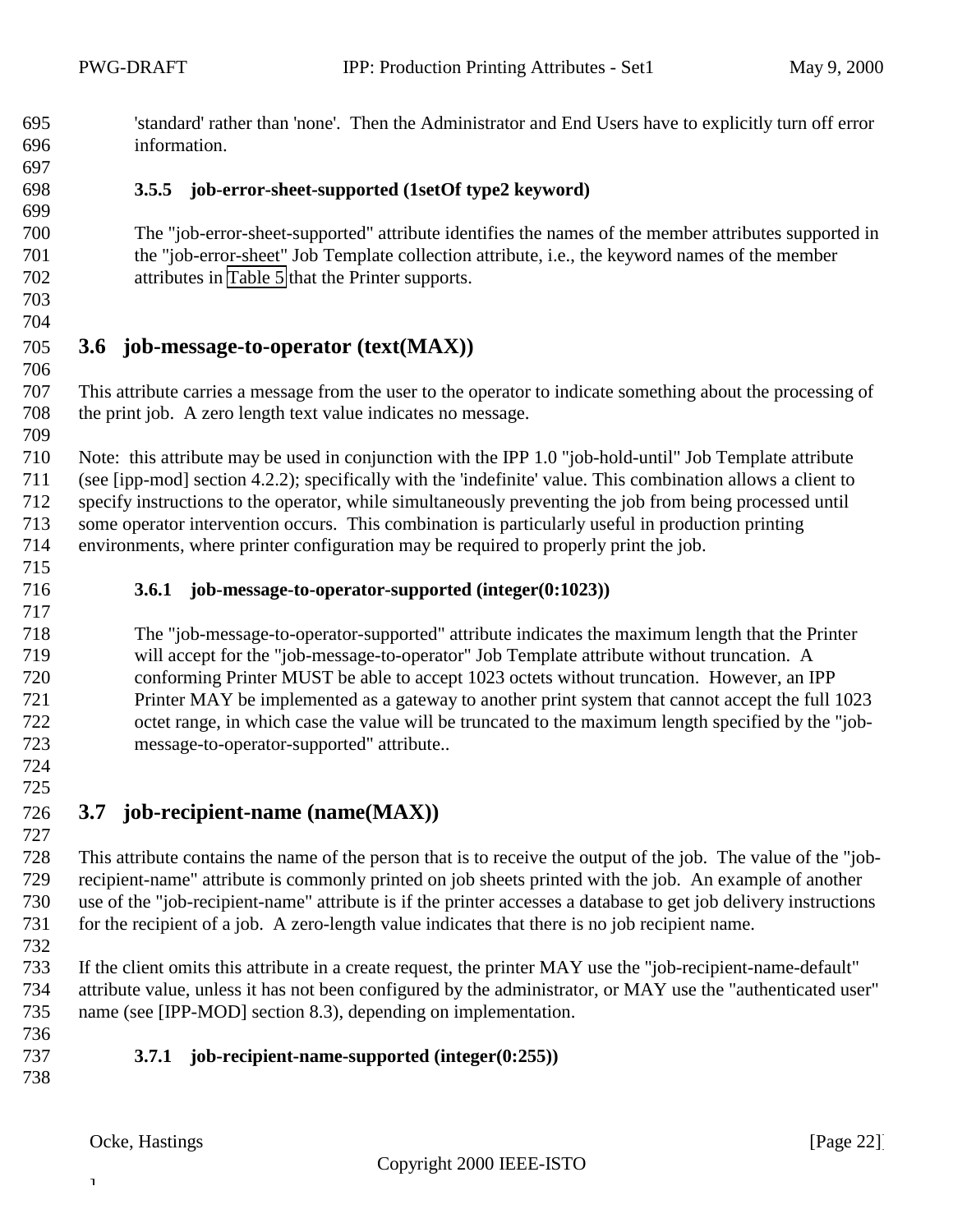'standard' rather than 'none'. Then the Administrator and End Users have to explicitly turn off error information.

#### 3.5.5 job-error-sheet-supported (1setOf type2 keyword)

The "job-error-sheet-supported" attribute identifies the names of the member attributes supported in the "job-error-sheet" Job Template collection attribute, i.e., the keyword names of the member attributes in Table 5 that the Printer supports.

## 3.6 job-message-to-operator (text(MAX))

This attribute carries a message from the user to the operator to indicate something about the processing of the print job. A zero length text value indicates no message.

Note: this attribute may be used in conjunction with the IPP 1.0 "job-hold-until" Job Template attribute (see [ipp-mod] section 4.2.2); specifically with the 'indefinite' value. This combination allows a client to specify instructions to the operator, while simultaneously preventing the job from being processed until some operator intervention occurs. This combination is particularly useful in production printing environments, where printer configuration may be required to properly print the job.

#### 3.6.1 job-message-to-operator-supported (integer(0:1023))

The "job-message-to-operator-supported" attribute indicates the maximum length that the Printer will accept for the "job-message-to-operator" Job Template attribute without truncation. A conforming Printer MUST be able to accept 1023 octets without truncation. However, an IPP Printer MAY be implemented as a gateway to another print system that cannot accept the full 1023 octet range, in which case the value will be truncated to the maximum length specified by the "job-message-to-operator-supported" attribute..

## 3.7 job-recipient-name (name(MAX))

This attribute contains the name of the person that is to receive the output of the job. The value of the "job-recipient-name" attribute is commonly printed on job sheets printed with the job. An example of another use of the "job-recipient-name" attribute is if the printer accesses a database to get job delivery instructions for the recipient of a job. A zero-length value indicates that there is no job recipient name.

If the client omits this attribute in a create request, the printer MAY use the "job-recipient-name-default" attribute value, unless it has not been configured by the administrator, or MAY use the "authenticated user" name (see [IPP-MOD] section 8.3), depending on implementation.

#### 3.7.1 job-recipient-name-supported (integer(0:255))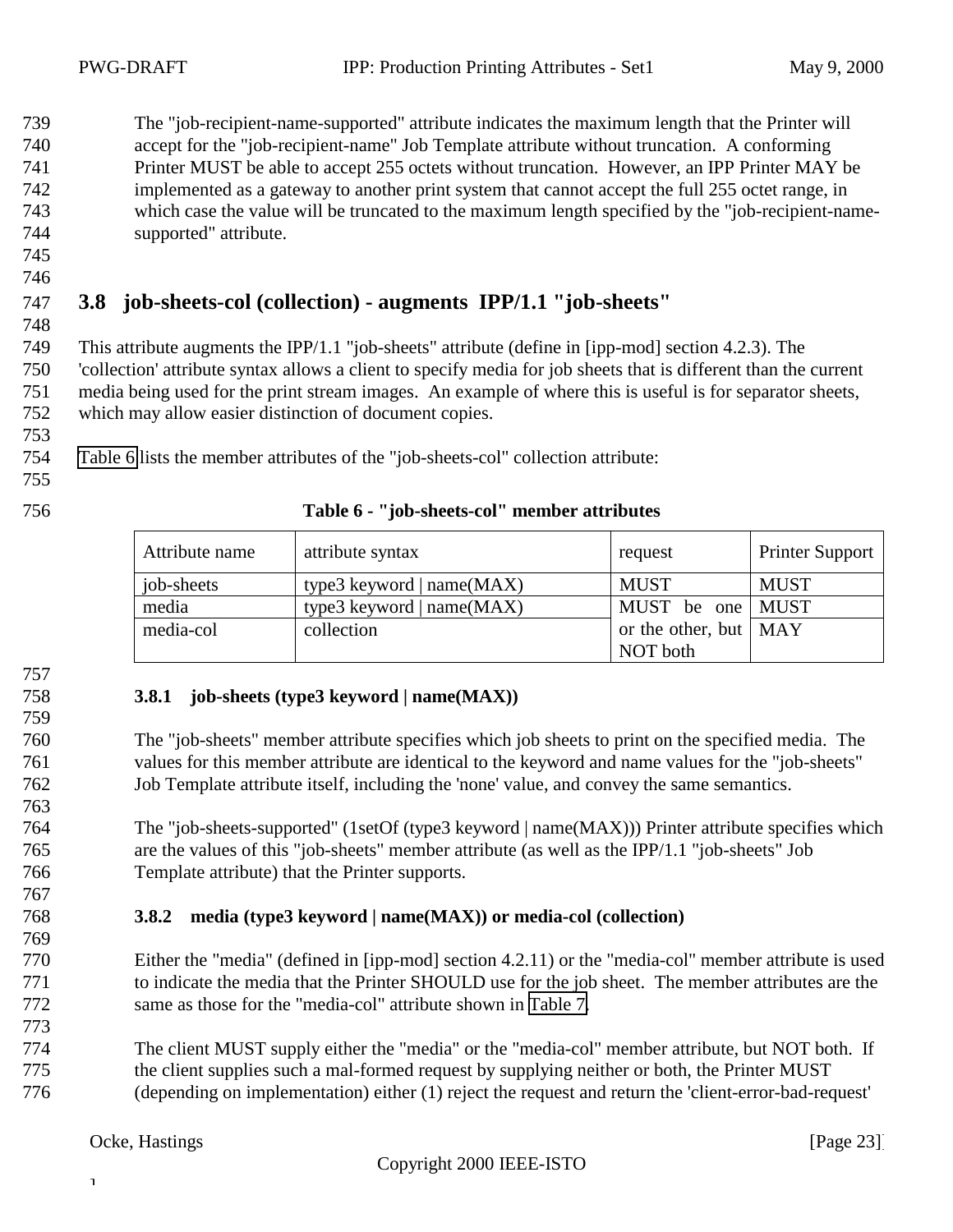The "job-recipient-name-supported" attribute indicates the maximum length that the Printer will accept for the "job-recipient-name" Job Template attribute without truncation. A conforming Printer MUST be able to accept 255 octets without truncation. However, an IPP Printer MAY be implemented as a gateway to another print system that cannot accept the full 255 octet range, in which case the value will be truncated to the maximum length specified by the "job-recipient-name-supported" attribute.

## 3.8 job-sheets-col (collection) - augments IPP/1.1 "job-sheets"

This attribute augments the IPP/1.1 "job-sheets" attribute (define in [ipp-mod] section 4.2.3). The 'collection' attribute syntax allows a client to specify media for job sheets that is different than the current media being used for the print stream images. An example of where this is useful is for separator sheets, which may allow easier distinction of document copies.

Table 6 lists the member attributes of the "job-sheets-col" collection attribute:

**Table 6 - "job-sheets-col" member attributes**

| Attribute name | attribute syntax | request | Printer Support |
|---|---|---|---|
| job-sheets | type3 keyword \| name(MAX) | MUST | MUST |
| media | type3 keyword \| name(MAX) | MUST be one or the other, but NOT both | MUST |
| media-col | collection | | MAY |

### 3.8.1 job-sheets (type3 keyword | name(MAX))

The "job-sheets" member attribute specifies which job sheets to print on the specified media. The values for this member attribute are identical to the keyword and name values for the "job-sheets" Job Template attribute itself, including the 'none' value, and convey the same semantics.

The "job-sheets-supported" (1setOf (type3 keyword | name(MAX))) Printer attribute specifies which are the values of this "job-sheets" member attribute (as well as the IPP/1.1 "job-sheets" Job Template attribute) that the Printer supports.

### 3.8.2 media (type3 keyword | name(MAX)) or media-col (collection)

Either the "media" (defined in [ipp-mod] section 4.2.11) or the "media-col" member attribute is used to indicate the media that the Printer SHOULD use for the job sheet. The member attributes are the same as those for the "media-col" attribute shown in Table 7.

The client MUST supply either the "media" or the "media-col" member attribute, but NOT both. If the client supplies such a mal-formed request by supplying neither or both, the Printer MUST (depending on implementation) either (1) reject the request and return the 'client-error-bad-request'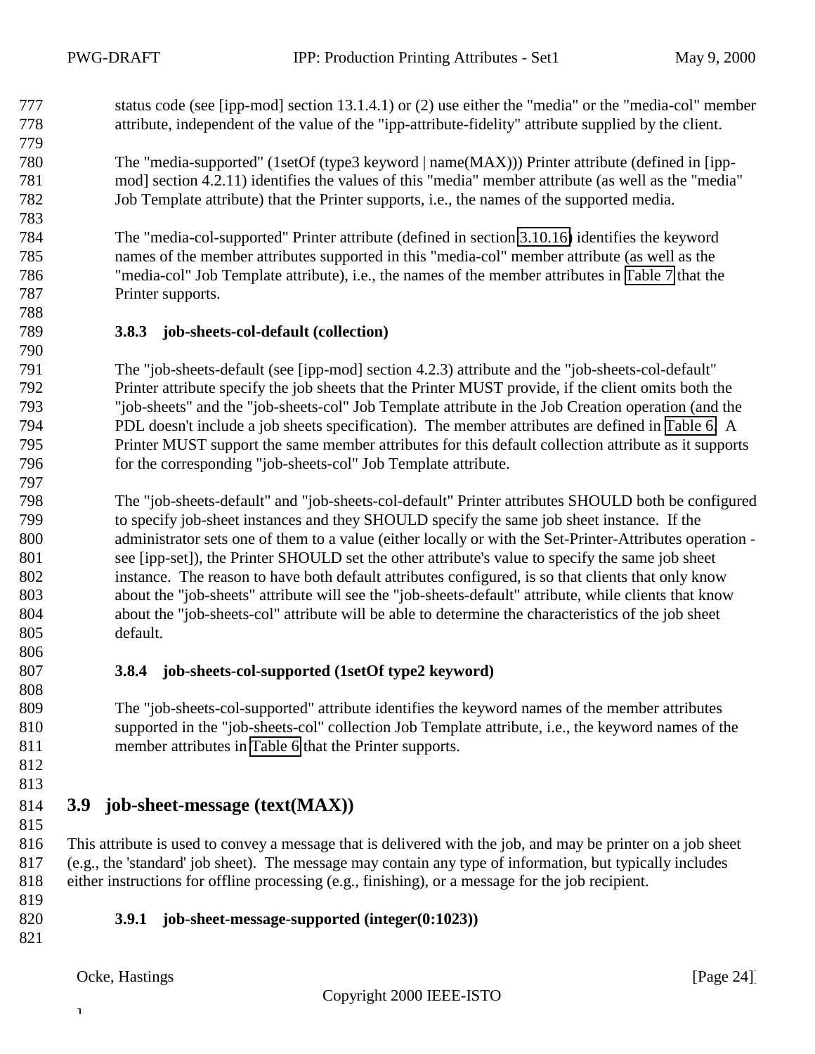status code (see [ipp-mod] section 13.1.4.1) or (2) use either the "media" or the "media-col" member attribute, independent of the value of the "ipp-attribute-fidelity" attribute supplied by the client.

The "media-supported" (1setOf (type3 keyword | name(MAX))) Printer attribute (defined in [ipp-mod] section 4.2.11) identifies the values of this "media" member attribute (as well as the "media" Job Template attribute) that the Printer supports, i.e., the names of the supported media.

The "media-col-supported" Printer attribute (defined in section 3.10.16) identifies the keyword names of the member attributes supported in this "media-col" member attribute (as well as the "media-col" Job Template attribute), i.e., the names of the member attributes in Table 7 that the Printer supports.

#### 3.8.3 job-sheets-col-default (collection)

The "job-sheets-default (see [ipp-mod] section 4.2.3) attribute and the "job-sheets-col-default" Printer attribute specify the job sheets that the Printer MUST provide, if the client omits both the "job-sheets" and the "job-sheets-col" Job Template attribute in the Job Creation operation (and the PDL doesn't include a job sheets specification). The member attributes are defined in Table 6. A Printer MUST support the same member attributes for this default collection attribute as it supports for the corresponding "job-sheets-col" Job Template attribute.

The "job-sheets-default" and "job-sheets-col-default" Printer attributes SHOULD both be configured to specify job-sheet instances and they SHOULD specify the same job sheet instance. If the administrator sets one of them to a value (either locally or with the Set-Printer-Attributes operation - see [ipp-set]), the Printer SHOULD set the other attribute's value to specify the same job sheet instance. The reason to have both default attributes configured, is so that clients that only know about the "job-sheets" attribute will see the "job-sheets-default" attribute, while clients that know about the "job-sheets-col" attribute will be able to determine the characteristics of the job sheet default.

#### 3.8.4 job-sheets-col-supported (1setOf type2 keyword)

The "job-sheets-col-supported" attribute identifies the keyword names of the member attributes supported in the "job-sheets-col" collection Job Template attribute, i.e., the keyword names of the member attributes in Table 6 that the Printer supports.

## 3.9 job-sheet-message (text(MAX))

This attribute is used to convey a message that is delivered with the job, and may be printer on a job sheet (e.g., the 'standard' job sheet). The message may contain any type of information, but typically includes either instructions for offline processing (e.g., finishing), or a message for the job recipient.

#### 3.9.1 job-sheet-message-supported (integer(0:1023))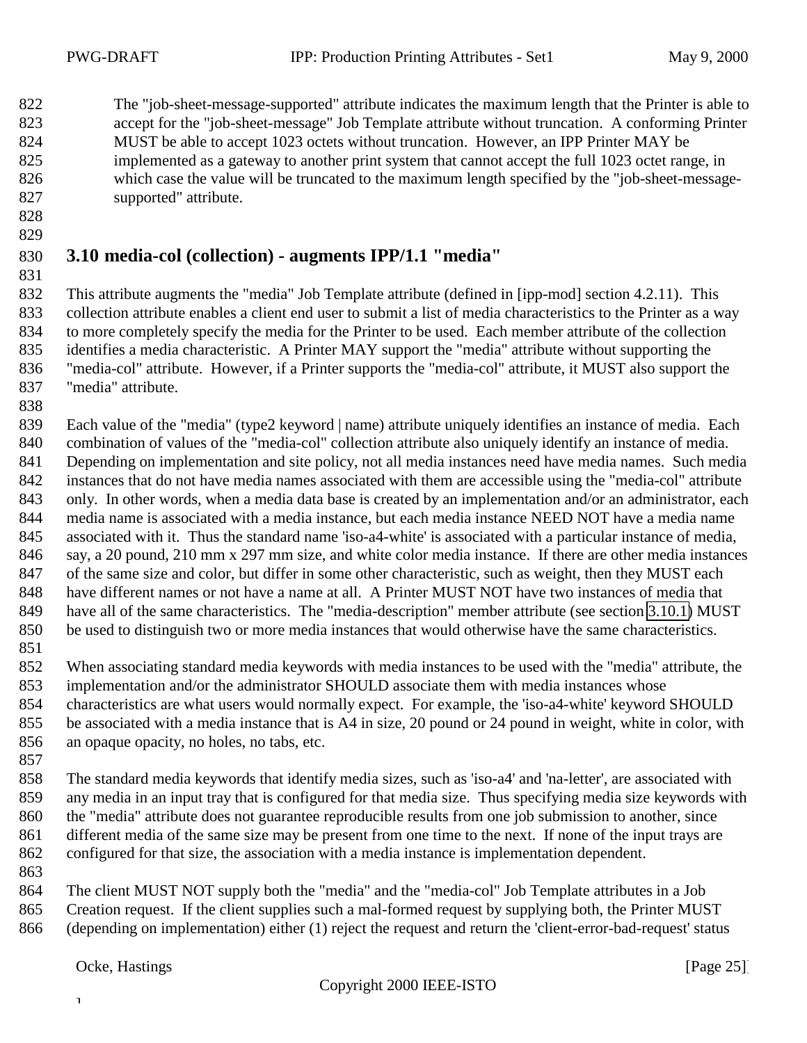The "job-sheet-message-supported" attribute indicates the maximum length that the Printer is able to accept for the "job-sheet-message" Job Template attribute without truncation. A conforming Printer MUST be able to accept 1023 octets without truncation. However, an IPP Printer MAY be implemented as a gateway to another print system that cannot accept the full 1023 octet range, in which case the value will be truncated to the maximum length specified by the "job-sheet-message-supported" attribute.

## 3.10 media-col (collection) - augments IPP/1.1 "media"

This attribute augments the "media" Job Template attribute (defined in [ipp-mod] section 4.2.11). This collection attribute enables a client end user to submit a list of media characteristics to the Printer as a way to more completely specify the media for the Printer to be used. Each member attribute of the collection identifies a media characteristic. A Printer MAY support the "media" attribute without supporting the "media-col" attribute. However, if a Printer supports the "media-col" attribute, it MUST also support the "media" attribute.

Each value of the "media" (type2 keyword | name) attribute uniquely identifies an instance of media. Each combination of values of the "media-col" collection attribute also uniquely identify an instance of media. Depending on implementation and site policy, not all media instances need have media names. Such media instances that do not have media names associated with them are accessible using the "media-col" attribute only. In other words, when a media data base is created by an implementation and/or an administrator, each media name is associated with a media instance, but each media instance NEED NOT have a media name associated with it. Thus the standard name 'iso-a4-white' is associated with a particular instance of media, say, a 20 pound, 210 mm x 297 mm size, and white color media instance. If there are other media instances of the same size and color, but differ in some other characteristic, such as weight, then they MUST each have different names or not have a name at all. A Printer MUST NOT have two instances of media that have all of the same characteristics. The "media-description" member attribute (see section 3.10.1) MUST be used to distinguish two or more media instances that would otherwise have the same characteristics.

When associating standard media keywords with media instances to be used with the "media" attribute, the implementation and/or the administrator SHOULD associate them with media instances whose characteristics are what users would normally expect. For example, the 'iso-a4-white' keyword SHOULD be associated with a media instance that is A4 in size, 20 pound or 24 pound in weight, white in color, with an opaque opacity, no holes, no tabs, etc.

The standard media keywords that identify media sizes, such as 'iso-a4' and 'na-letter', are associated with any media in an input tray that is configured for that media size. Thus specifying media size keywords with the "media" attribute does not guarantee reproducible results from one job submission to another, since different media of the same size may be present from one time to the next. If none of the input trays are configured for that size, the association with a media instance is implementation dependent.

The client MUST NOT supply both the "media" and the "media-col" Job Template attributes in a Job Creation request. If the client supplies such a mal-formed request by supplying both, the Printer MUST (depending on implementation) either (1) reject the request and return the 'client-error-bad-request' status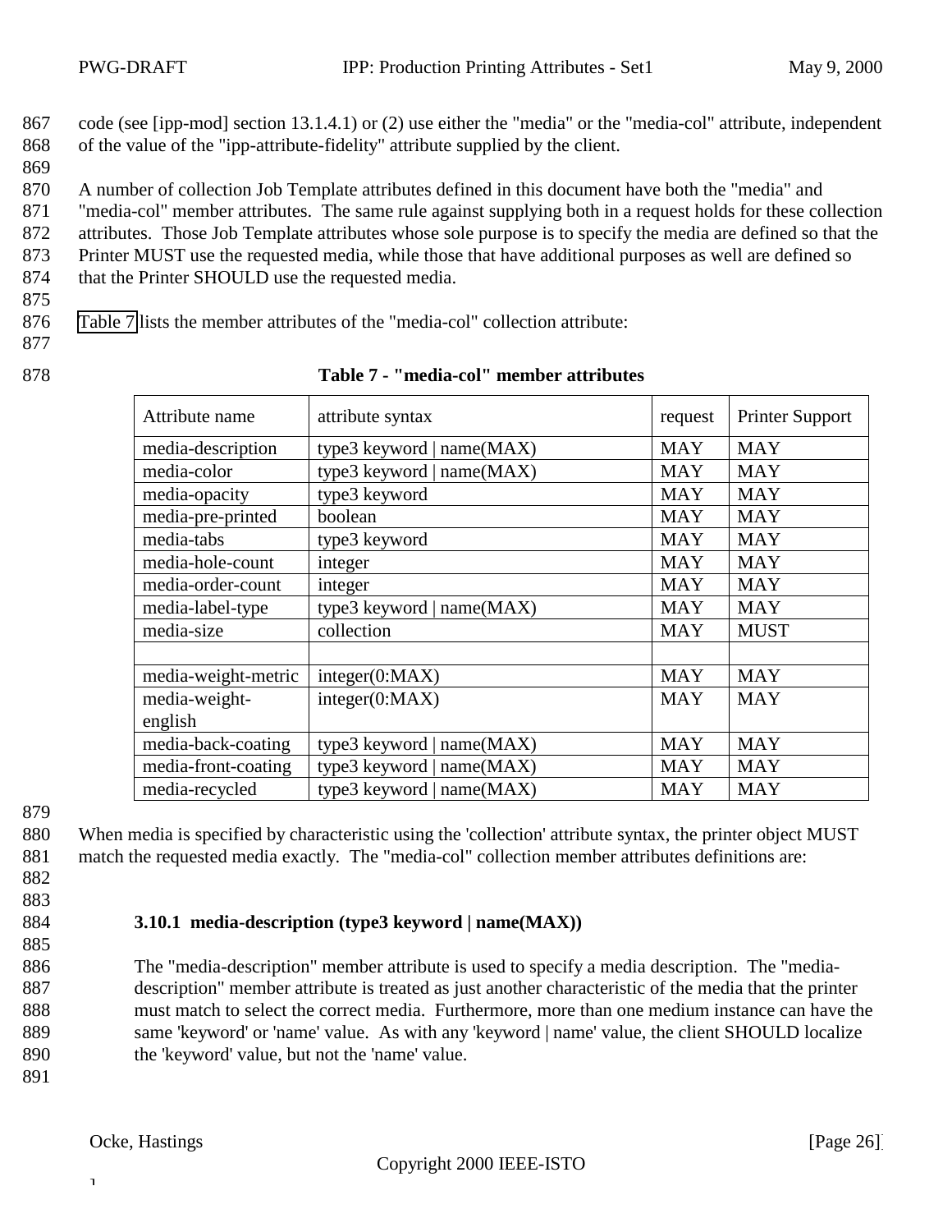code (see [ipp-mod] section 13.1.4.1) or (2) use either the "media" or the "media-col" attribute, independent of the value of the "ipp-attribute-fidelity" attribute supplied by the client.

A number of collection Job Template attributes defined in this document have both the "media" and "media-col" member attributes. The same rule against supplying both in a request holds for these collection attributes. Those Job Template attributes whose sole purpose is to specify the media are defined so that the Printer MUST use the requested media, while those that have additional purposes as well are defined so that the Printer SHOULD use the requested media.

Table 7 lists the member attributes of the "media-col" collection attribute:

**Table 7 - "media-col" member attributes**

| Attribute name | attribute syntax | request | Printer Support |
|---|---|---|---|
| media-description | type3 keyword \| name(MAX) | MAY | MAY |
| media-color | type3 keyword \| name(MAX) | MAY | MAY |
| media-opacity | type3 keyword | MAY | MAY |
| media-pre-printed | boolean | MAY | MAY |
| media-tabs | type3 keyword | MAY | MAY |
| media-hole-count | integer | MAY | MAY |
| media-order-count | integer | MAY | MAY |
| media-label-type | type3 keyword \| name(MAX) | MAY | MAY |
| media-size | collection | MAY | MUST |
| | | | |
| media-weight-metric | integer(0:MAX) | MAY | MAY |
| media-weight-english | integer(0:MAX) | MAY | MAY |
| media-back-coating | type3 keyword \| name(MAX) | MAY | MAY |
| media-front-coating | type3 keyword \| name(MAX) | MAY | MAY |
| media-recycled | type3 keyword \| name(MAX) | MAY | MAY |

When media is specified by characteristic using the 'collection' attribute syntax, the printer object MUST match the requested media exactly. The "media-col" collection member attributes definitions are:

### 3.10.1 media-description (type3 keyword | name(MAX))

The "media-description" member attribute is used to specify a media description. The "media-description" member attribute is treated as just another characteristic of the media that the printer must match to select the correct media. Furthermore, more than one medium instance can have the same 'keyword' or 'name' value. As with any 'keyword | name' value, the client SHOULD localize the 'keyword' value, but not the 'name' value.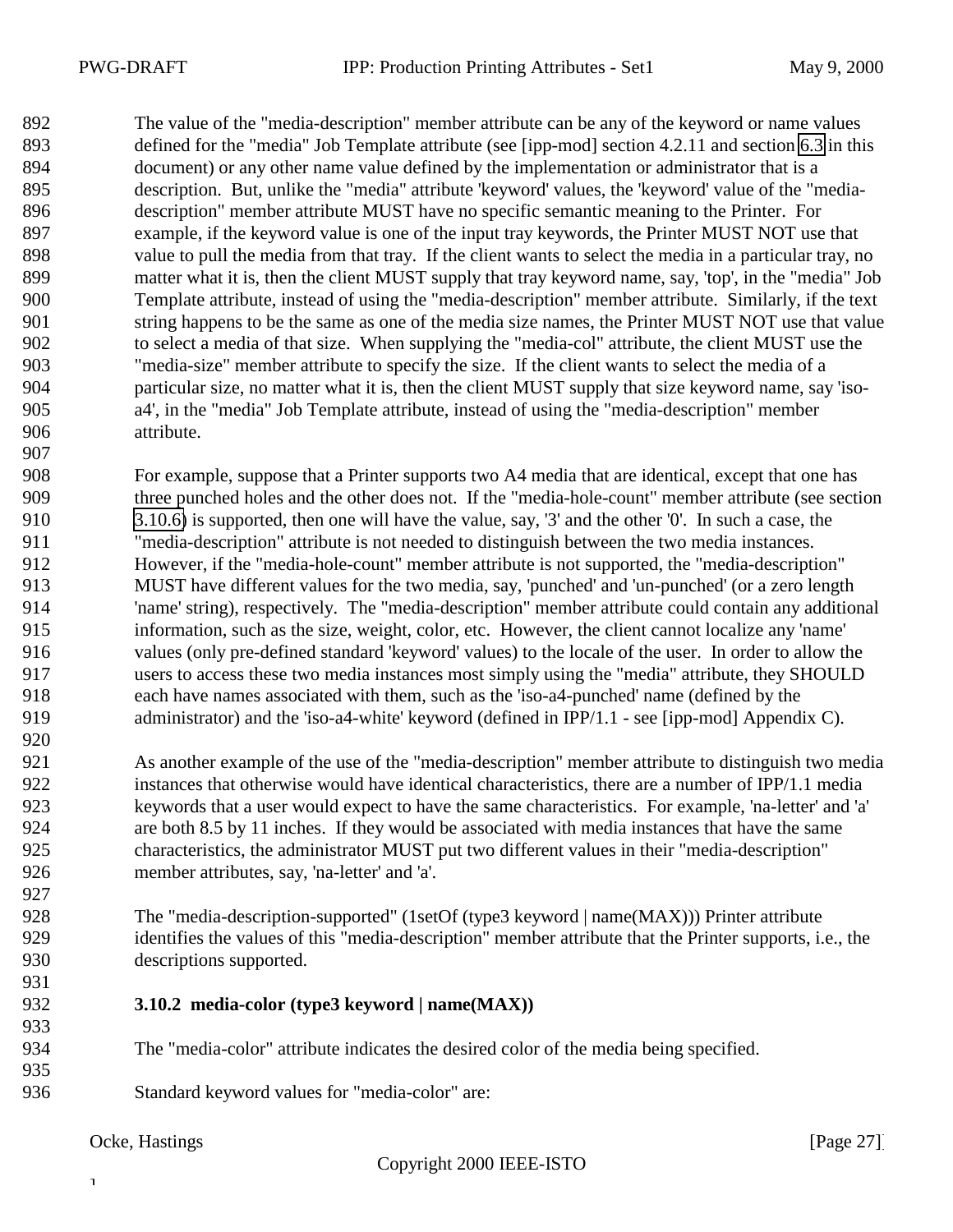The value of the "media-description" member attribute can be any of the keyword or name values defined for the "media" Job Template attribute (see [ipp-mod] section 4.2.11 and section 6.3 in this document) or any other name value defined by the implementation or administrator that is a description. But, unlike the "media" attribute 'keyword' values, the 'keyword' value of the "media-description" member attribute MUST have no specific semantic meaning to the Printer. For example, if the keyword value is one of the input tray keywords, the Printer MUST NOT use that value to pull the media from that tray. If the client wants to select the media in a particular tray, no matter what it is, then the client MUST supply that tray keyword name, say, 'top', in the "media" Job Template attribute, instead of using the "media-description" member attribute. Similarly, if the text string happens to be the same as one of the media size names, the Printer MUST NOT use that value to select a media of that size. When supplying the "media-col" attribute, the client MUST use the "media-size" member attribute to specify the size. If the client wants to select the media of a particular size, no matter what it is, then the client MUST supply that size keyword name, say 'iso-a4', in the "media" Job Template attribute, instead of using the "media-description" member attribute.

For example, suppose that a Printer supports two A4 media that are identical, except that one has three punched holes and the other does not. If the "media-hole-count" member attribute (see section 3.10.6) is supported, then one will have the value, say, '3' and the other '0'. In such a case, the "media-description" attribute is not needed to distinguish between the two media instances. However, if the "media-hole-count" member attribute is not supported, the "media-description" MUST have different values for the two media, say, 'punched' and 'un-punched' (or a zero length 'name' string), respectively. The "media-description" member attribute could contain any additional information, such as the size, weight, color, etc. However, the client cannot localize any 'name' values (only pre-defined standard 'keyword' values) to the locale of the user. In order to allow the users to access these two media instances most simply using the "media" attribute, they SHOULD each have names associated with them, such as the 'iso-a4-punched' name (defined by the administrator) and the 'iso-a4-white' keyword (defined in IPP/1.1 - see [ipp-mod] Appendix C).

As another example of the use of the "media-description" member attribute to distinguish two media instances that otherwise would have identical characteristics, there are a number of IPP/1.1 media keywords that a user would expect to have the same characteristics. For example, 'na-letter' and 'a' are both 8.5 by 11 inches. If they would be associated with media instances that have the same characteristics, the administrator MUST put two different values in their "media-description" member attributes, say, 'na-letter' and 'a'.

The "media-description-supported" (1setOf (type3 keyword | name(MAX))) Printer attribute identifies the values of this "media-description" member attribute that the Printer supports, i.e., the descriptions supported.

### 3.10.2 media-color (type3 keyword | name(MAX))

The "media-color" attribute indicates the desired color of the media being specified.

Standard keyword values for "media-color" are: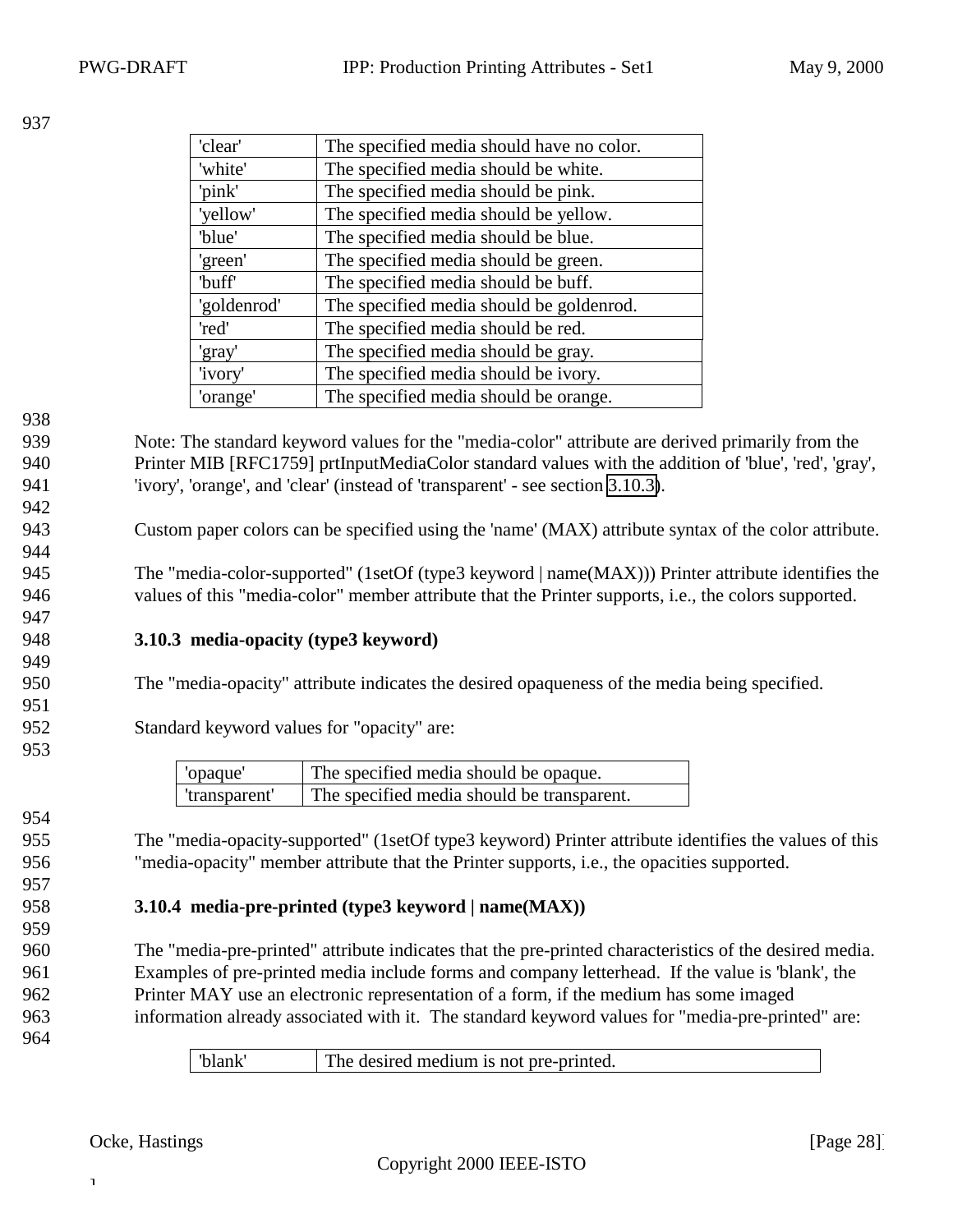| 'clear' | The specified media should have no color. |
|---|---|
| 'white' | The specified media should be white. |
| 'pink' | The specified media should be pink. |
| 'yellow' | The specified media should be yellow. |
| 'blue' | The specified media should be blue. |
| 'green' | The specified media should be green. |
| 'buff' | The specified media should be buff. |
| 'goldenrod' | The specified media should be goldenrod. |
| 'red' | The specified media should be red. |
| 'gray' | The specified media should be gray. |
| 'ivory' | The specified media should be ivory. |
| 'orange' | The specified media should be orange. |

Note: The standard keyword values for the "media-color" attribute are derived primarily from the Printer MIB [RFC1759] prtInputMediaColor standard values with the addition of 'blue', 'red', 'gray', 'ivory', 'orange', and 'clear' (instead of 'transparent' - see section 3.10.3).

Custom paper colors can be specified using the 'name' (MAX) attribute syntax of the color attribute.

The "media-color-supported" (1setOf (type3 keyword | name(MAX))) Printer attribute identifies the values of this "media-color" member attribute that the Printer supports, i.e., the colors supported.

### 3.10.3 media-opacity (type3 keyword)

The "media-opacity" attribute indicates the desired opaqueness of the media being specified.

Standard keyword values for "opacity" are:

| 'opaque' | The specified media should be opaque. |
|---|---|
| 'transparent' | The specified media should be transparent. |

The "media-opacity-supported" (1setOf type3 keyword) Printer attribute identifies the values of this "media-opacity" member attribute that the Printer supports, i.e., the opacities supported.

### 3.10.4 media-pre-printed (type3 keyword | name(MAX))

The "media-pre-printed" attribute indicates that the pre-printed characteristics of the desired media. Examples of pre-printed media include forms and company letterhead. If the value is 'blank', the Printer MAY use an electronic representation of a form, if the medium has some imaged information already associated with it. The standard keyword values for "media-pre-printed" are:

| 'blank' | The desired medium is not pre-printed. |
|---|---|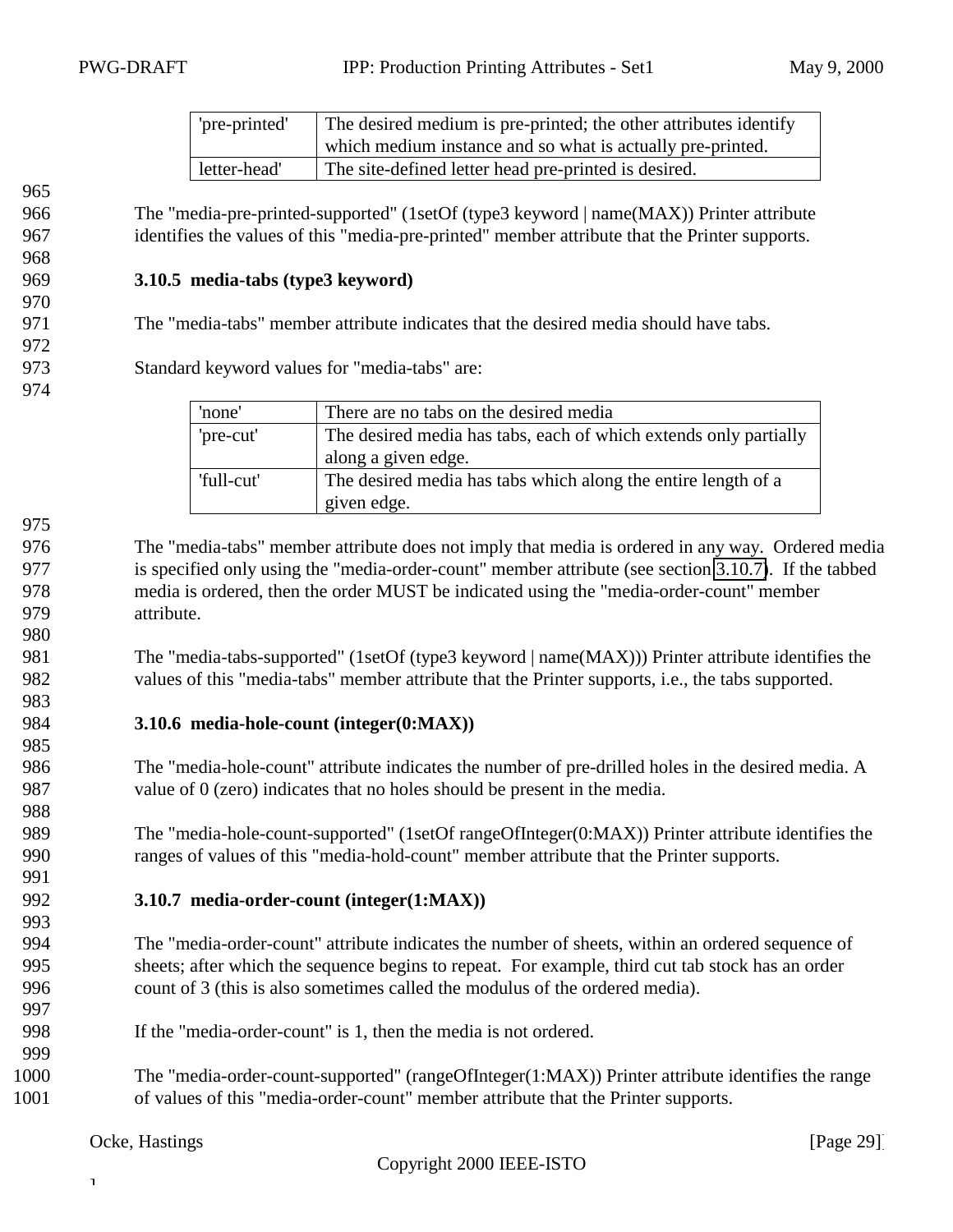| | |
|---|---|
| 'pre-printed' | The desired medium is pre-printed; the other attributes identify which medium instance and so what is actually pre-printed. |
| letter-head' | The site-defined letter head pre-printed is desired. |

The "media-pre-printed-supported" (1setOf (type3 keyword | name(MAX)) Printer attribute identifies the values of this "media-pre-printed" member attribute that the Printer supports.

### 3.10.5 media-tabs (type3 keyword)

The "media-tabs" member attribute indicates that the desired media should have tabs.

Standard keyword values for "media-tabs" are:

| | |
|---|---|
| 'none' | There are no tabs on the desired media |
| 'pre-cut' | The desired media has tabs, each of which extends only partially along a given edge. |
| 'full-cut' | The desired media has tabs which along the entire length of a given edge. |

The "media-tabs" member attribute does not imply that media is ordered in any way. Ordered media is specified only using the "media-order-count" member attribute (see section 3.10.7). If the tabbed media is ordered, then the order MUST be indicated using the "media-order-count" member attribute.

The "media-tabs-supported" (1setOf (type3 keyword | name(MAX))) Printer attribute identifies the values of this "media-tabs" member attribute that the Printer supports, i.e., the tabs supported.

### 3.10.6 media-hole-count (integer(0:MAX))

The "media-hole-count" attribute indicates the number of pre-drilled holes in the desired media. A value of 0 (zero) indicates that no holes should be present in the media.

The "media-hole-count-supported" (1setOf rangeOfInteger(0:MAX)) Printer attribute identifies the ranges of values of this "media-hold-count" member attribute that the Printer supports.

### 3.10.7 media-order-count (integer(1:MAX))

The "media-order-count" attribute indicates the number of sheets, within an ordered sequence of sheets; after which the sequence begins to repeat. For example, third cut tab stock has an order count of 3 (this is also sometimes called the modulus of the ordered media).

If the "media-order-count" is 1, then the media is not ordered.

The "media-order-count-supported" (rangeOfInteger(1:MAX)) Printer attribute identifies the range of values of this "media-order-count" member attribute that the Printer supports.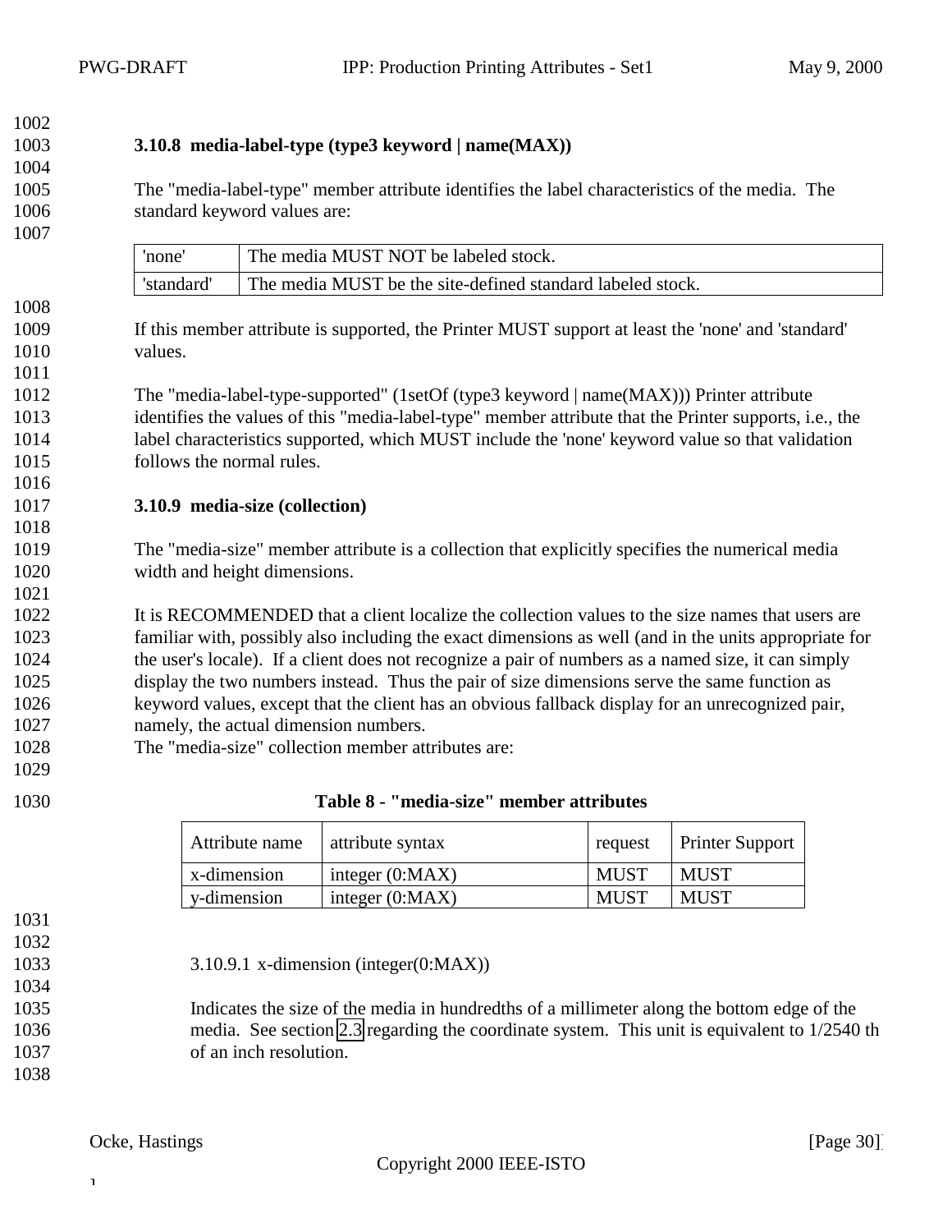### 3.10.8 media-label-type (type3 keyword | name(MAX))

The "media-label-type" member attribute identifies the label characteristics of the media. The standard keyword values are:

| 'none' | The media MUST NOT be labeled stock. |
|---|---|
| 'standard' | The media MUST be the site-defined standard labeled stock. |

If this member attribute is supported, the Printer MUST support at least the 'none' and 'standard' values.

The "media-label-type-supported" (1setOf (type3 keyword | name(MAX))) Printer attribute identifies the values of this "media-label-type" member attribute that the Printer supports, i.e., the label characteristics supported, which MUST include the 'none' keyword value so that validation follows the normal rules.

### 3.10.9 media-size (collection)

The "media-size" member attribute is a collection that explicitly specifies the numerical media width and height dimensions.

It is RECOMMENDED that a client localize the collection values to the size names that users are familiar with, possibly also including the exact dimensions as well (and in the units appropriate for the user's locale). If a client does not recognize a pair of numbers as a named size, it can simply display the two numbers instead. Thus the pair of size dimensions serve the same function as keyword values, except that the client has an obvious fallback display for an unrecognized pair, namely, the actual dimension numbers.
The "media-size" collection member attributes are:

**Table 8 - "media-size" member attributes**

| Attribute name | attribute syntax | request | Printer Support |
|---|---|---|---|
| x-dimension | integer (0:MAX) | MUST | MUST |
| y-dimension | integer (0:MAX) | MUST | MUST |

#### 3.10.9.1 x-dimension (integer(0:MAX))

Indicates the size of the media in hundredths of a millimeter along the bottom edge of the media. See section 2.3 regarding the coordinate system. This unit is equivalent to 1/2540 th of an inch resolution.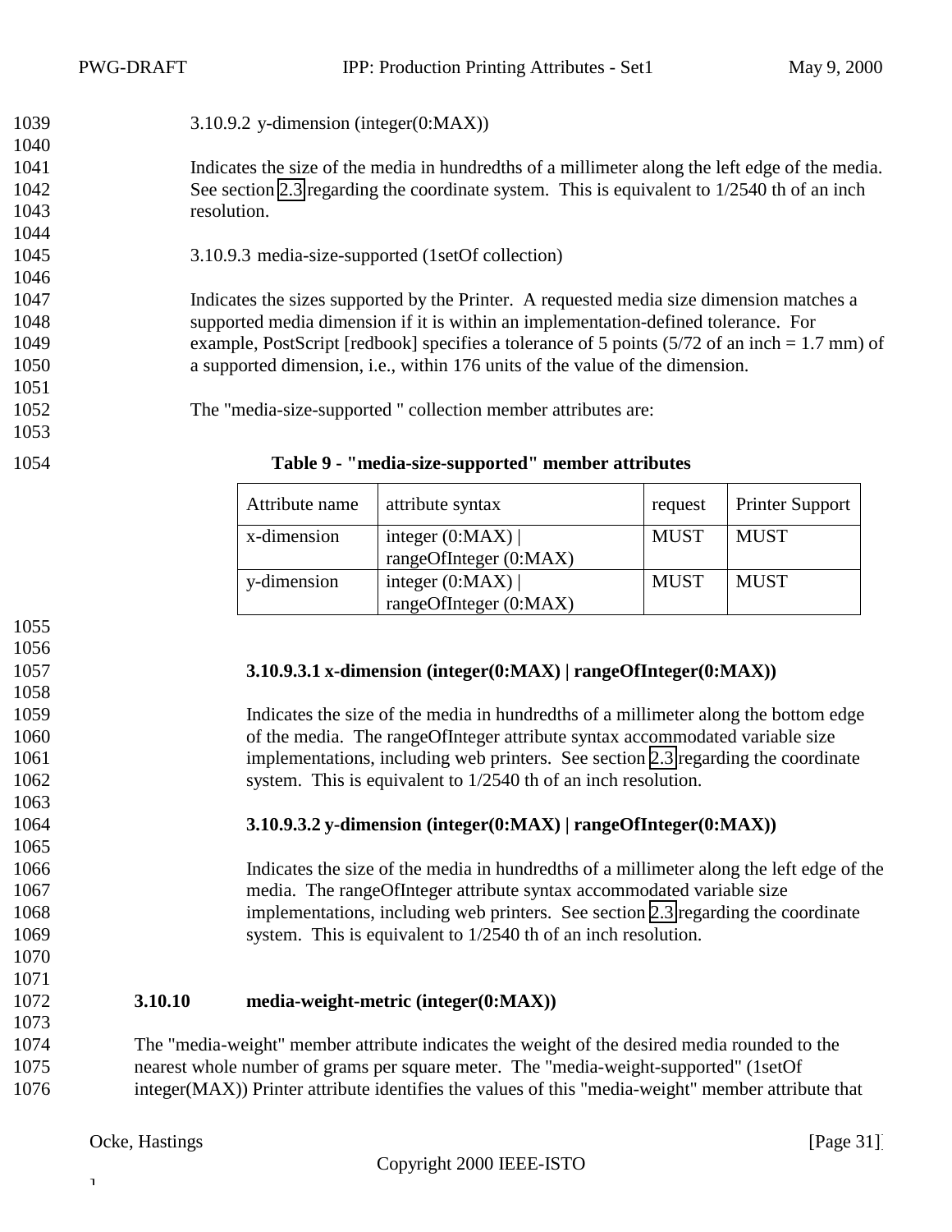#### 3.10.9.2 y-dimension (integer(0:MAX))

Indicates the size of the media in hundredths of a millimeter along the left edge of the media. See section 2.3 regarding the coordinate system. This is equivalent to 1/2540 th of an inch resolution.

#### 3.10.9.3 media-size-supported (1setOf collection)

Indicates the sizes supported by the Printer. A requested media size dimension matches a supported media dimension if it is within an implementation-defined tolerance. For example, PostScript [redbook] specifies a tolerance of 5 points (5/72 of an inch = 1.7 mm) of a supported dimension, i.e., within 176 units of the value of the dimension.

The "media-size-supported " collection member attributes are:

**Table 9 - "media-size-supported" member attributes**

| Attribute name | attribute syntax | request | Printer Support |
|---|---|---|---|
| x-dimension | integer (0:MAX) \| rangeOfInteger (0:MAX) | MUST | MUST |
| y-dimension | integer (0:MAX) \| rangeOfInteger (0:MAX) | MUST | MUST |

##### 3.10.9.3.1 x-dimension (integer(0:MAX) | rangeOfInteger(0:MAX))

Indicates the size of the media in hundredths of a millimeter along the bottom edge of the media. The rangeOfInteger attribute syntax accommodated variable size implementations, including web printers. See section 2.3 regarding the coordinate system. This is equivalent to 1/2540 th of an inch resolution.

##### 3.10.9.3.2 y-dimension (integer(0:MAX) | rangeOfInteger(0:MAX))

Indicates the size of the media in hundredths of a millimeter along the left edge of the media. The rangeOfInteger attribute syntax accommodated variable size implementations, including web printers. See section 2.3 regarding the coordinate system. This is equivalent to 1/2540 th of an inch resolution.

### 3.10.10 media-weight-metric (integer(0:MAX))

The "media-weight" member attribute indicates the weight of the desired media rounded to the nearest whole number of grams per square meter. The "media-weight-supported" (1setOf integer(MAX)) Printer attribute identifies the values of this "media-weight" member attribute that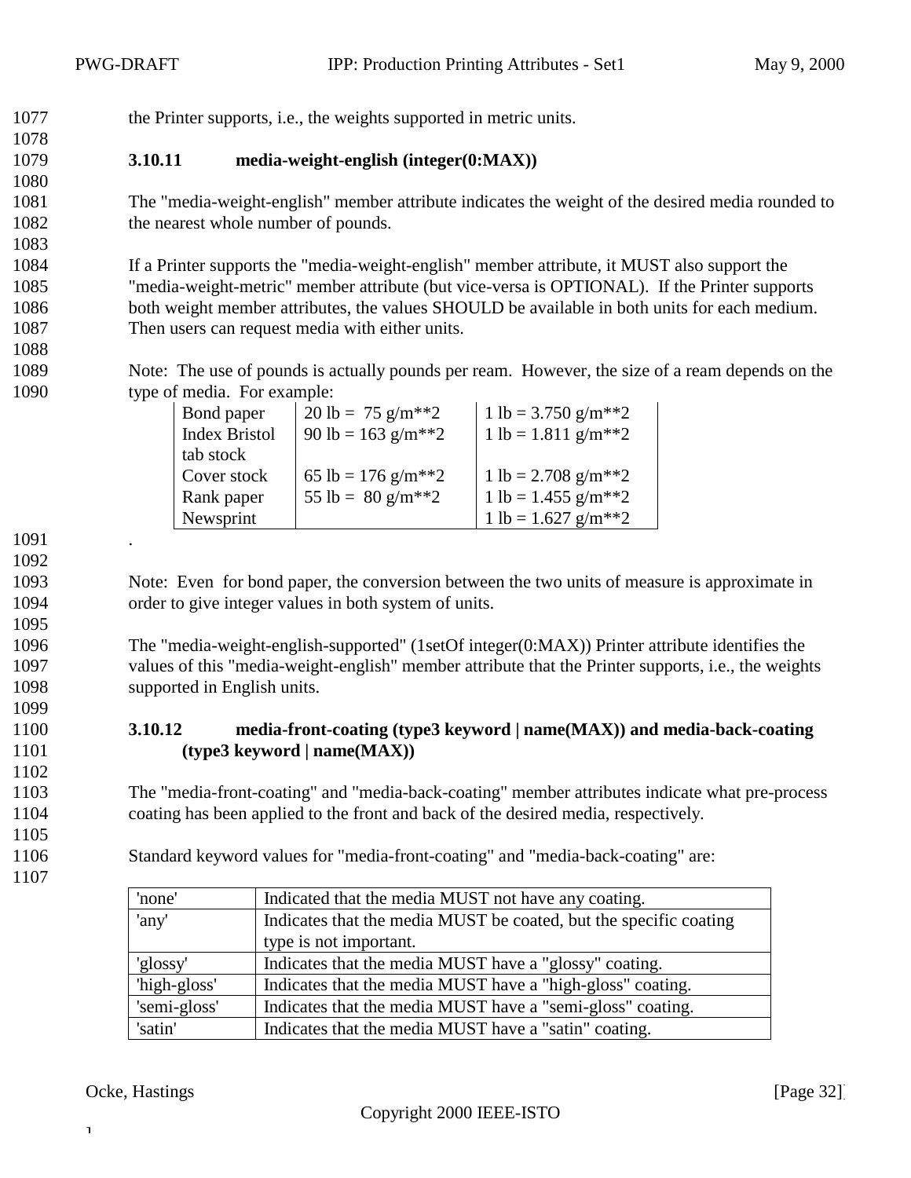the Printer supports, i.e., the weights supported in metric units.

### 3.10.11 media-weight-english (integer(0:MAX))

The "media-weight-english" member attribute indicates the weight of the desired media rounded to the nearest whole number of pounds.

If a Printer supports the "media-weight-english" member attribute, it MUST also support the "media-weight-metric" member attribute (but vice-versa is OPTIONAL). If the Printer supports both weight member attributes, the values SHOULD be available in both units for each medium. Then users can request media with either units.

Note: The use of pounds is actually pounds per ream. However, the size of a ream depends on the type of media. For example:

| | | |
|---|---|---|
| Bond paper | 20 lb = 75 g/m**2 | 1 lb = 3.750 g/m**2 |
| Index Bristol tab stock | 90 lb = 163 g/m**2 | 1 lb = 1.811 g/m**2 |
| Cover stock | 65 lb = 176 g/m**2 | 1 lb = 2.708 g/m**2 |
| Rank paper | 55 lb = 80 g/m**2 | 1 lb = 1.455 g/m**2 |
| Newsprint | | 1 lb = 1.627 g/m**2 |

.

Note: Even for bond paper, the conversion between the two units of measure is approximate in order to give integer values in both system of units.

The "media-weight-english-supported" (1setOf integer(0:MAX)) Printer attribute identifies the values of this "media-weight-english" member attribute that the Printer supports, i.e., the weights supported in English units.

### 3.10.12 media-front-coating (type3 keyword | name(MAX)) and media-back-coating (type3 keyword | name(MAX))

The "media-front-coating" and "media-back-coating" member attributes indicate what pre-process coating has been applied to the front and back of the desired media, respectively.

Standard keyword values for "media-front-coating" and "media-back-coating" are:

| | |
|---|---|
| 'none' | Indicated that the media MUST not have any coating. |
| 'any' | Indicates that the media MUST be coated, but the specific coating type is not important. |
| 'glossy' | Indicates that the media MUST have a "glossy" coating. |
| 'high-gloss' | Indicates that the media MUST have a "high-gloss" coating. |
| 'semi-gloss' | Indicates that the media MUST have a "semi-gloss" coating. |
| 'satin' | Indicates that the media MUST have a "satin" coating. |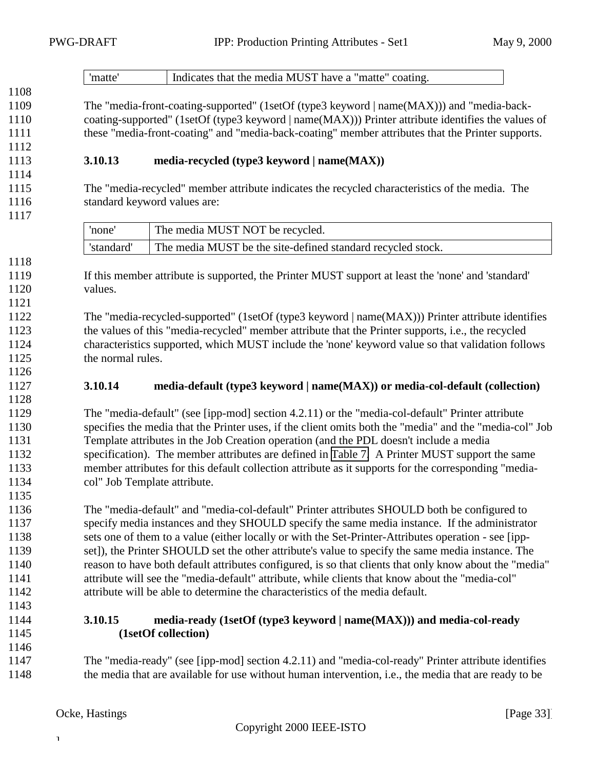| 'matte' | Indicates that the media MUST have a "matte" coating. |
|---|---|

The "media-front-coating-supported" (1setOf (type3 keyword | name(MAX))) and "media-back-coating-supported" (1setOf (type3 keyword | name(MAX))) Printer attribute identifies the values of these "media-front-coating" and "media-back-coating" member attributes that the Printer supports.

### 3.10.13 media-recycled (type3 keyword | name(MAX))

The "media-recycled" member attribute indicates the recycled characteristics of the media. The standard keyword values are:

| 'none' | The media MUST NOT be recycled. |
|---|---|
| 'standard' | The media MUST be the site-defined standard recycled stock. |

If this member attribute is supported, the Printer MUST support at least the 'none' and 'standard' values.

The "media-recycled-supported" (1setOf (type3 keyword | name(MAX))) Printer attribute identifies the values of this "media-recycled" member attribute that the Printer supports, i.e., the recycled characteristics supported, which MUST include the 'none' keyword value so that validation follows the normal rules.

### 3.10.14 media-default (type3 keyword | name(MAX)) or media-col-default (collection)

The "media-default" (see [ipp-mod] section 4.2.11) or the "media-col-default" Printer attribute specifies the media that the Printer uses, if the client omits both the "media" and the "media-col" Job Template attributes in the Job Creation operation (and the PDL doesn't include a media specification). The member attributes are defined in Table 7. A Printer MUST support the same member attributes for this default collection attribute as it supports for the corresponding "media-col" Job Template attribute.

The "media-default" and "media-col-default" Printer attributes SHOULD both be configured to specify media instances and they SHOULD specify the same media instance. If the administrator sets one of them to a value (either locally or with the Set-Printer-Attributes operation - see [ipp-set]), the Printer SHOULD set the other attribute's value to specify the same media instance. The reason to have both default attributes configured, is so that clients that only know about the "media" attribute will see the "media-default" attribute, while clients that know about the "media-col" attribute will be able to determine the characteristics of the media default.

### 3.10.15 media-ready (1setOf (type3 keyword | name(MAX))) and media-col-ready (1setOf collection)

The "media-ready" (see [ipp-mod] section 4.2.11) and "media-col-ready" Printer attribute identifies the media that are available for use without human intervention, i.e., the media that are ready to be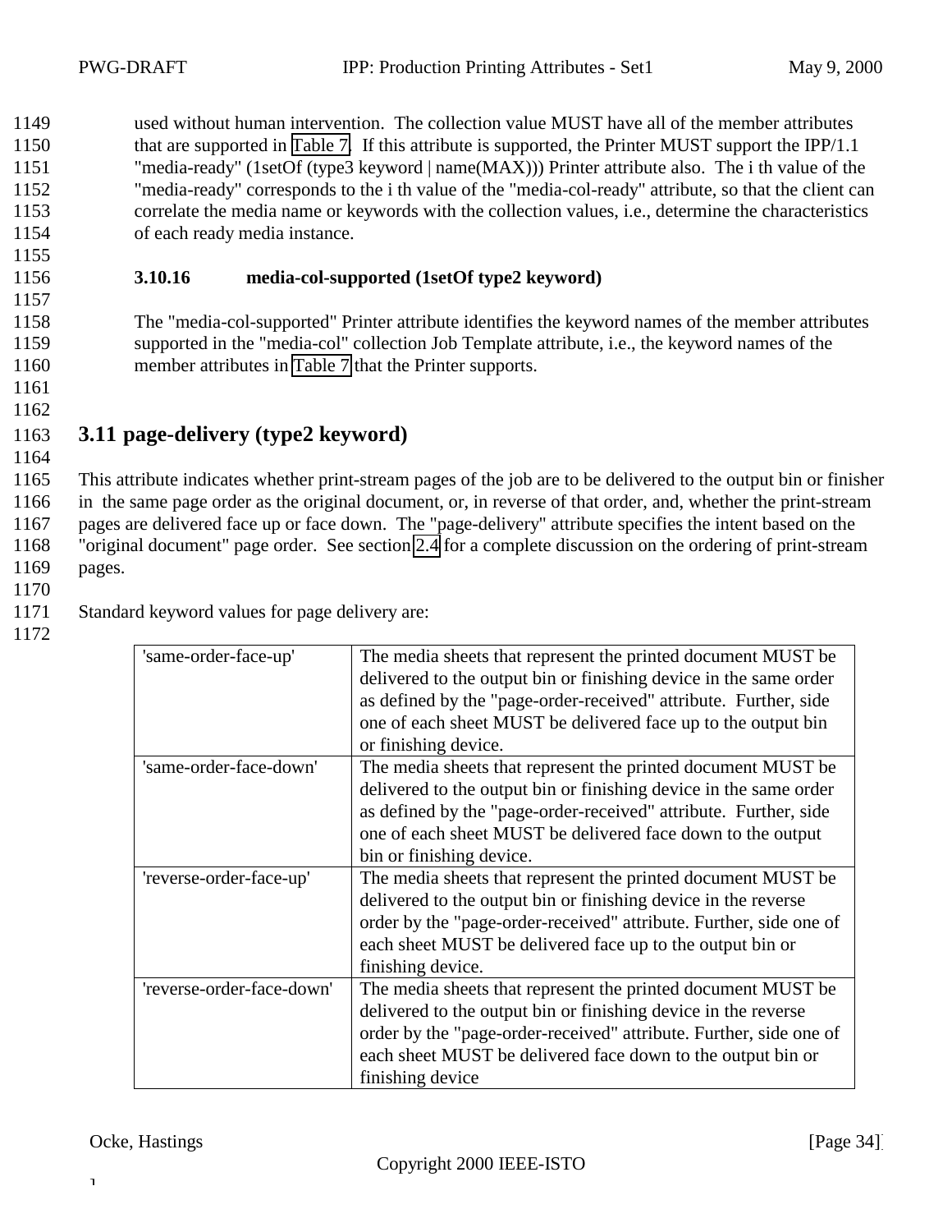used without human intervention. The collection value MUST have all of the member attributes that are supported in Table 7. If this attribute is supported, the Printer MUST support the IPP/1.1 "media-ready" (1setOf (type3 keyword | name(MAX))) Printer attribute also. The i th value of the "media-ready" corresponds to the i th value of the "media-col-ready" attribute, so that the client can correlate the media name or keywords with the collection values, i.e., determine the characteristics of each ready media instance.

#### 3.10.16 media-col-supported (1setOf type2 keyword)

The "media-col-supported" Printer attribute identifies the keyword names of the member attributes supported in the "media-col" collection Job Template attribute, i.e., the keyword names of the member attributes in Table 7 that the Printer supports.

## 3.11 page-delivery (type2 keyword)

This attribute indicates whether print-stream pages of the job are to be delivered to the output bin or finisher in the same page order as the original document, or, in reverse of that order, and, whether the print-stream pages are delivered face up or face down. The "page-delivery" attribute specifies the intent based on the "original document" page order. See section 2.4 for a complete discussion on the ordering of print-stream pages.

Standard keyword values for page delivery are:

| | |
|---|---|
| 'same-order-face-up' | The media sheets that represent the printed document MUST be delivered to the output bin or finishing device in the same order as defined by the "page-order-received" attribute. Further, side one of each sheet MUST be delivered face up to the output bin or finishing device. |
| 'same-order-face-down' | The media sheets that represent the printed document MUST be delivered to the output bin or finishing device in the same order as defined by the "page-order-received" attribute. Further, side one of each sheet MUST be delivered face down to the output bin or finishing device. |
| 'reverse-order-face-up' | The media sheets that represent the printed document MUST be delivered to the output bin or finishing device in the reverse order by the "page-order-received" attribute. Further, side one of each sheet MUST be delivered face up to the output bin or finishing device. |
| 'reverse-order-face-down' | The media sheets that represent the printed document MUST be delivered to the output bin or finishing device in the reverse order by the "page-order-received" attribute. Further, side one of each sheet MUST be delivered face down to the output bin or finishing device |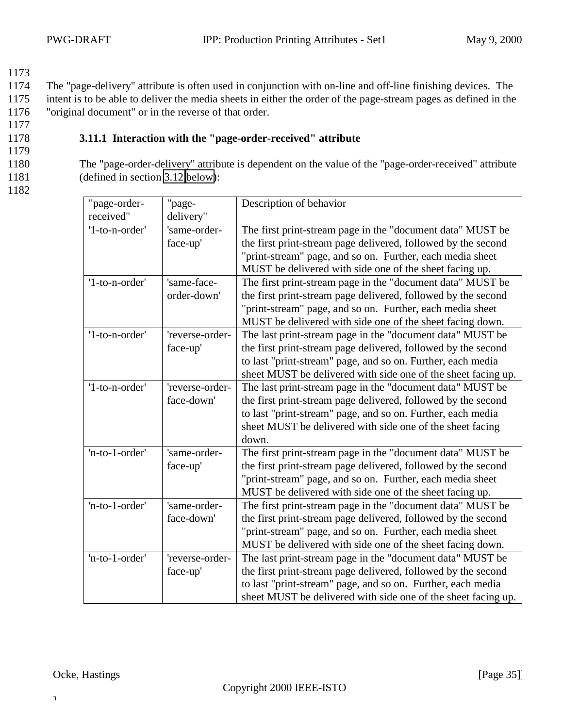The "page-delivery" attribute is often used in conjunction with on-line and off-line finishing devices. The intent is to be able to deliver the media sheets in either the order of the page-stream pages as defined in the "original document" or in the reverse of that order.

### 3.11.1 Interaction with the "page-order-received" attribute

The "page-order-delivery" attribute is dependent on the value of the "page-order-received" attribute (defined in section 3.12 below):

| "page-order-received" | "page-delivery" | Description of behavior |
|---|---|---|
| '1-to-n-order' | 'same-order-face-up' | The first print-stream page in the "document data" MUST be the first print-stream page delivered, followed by the second "print-stream" page, and so on. Further, each media sheet MUST be delivered with side one of the sheet facing up. |
| '1-to-n-order' | 'same-face-order-down' | The first print-stream page in the "document data" MUST be the first print-stream page delivered, followed by the second "print-stream" page, and so on. Further, each media sheet MUST be delivered with side one of the sheet facing down. |
| '1-to-n-order' | 'reverse-order-face-up' | The last print-stream page in the "document data" MUST be the first print-stream page delivered, followed by the second to last "print-stream" page, and so on. Further, each media sheet MUST be delivered with side one of the sheet facing up. |
| '1-to-n-order' | 'reverse-order-face-down' | The last print-stream page in the "document data" MUST be the first print-stream page delivered, followed by the second to last "print-stream" page, and so on. Further, each media sheet MUST be delivered with side one of the sheet facing down. |
| 'n-to-1-order' | 'same-order-face-up' | The first print-stream page in the "document data" MUST be the first print-stream page delivered, followed by the second "print-stream" page, and so on. Further, each media sheet MUST be delivered with side one of the sheet facing up. |
| 'n-to-1-order' | 'same-order-face-down' | The first print-stream page in the "document data" MUST be the first print-stream page delivered, followed by the second "print-stream" page, and so on. Further, each media sheet MUST be delivered with side one of the sheet facing down. |
| 'n-to-1-order' | 'reverse-order-face-up' | The last print-stream page in the "document data" MUST be the first print-stream page delivered, followed by the second to last "print-stream" page, and so on. Further, each media sheet MUST be delivered with side one of the sheet facing up. |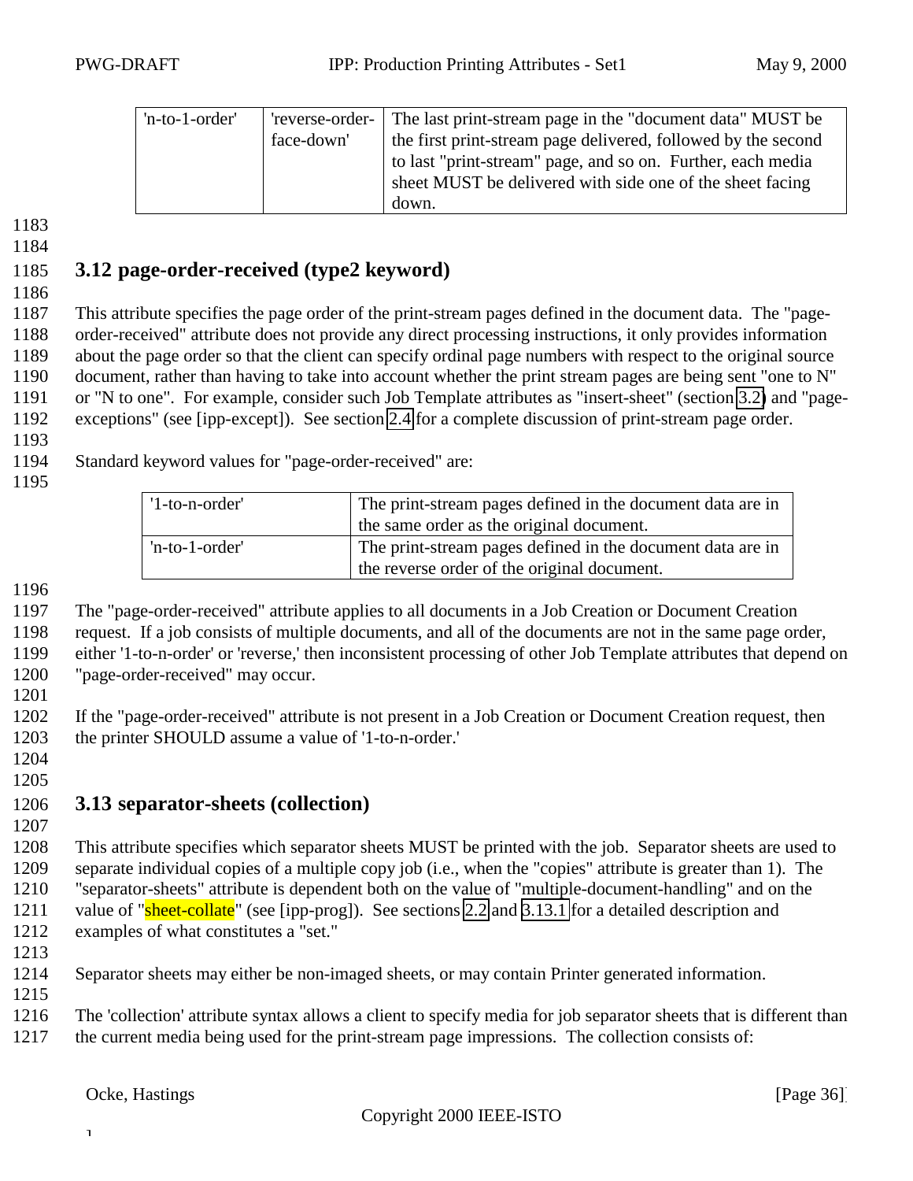| 'n-to-1-order' | 'reverse-order-face-down' | The last print-stream page in the "document data" MUST be the first print-stream page delivered, followed by the second to last "print-stream" page, and so on. Further, each media sheet MUST be delivered with side one of the sheet facing down. |
|---|---|---|

## 3.12 page-order-received (type2 keyword)

This attribute specifies the page order of the print-stream pages defined in the document data. The "page-order-received" attribute does not provide any direct processing instructions, it only provides information about the page order so that the client can specify ordinal page numbers with respect to the original source document, rather than having to take into account whether the print stream pages are being sent "one to N" or "N to one". For example, consider such Job Template attributes as "insert-sheet" (section 3.2) and "page-exceptions" (see [ipp-except]). See section 2.4 for a complete discussion of print-stream page order.

Standard keyword values for "page-order-received" are:

| '1-to-n-order' | The print-stream pages defined in the document data are in the same order as the original document. |
|---|---|
| 'n-to-1-order' | The print-stream pages defined in the document data are in the reverse order of the original document. |

The "page-order-received" attribute applies to all documents in a Job Creation or Document Creation request. If a job consists of multiple documents, and all of the documents are not in the same page order, either '1-to-n-order' or 'reverse,' then inconsistent processing of other Job Template attributes that depend on "page-order-received" may occur.

If the "page-order-received" attribute is not present in a Job Creation or Document Creation request, then the printer SHOULD assume a value of '1-to-n-order.'

## 3.13 separator-sheets (collection)

This attribute specifies which separator sheets MUST be printed with the job. Separator sheets are used to separate individual copies of a multiple copy job (i.e., when the "copies" attribute is greater than 1). The "separator-sheets" attribute is dependent both on the value of "multiple-document-handling" and on the value of "sheet-collate" (see [ipp-prog]). See sections 2.2 and 3.13.1 for a detailed description and examples of what constitutes a "set."

Separator sheets may either be non-imaged sheets, or may contain Printer generated information.

The 'collection' attribute syntax allows a client to specify media for job separator sheets that is different than the current media being used for the print-stream page impressions. The collection consists of: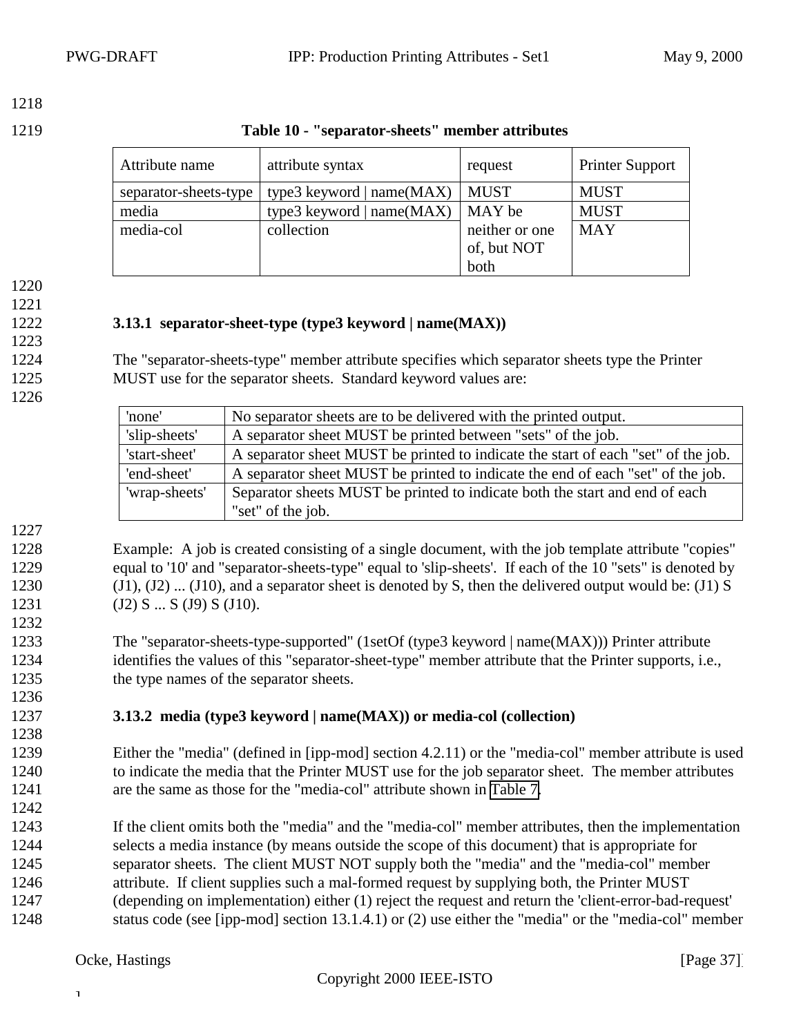**Table 10 - "separator-sheets" member attributes**

| Attribute name | attribute syntax | request | Printer Support |
|---|---|---|---|
| separator-sheets-type | type3 keyword \| name(MAX) | MUST | MUST |
| media | type3 keyword \| name(MAX) | MAY be neither or one of, but NOT both | MUST |
| media-col | collection | | MAY |

### 3.13.1 separator-sheet-type (type3 keyword | name(MAX))

The "separator-sheets-type" member attribute specifies which separator sheets type the Printer MUST use for the separator sheets. Standard keyword values are:

| | |
|---|---|
| 'none' | No separator sheets are to be delivered with the printed output. |
| 'slip-sheets' | A separator sheet MUST be printed between "sets" of the job. |
| 'start-sheet' | A separator sheet MUST be printed to indicate the start of each "set" of the job. |
| 'end-sheet' | A separator sheet MUST be printed to indicate the end of each "set" of the job. |
| 'wrap-sheets' | Separator sheets MUST be printed to indicate both the start and end of each "set" of the job. |

Example: A job is created consisting of a single document, with the job template attribute "copies" equal to '10' and "separator-sheets-type" equal to 'slip-sheets'. If each of the 10 "sets" is denoted by (J1), (J2) ... (J10), and a separator sheet is denoted by S, then the delivered output would be: (J1) S (J2) S ... S (J9) S (J10).

The "separator-sheets-type-supported" (1setOf (type3 keyword | name(MAX))) Printer attribute identifies the values of this "separator-sheet-type" member attribute that the Printer supports, i.e., the type names of the separator sheets.

### 3.13.2 media (type3 keyword | name(MAX)) or media-col (collection)

Either the "media" (defined in [ipp-mod] section 4.2.11) or the "media-col" member attribute is used to indicate the media that the Printer MUST use for the job separator sheet. The member attributes are the same as those for the "media-col" attribute shown in Table 7.

If the client omits both the "media" and the "media-col" member attributes, then the implementation selects a media instance (by means outside the scope of this document) that is appropriate for separator sheets. The client MUST NOT supply both the "media" and the "media-col" member attribute. If client supplies such a mal-formed request by supplying both, the Printer MUST (depending on implementation) either (1) reject the request and return the 'client-error-bad-request' status code (see [ipp-mod] section 13.1.4.1) or (2) use either the "media" or the "media-col" member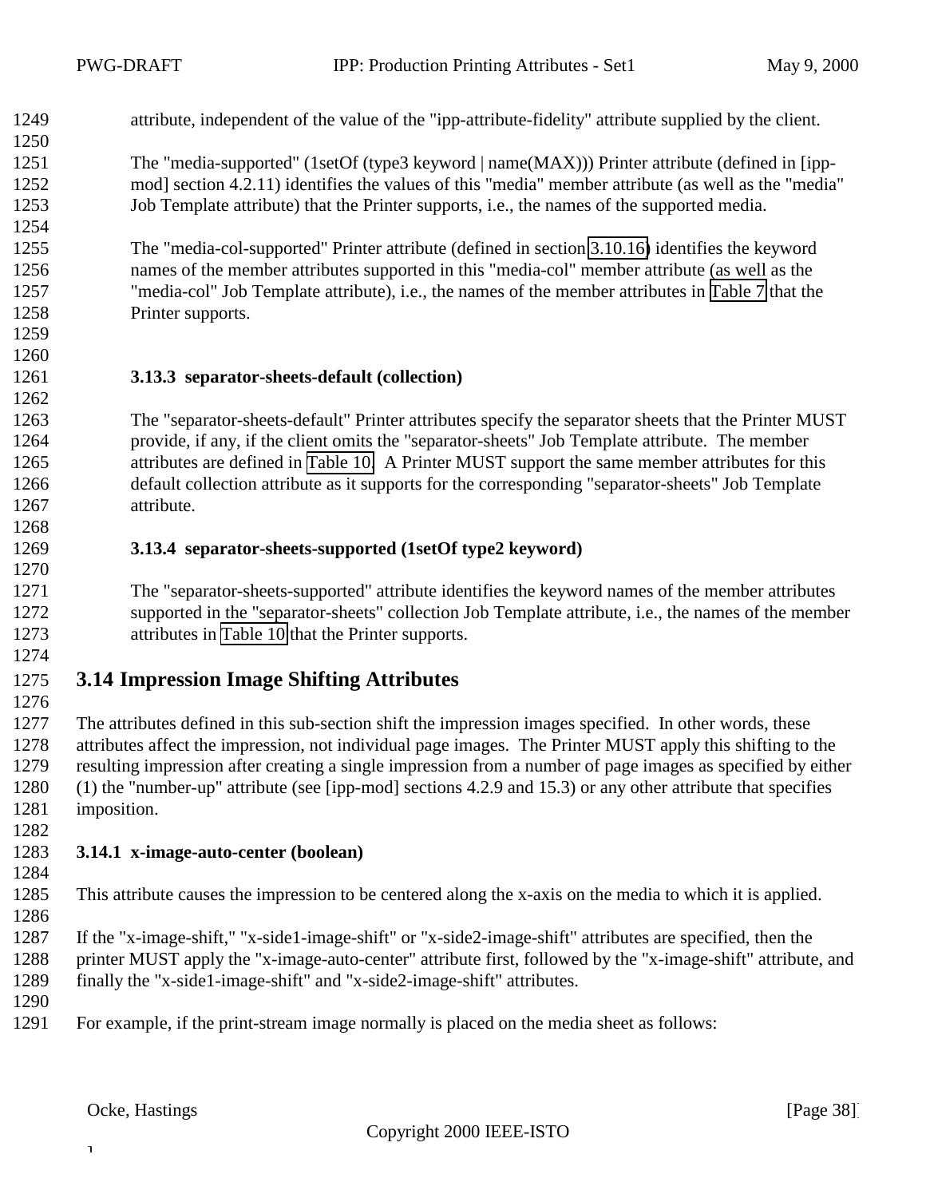attribute, independent of the value of the "ipp-attribute-fidelity" attribute supplied by the client.

The "media-supported" (1setOf (type3 keyword | name(MAX))) Printer attribute (defined in [ipp-mod] section 4.2.11) identifies the values of this "media" member attribute (as well as the "media" Job Template attribute) that the Printer supports, i.e., the names of the supported media.

The "media-col-supported" Printer attribute (defined in section 3.10.16) identifies the keyword names of the member attributes supported in this "media-col" member attribute (as well as the "media-col" Job Template attribute), i.e., the names of the member attributes in Table 7 that the Printer supports.

#### 3.13.3 separator-sheets-default (collection)

The "separator-sheets-default" Printer attributes specify the separator sheets that the Printer MUST provide, if any, if the client omits the "separator-sheets" Job Template attribute. The member attributes are defined in Table 10. A Printer MUST support the same member attributes for this default collection attribute as it supports for the corresponding "separator-sheets" Job Template attribute.

#### 3.13.4 separator-sheets-supported (1setOf type2 keyword)

The "separator-sheets-supported" attribute identifies the keyword names of the member attributes supported in the "separator-sheets" collection Job Template attribute, i.e., the names of the member attributes in Table 10 that the Printer supports.

## 3.14 Impression Image Shifting Attributes

The attributes defined in this sub-section shift the impression images specified. In other words, these attributes affect the impression, not individual page images. The Printer MUST apply this shifting to the resulting impression after creating a single impression from a number of page images as specified by either (1) the "number-up" attribute (see [ipp-mod] sections 4.2.9 and 15.3) or any other attribute that specifies imposition.

### 3.14.1 x-image-auto-center (boolean)

This attribute causes the impression to be centered along the x-axis on the media to which it is applied.

If the "x-image-shift," "x-side1-image-shift" or "x-side2-image-shift" attributes are specified, then the printer MUST apply the "x-image-auto-center" attribute first, followed by the "x-image-shift" attribute, and finally the "x-side1-image-shift" and "x-side2-image-shift" attributes.

For example, if the print-stream image normally is placed on the media sheet as follows: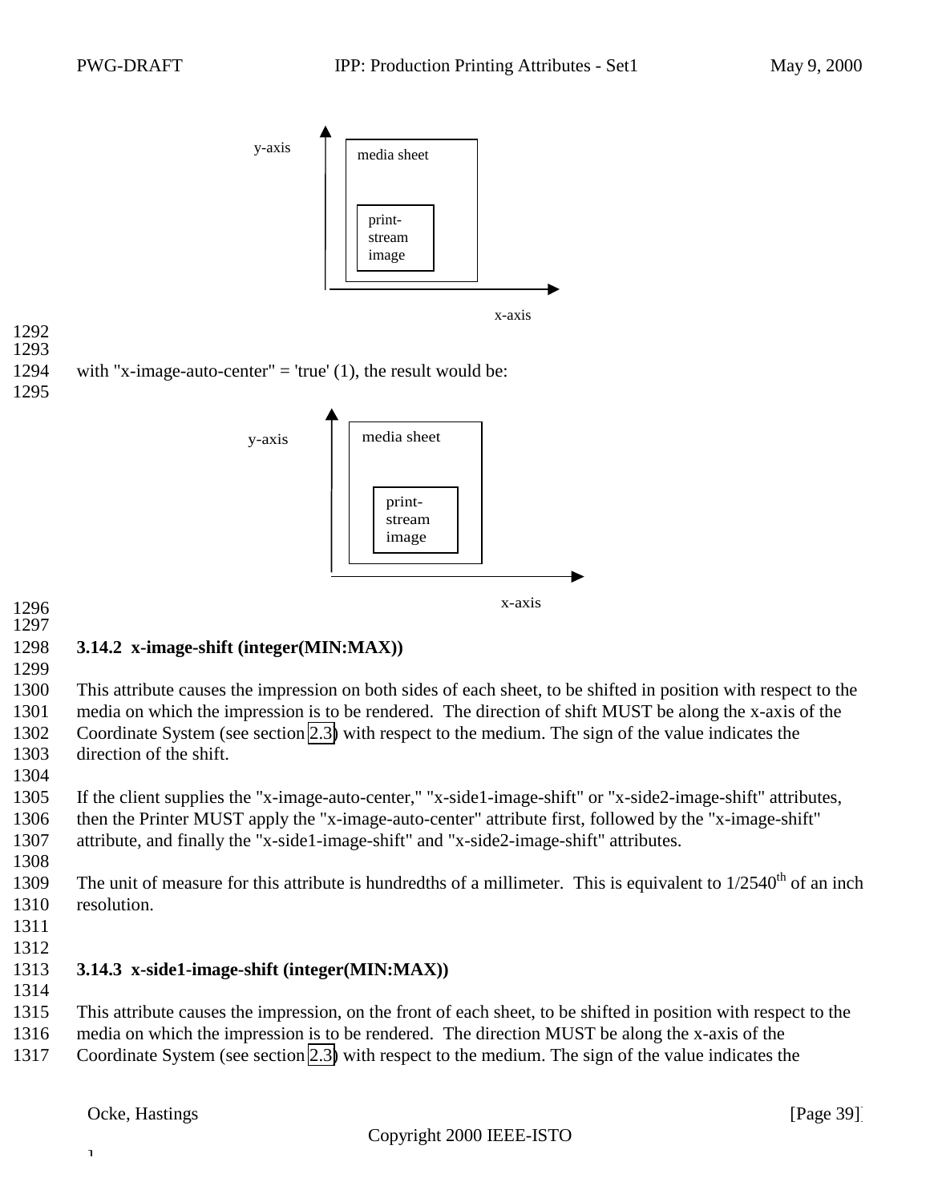with "x-image-auto-center" = 'true' (1), the result would be:

### 3.14.2 x-image-shift (integer(MIN:MAX))

This attribute causes the impression on both sides of each sheet, to be shifted in position with respect to the media on which the impression is to be rendered. The direction of shift MUST be along the x-axis of the Coordinate System (see section 2.3) with respect to the medium. The sign of the value indicates the direction of the shift.

If the client supplies the "x-image-auto-center," "x-side1-image-shift" or "x-side2-image-shift" attributes, then the Printer MUST apply the "x-image-auto-center" attribute first, followed by the "x-image-shift" attribute, and finally the "x-side1-image-shift" and "x-side2-image-shift" attributes.

The unit of measure for this attribute is hundredths of a millimeter. This is equivalent to 1/2540th of an inch resolution.

### 3.14.3 x-side1-image-shift (integer(MIN:MAX))

This attribute causes the impression, on the front of each sheet, to be shifted in position with respect to the media on which the impression is to be rendered. The direction MUST be along the x-axis of the Coordinate System (see section 2.3) with respect to the medium. The sign of the value indicates the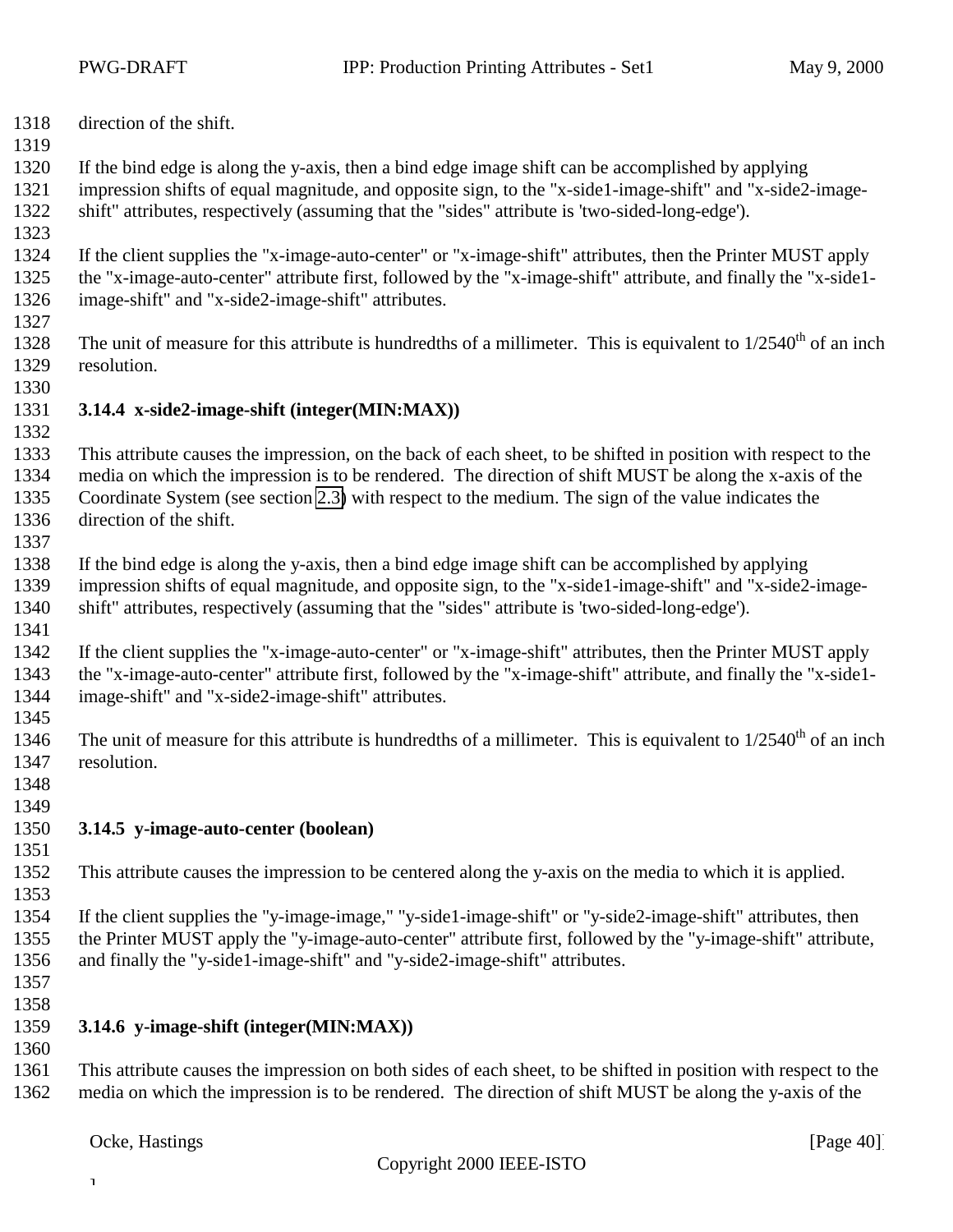direction of the shift.

If the bind edge is along the y-axis, then a bind edge image shift can be accomplished by applying impression shifts of equal magnitude, and opposite sign, to the "x-side1-image-shift" and "x-side2-image-shift" attributes, respectively (assuming that the "sides" attribute is 'two-sided-long-edge').

If the client supplies the "x-image-auto-center" or "x-image-shift" attributes, then the Printer MUST apply the "x-image-auto-center" attribute first, followed by the "x-image-shift" attribute, and finally the "x-side1-image-shift" and "x-side2-image-shift" attributes.

The unit of measure for this attribute is hundredths of a millimeter. This is equivalent to 1/2540th of an inch resolution.

### 3.14.4 x-side2-image-shift (integer(MIN:MAX))

This attribute causes the impression, on the back of each sheet, to be shifted in position with respect to the media on which the impression is to be rendered. The direction of shift MUST be along the x-axis of the Coordinate System (see section 2.3) with respect to the medium. The sign of the value indicates the direction of the shift.

If the bind edge is along the y-axis, then a bind edge image shift can be accomplished by applying impression shifts of equal magnitude, and opposite sign, to the "x-side1-image-shift" and "x-side2-image-shift" attributes, respectively (assuming that the "sides" attribute is 'two-sided-long-edge').

If the client supplies the "x-image-auto-center" or "x-image-shift" attributes, then the Printer MUST apply the "x-image-auto-center" attribute first, followed by the "x-image-shift" attribute, and finally the "x-side1-image-shift" and "x-side2-image-shift" attributes.

The unit of measure for this attribute is hundredths of a millimeter. This is equivalent to 1/2540th of an inch resolution.

### 3.14.5 y-image-auto-center (boolean)

This attribute causes the impression to be centered along the y-axis on the media to which it is applied.

If the client supplies the "y-image-image," "y-side1-image-shift" or "y-side2-image-shift" attributes, then the Printer MUST apply the "y-image-auto-center" attribute first, followed by the "y-image-shift" attribute, and finally the "y-side1-image-shift" and "y-side2-image-shift" attributes.

### 3.14.6 y-image-shift (integer(MIN:MAX))

This attribute causes the impression on both sides of each sheet, to be shifted in position with respect to the media on which the impression is to be rendered. The direction of shift MUST be along the y-axis of the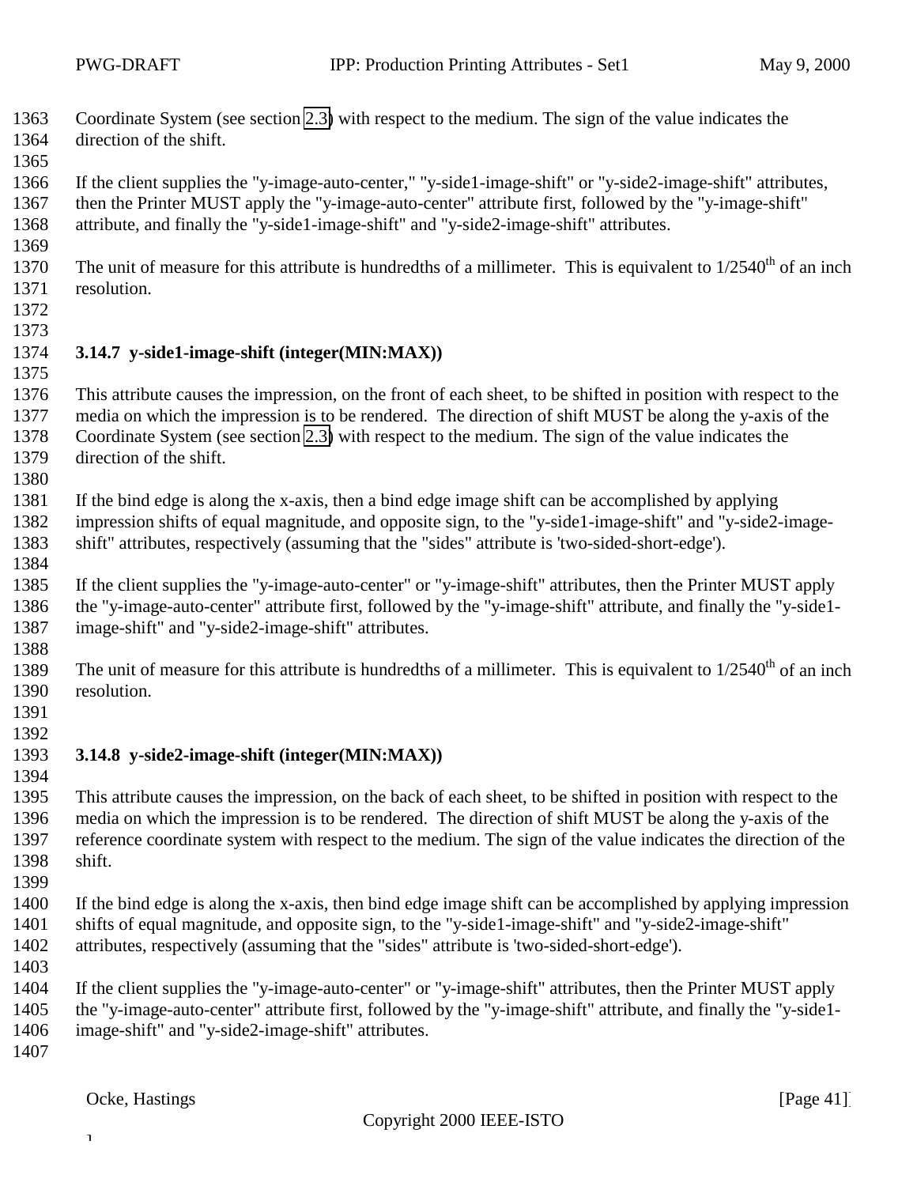Coordinate System (see section 2.3) with respect to the medium. The sign of the value indicates the direction of the shift.

If the client supplies the "y-image-auto-center," "y-side1-image-shift" or "y-side2-image-shift" attributes, then the Printer MUST apply the "y-image-auto-center" attribute first, followed by the "y-image-shift" attribute, and finally the "y-side1-image-shift" and "y-side2-image-shift" attributes.

The unit of measure for this attribute is hundredths of a millimeter. This is equivalent to 1/2540$^{th}$ of an inch resolution.

### 3.14.7 y-side1-image-shift (integer(MIN:MAX))

This attribute causes the impression, on the front of each sheet, to be shifted in position with respect to the media on which the impression is to be rendered. The direction of shift MUST be along the y-axis of the Coordinate System (see section 2.3) with respect to the medium. The sign of the value indicates the direction of the shift.

If the bind edge is along the x-axis, then a bind edge image shift can be accomplished by applying impression shifts of equal magnitude, and opposite sign, to the "y-side1-image-shift" and "y-side2-image-shift" attributes, respectively (assuming that the "sides" attribute is 'two-sided-short-edge').

If the client supplies the "y-image-auto-center" or "y-image-shift" attributes, then the Printer MUST apply the "y-image-auto-center" attribute first, followed by the "y-image-shift" attribute, and finally the "y-side1-image-shift" and "y-side2-image-shift" attributes.

The unit of measure for this attribute is hundredths of a millimeter. This is equivalent to 1/2540$^{th}$ of an inch resolution.

### 3.14.8 y-side2-image-shift (integer(MIN:MAX))

This attribute causes the impression, on the back of each sheet, to be shifted in position with respect to the media on which the impression is to be rendered. The direction of shift MUST be along the y-axis of the reference coordinate system with respect to the medium. The sign of the value indicates the direction of the shift.

If the bind edge is along the x-axis, then bind edge image shift can be accomplished by applying impression shifts of equal magnitude, and opposite sign, to the "y-side1-image-shift" and "y-side2-image-shift" attributes, respectively (assuming that the "sides" attribute is 'two-sided-short-edge').

If the client supplies the "y-image-auto-center" or "y-image-shift" attributes, then the Printer MUST apply the "y-image-auto-center" attribute first, followed by the "y-image-shift" attribute, and finally the "y-side1-image-shift" and "y-side2-image-shift" attributes.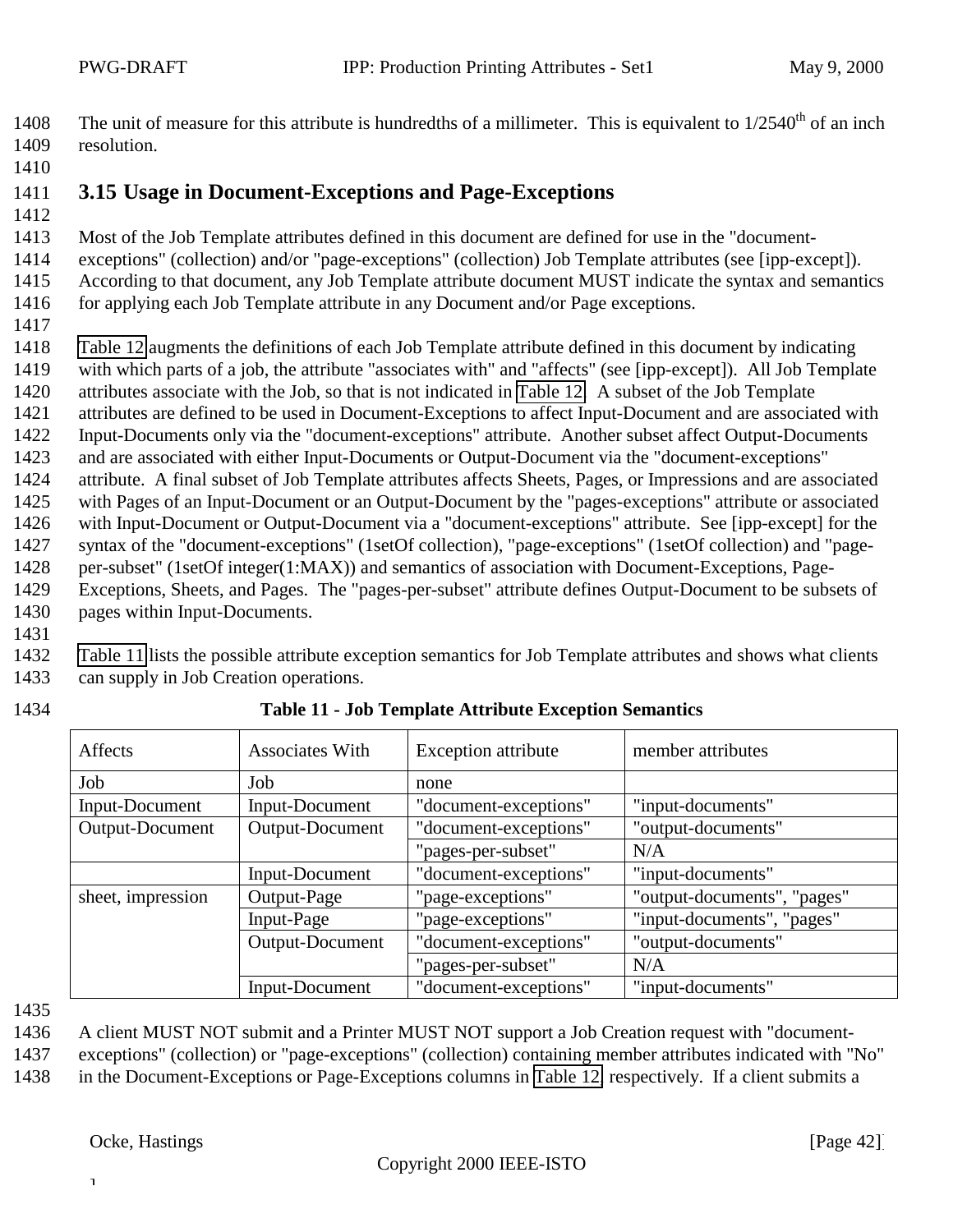The unit of measure for this attribute is hundredths of a millimeter. This is equivalent to 1/2540th of an inch resolution.

## 3.15 Usage in Document-Exceptions and Page-Exceptions

Most of the Job Template attributes defined in this document are defined for use in the "document-exceptions" (collection) and/or "page-exceptions" (collection) Job Template attributes (see [ipp-except]). According to that document, any Job Template attribute document MUST indicate the syntax and semantics for applying each Job Template attribute in any Document and/or Page exceptions.

Table 12 augments the definitions of each Job Template attribute defined in this document by indicating with which parts of a job, the attribute "associates with" and "affects" (see [ipp-except]). All Job Template attributes associate with the Job, so that is not indicated in Table 12. A subset of the Job Template attributes are defined to be used in Document-Exceptions to affect Input-Document and are associated with Input-Documents only via the "document-exceptions" attribute. Another subset affect Output-Documents and are associated with either Input-Documents or Output-Document via the "document-exceptions" attribute. A final subset of Job Template attributes affects Sheets, Pages, or Impressions and are associated with Pages of an Input-Document or an Output-Document by the "pages-exceptions" attribute or associated with Input-Document or Output-Document via a "document-exceptions" attribute. See [ipp-except] for the syntax of the "document-exceptions" (1setOf collection), "page-exceptions" (1setOf collection) and "page-per-subset" (1setOf integer(1:MAX)) and semantics of association with Document-Exceptions, Page-Exceptions, Sheets, and Pages. The "pages-per-subset" attribute defines Output-Document to be subsets of pages within Input-Documents.

Table 11 lists the possible attribute exception semantics for Job Template attributes and shows what clients can supply in Job Creation operations.

**Table 11 - Job Template Attribute Exception Semantics**

| Affects | Associates With | Exception attribute | member attributes |
|---|---|---|---|
| Job | Job | none | |
| Input-Document | Input-Document | "document-exceptions" | "input-documents" |
| Output-Document | Output-Document | "document-exceptions" | "output-documents" |
| | | "pages-per-subset" | N/A |
| | Input-Document | "document-exceptions" | "input-documents" |
| sheet, impression | Output-Page | "page-exceptions" | "output-documents", "pages" |
| | Input-Page | "page-exceptions" | "input-documents", "pages" |
| | Output-Document | "document-exceptions" | "output-documents" |
| | | "pages-per-subset" | N/A |
| | Input-Document | "document-exceptions" | "input-documents" |

A client MUST NOT submit and a Printer MUST NOT support a Job Creation request with "document-exceptions" (collection) or "page-exceptions" (collection) containing member attributes indicated with "No" in the Document-Exceptions or Page-Exceptions columns in Table 12, respectively. If a client submits a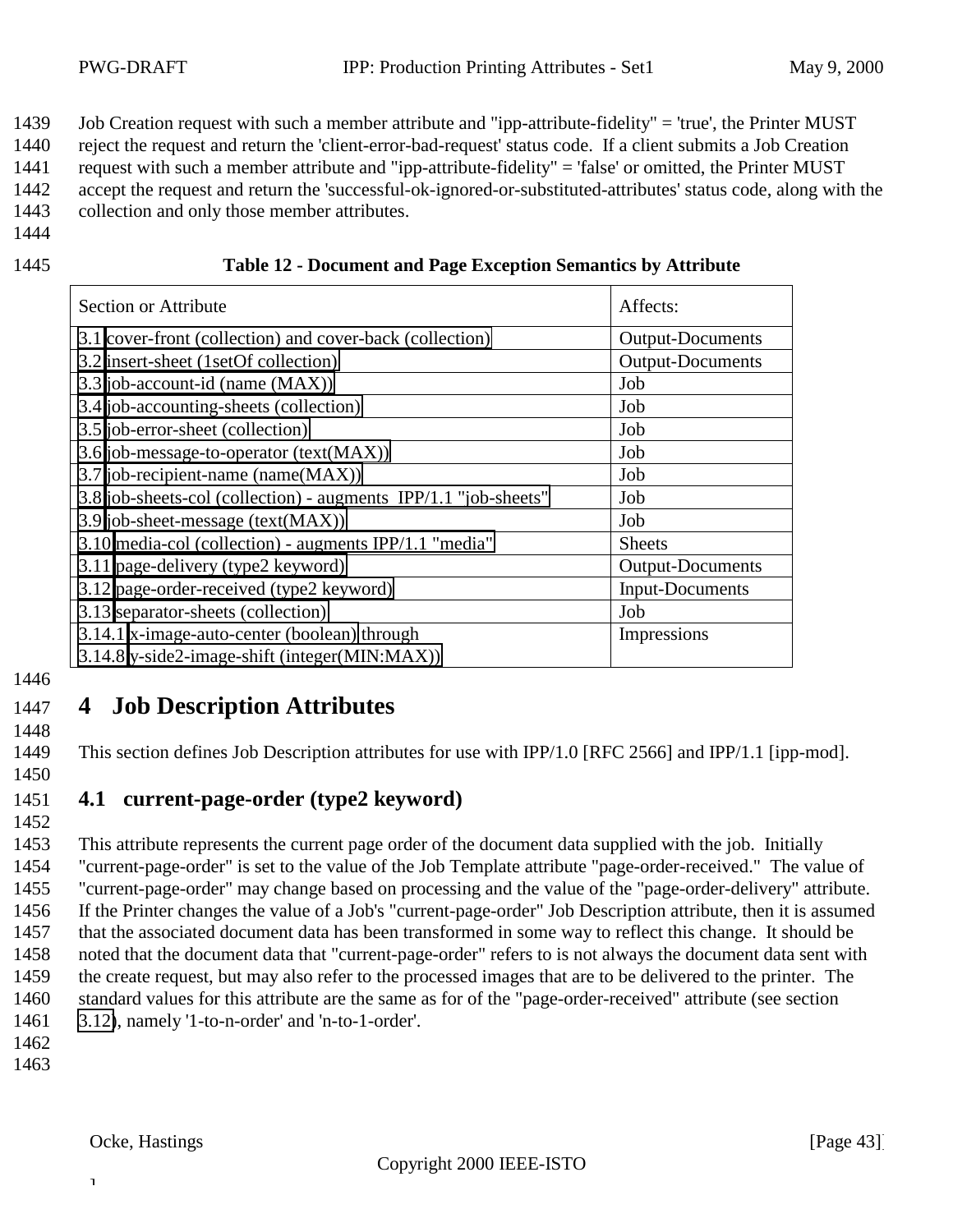Job Creation request with such a member attribute and "ipp-attribute-fidelity" = 'true', the Printer MUST reject the request and return the 'client-error-bad-request' status code. If a client submits a Job Creation request with such a member attribute and "ipp-attribute-fidelity" = 'false' or omitted, the Printer MUST accept the request and return the 'successful-ok-ignored-or-substituted-attributes' status code, along with the collection and only those member attributes.

**Table 12 - Document and Page Exception Semantics by Attribute**

| Section or Attribute | Affects: |
|---|---|
| 3.1 cover-front (collection) and cover-back (collection) | Output-Documents |
| 3.2 insert-sheet (1setOf collection) | Output-Documents |
| 3.3 job-account-id (name (MAX)) | Job |
| 3.4 job-accounting-sheets (collection) | Job |
| 3.5 job-error-sheet (collection) | Job |
| 3.6 job-message-to-operator (text(MAX)) | Job |
| 3.7 job-recipient-name (name(MAX)) | Job |
| 3.8 job-sheets-col (collection) - augments IPP/1.1 "job-sheets" | Job |
| 3.9 job-sheet-message (text(MAX)) | Job |
| 3.10 media-col (collection) - augments IPP/1.1 "media" | Sheets |
| 3.11 page-delivery (type2 keyword) | Output-Documents |
| 3.12 page-order-received (type2 keyword) | Input-Documents |
| 3.13 separator-sheets (collection) | Job |
| 3.14.1 x-image-auto-center (boolean) through 3.14.8 y-side2-image-shift (integer(MIN:MAX)) | Impressions |

# 4 Job Description Attributes

This section defines Job Description attributes for use with IPP/1.0 [RFC 2566] and IPP/1.1 [ipp-mod].

## 4.1 current-page-order (type2 keyword)

This attribute represents the current page order of the document data supplied with the job. Initially "current-page-order" is set to the value of the Job Template attribute "page-order-received." The value of "current-page-order" may change based on processing and the value of the "page-order-delivery" attribute. If the Printer changes the value of a Job's "current-page-order" Job Description attribute, then it is assumed that the associated document data has been transformed in some way to reflect this change. It should be noted that the document data that "current-page-order" refers to is not always the document data sent with the create request, but may also refer to the processed images that are to be delivered to the printer. The standard values for this attribute are the same as for of the "page-order-received" attribute (see section 3.12), namely '1-to-n-order' and 'n-to-1-order'.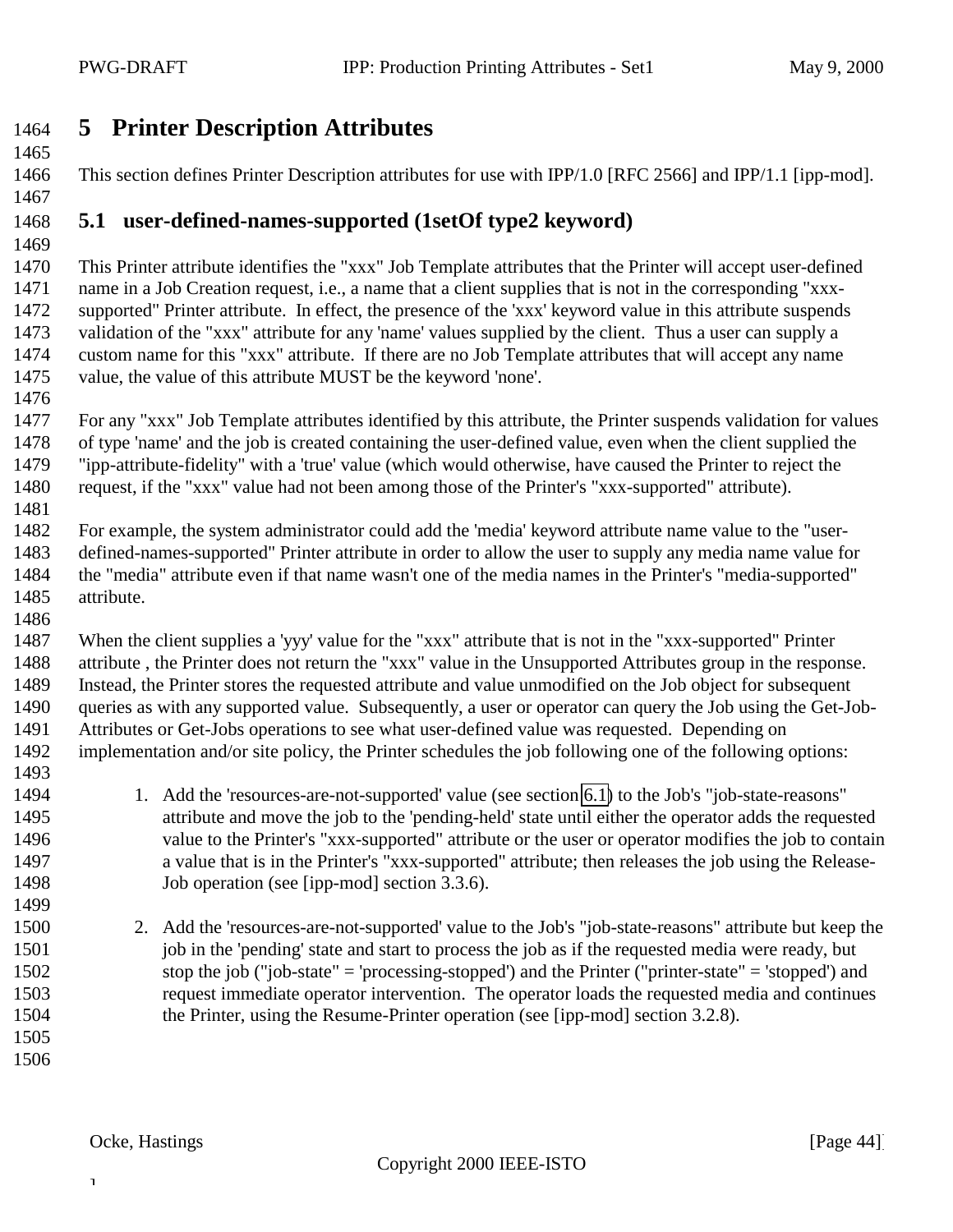# 5 Printer Description Attributes

This section defines Printer Description attributes for use with IPP/1.0 [RFC 2566] and IPP/1.1 [ipp-mod].

## 5.1 user-defined-names-supported (1setOf type2 keyword)

This Printer attribute identifies the "xxx" Job Template attributes that the Printer will accept user-defined name in a Job Creation request, i.e., a name that a client supplies that is not in the corresponding "xxx-supported" Printer attribute. In effect, the presence of the 'xxx' keyword value in this attribute suspends validation of the "xxx" attribute for any 'name' values supplied by the client. Thus a user can supply a custom name for this "xxx" attribute. If there are no Job Template attributes that will accept any name value, the value of this attribute MUST be the keyword 'none'.

For any "xxx" Job Template attributes identified by this attribute, the Printer suspends validation for values of type 'name' and the job is created containing the user-defined value, even when the client supplied the "ipp-attribute-fidelity" with a 'true' value (which would otherwise, have caused the Printer to reject the request, if the "xxx" value had not been among those of the Printer's "xxx-supported" attribute).

For example, the system administrator could add the 'media' keyword attribute name value to the "user-defined-names-supported" Printer attribute in order to allow the user to supply any media name value for the "media" attribute even if that name wasn't one of the media names in the Printer's "media-supported" attribute.

When the client supplies a 'yyy' value for the "xxx" attribute that is not in the "xxx-supported" Printer attribute , the Printer does not return the "xxx" value in the Unsupported Attributes group in the response. Instead, the Printer stores the requested attribute and value unmodified on the Job object for subsequent queries as with any supported value. Subsequently, a user or operator can query the Job using the Get-Job-Attributes or Get-Jobs operations to see what user-defined value was requested. Depending on implementation and/or site policy, the Printer schedules the job following one of the following options:

1. Add the 'resources-are-not-supported' value (see section 6.1) to the Job's "job-state-reasons" attribute and move the job to the 'pending-held' state until either the operator adds the requested value to the Printer's "xxx-supported" attribute or the user or operator modifies the job to contain a value that is in the Printer's "xxx-supported" attribute; then releases the job using the Release-Job operation (see [ipp-mod] section 3.3.6).

2. Add the 'resources-are-not-supported' value to the Job's "job-state-reasons" attribute but keep the job in the 'pending' state and start to process the job as if the requested media were ready, but stop the job ("job-state" = 'processing-stopped') and the Printer ("printer-state" = 'stopped') and request immediate operator intervention. The operator loads the requested media and continues the Printer, using the Resume-Printer operation (see [ipp-mod] section 3.2.8).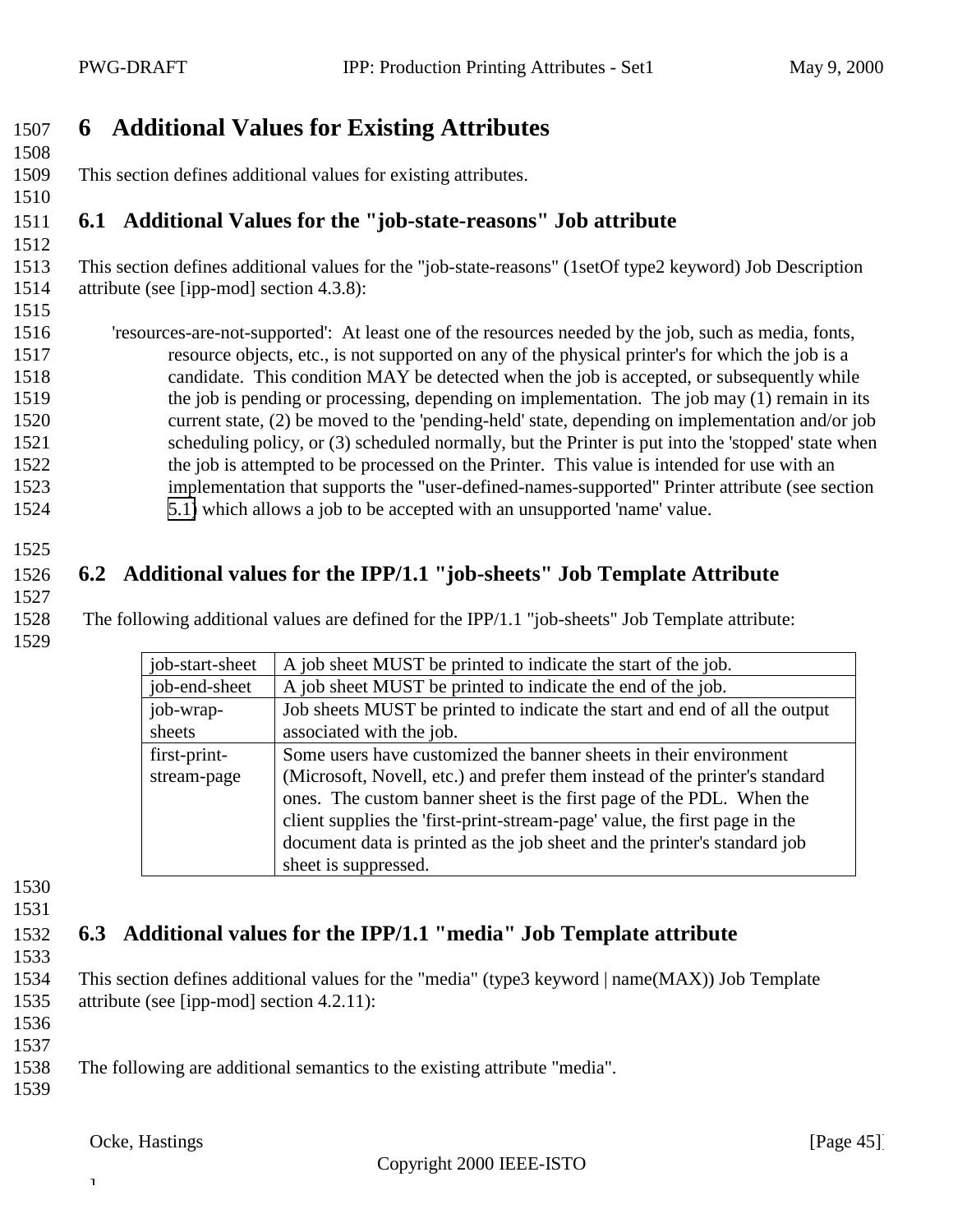# 6 Additional Values for Existing Attributes

This section defines additional values for existing attributes.

## 6.1 Additional Values for the "job-state-reasons" Job attribute

This section defines additional values for the "job-state-reasons" (1setOf type2 keyword) Job Description attribute (see [ipp-mod] section 4.3.8):

'resources-are-not-supported': At least one of the resources needed by the job, such as media, fonts, resource objects, etc., is not supported on any of the physical printer's for which the job is a candidate. This condition MAY be detected when the job is accepted, or subsequently while the job is pending or processing, depending on implementation. The job may (1) remain in its current state, (2) be moved to the 'pending-held' state, depending on implementation and/or job scheduling policy, or (3) scheduled normally, but the Printer is put into the 'stopped' state when the job is attempted to be processed on the Printer. This value is intended for use with an implementation that supports the "user-defined-names-supported" Printer attribute (see section 5.1) which allows a job to be accepted with an unsupported 'name' value.

## 6.2 Additional values for the IPP/1.1 "job-sheets" Job Template Attribute

The following additional values are defined for the IPP/1.1 "job-sheets" Job Template attribute:

| | |
|---|---|
| job-start-sheet | A job sheet MUST be printed to indicate the start of the job. |
| job-end-sheet | A job sheet MUST be printed to indicate the end of the job. |
| job-wrap-sheets | Job sheets MUST be printed to indicate the start and end of all the output associated with the job. |
| first-print-stream-page | Some users have customized the banner sheets in their environment (Microsoft, Novell, etc.) and prefer them instead of the printer's standard ones. The custom banner sheet is the first page of the PDL. When the client supplies the 'first-print-stream-page' value, the first page in the document data is printed as the job sheet and the printer's standard job sheet is suppressed. |

## 6.3 Additional values for the IPP/1.1 "media" Job Template attribute

This section defines additional values for the "media" (type3 keyword | name(MAX)) Job Template attribute (see [ipp-mod] section 4.2.11):

The following are additional semantics to the existing attribute "media".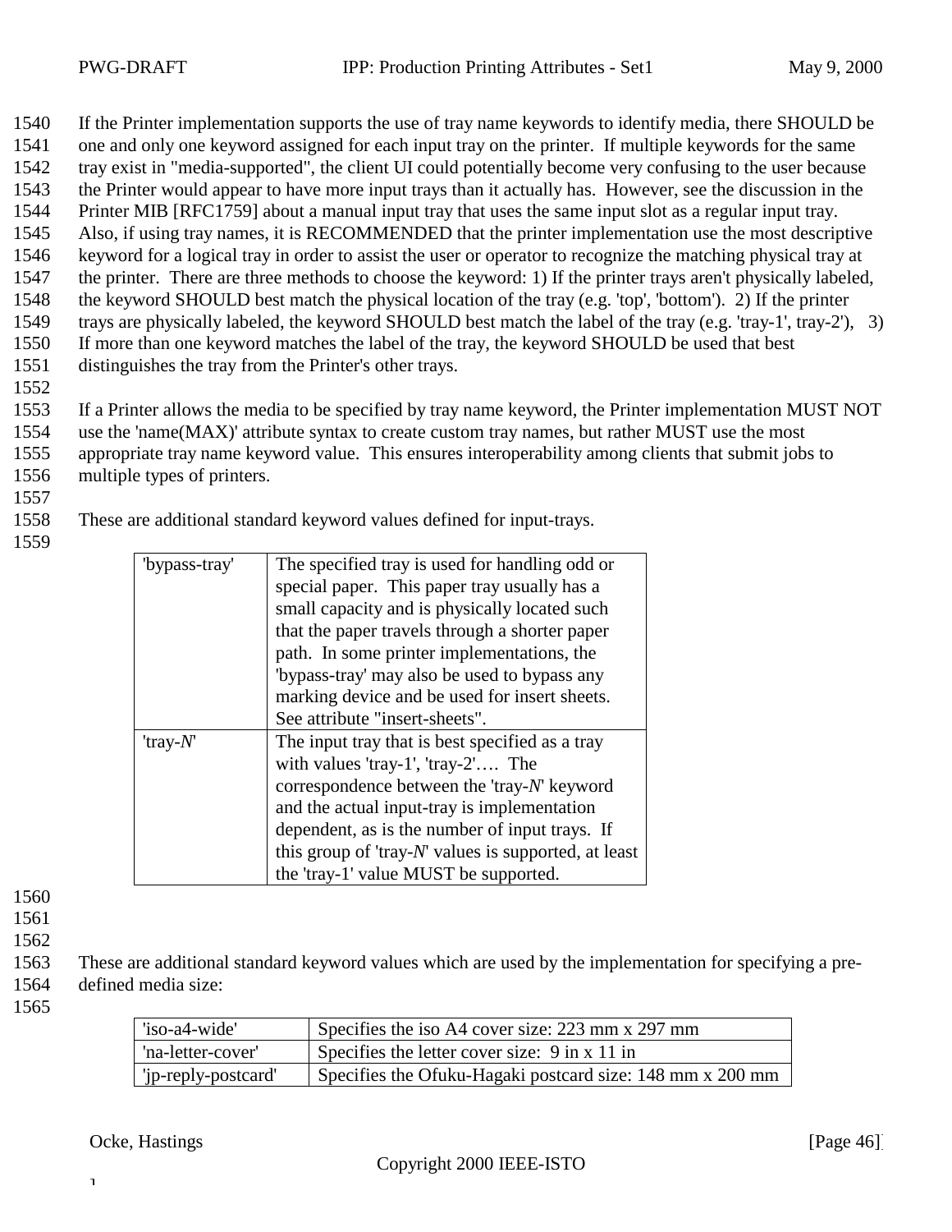If the Printer implementation supports the use of tray name keywords to identify media, there SHOULD be one and only one keyword assigned for each input tray on the printer. If multiple keywords for the same tray exist in "media-supported", the client UI could potentially become very confusing to the user because the Printer would appear to have more input trays than it actually has. However, see the discussion in the Printer MIB [RFC1759] about a manual input tray that uses the same input slot as a regular input tray. Also, if using tray names, it is RECOMMENDED that the printer implementation use the most descriptive keyword for a logical tray in order to assist the user or operator to recognize the matching physical tray at the printer. There are three methods to choose the keyword: 1) If the printer trays aren't physically labeled, the keyword SHOULD best match the physical location of the tray (e.g. 'top', 'bottom'). 2) If the printer trays are physically labeled, the keyword SHOULD best match the label of the tray (e.g. 'tray-1', tray-2'), 3) If more than one keyword matches the label of the tray, the keyword SHOULD be used that best distinguishes the tray from the Printer's other trays.

If a Printer allows the media to be specified by tray name keyword, the Printer implementation MUST NOT use the 'name(MAX)' attribute syntax to create custom tray names, but rather MUST use the most appropriate tray name keyword value. This ensures interoperability among clients that submit jobs to multiple types of printers.

These are additional standard keyword values defined for input-trays.

| | |
|---|---|
| 'bypass-tray' | The specified tray is used for handling odd or special paper. This paper tray usually has a small capacity and is physically located such that the paper travels through a shorter paper path. In some printer implementations, the 'bypass-tray' may also be used to bypass any marking device and be used for insert sheets. See attribute "insert-sheets". |
| 'tray-*N*' | The input tray that is best specified as a tray with values 'tray-1', 'tray-2'…. The correspondence between the 'tray-*N*' keyword and the actual input-tray is implementation dependent, as is the number of input trays. If this group of 'tray-*N*' values is supported, at least the 'tray-1' value MUST be supported. |

These are additional standard keyword values which are used by the implementation for specifying a pre-defined media size:

| | |
|---|---|
| 'iso-a4-wide' | Specifies the iso A4 cover size: 223 mm x 297 mm |
| 'na-letter-cover' | Specifies the letter cover size: 9 in x 11 in |
| 'jp-reply-postcard' | Specifies the Ofuku-Hagaki postcard size: 148 mm x 200 mm |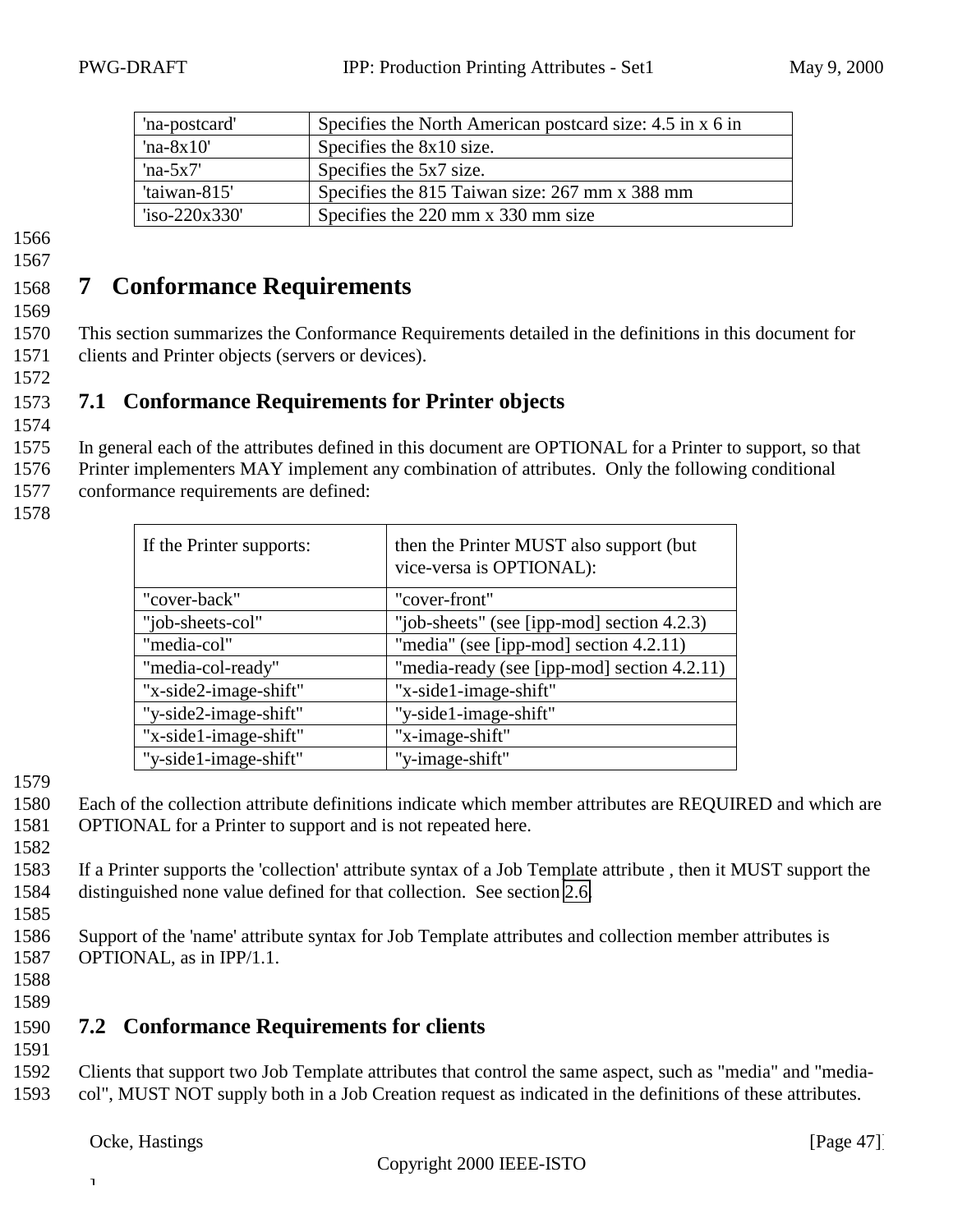| 'na-postcard' | Specifies the North American postcard size: 4.5 in x 6 in |
|---|---|
| 'na-8x10' | Specifies the 8x10 size. |
| 'na-5x7' | Specifies the 5x7 size. |
| 'taiwan-815' | Specifies the 815 Taiwan size: 267 mm x 388 mm |
| 'iso-220x330' | Specifies the 220 mm x 330 mm size |

# 7 Conformance Requirements

This section summarizes the Conformance Requirements detailed in the definitions in this document for clients and Printer objects (servers or devices).

## 7.1 Conformance Requirements for Printer objects

In general each of the attributes defined in this document are OPTIONAL for a Printer to support, so that Printer implementers MAY implement any combination of attributes. Only the following conditional conformance requirements are defined:

| If the Printer supports: | then the Printer MUST also support (but vice-versa is OPTIONAL): |
|---|---|
| "cover-back" | "cover-front" |
| "job-sheets-col" | "job-sheets" (see [ipp-mod] section 4.2.3) |
| "media-col" | "media" (see [ipp-mod] section 4.2.11) |
| "media-col-ready" | "media-ready (see [ipp-mod] section 4.2.11) |
| "x-side2-image-shift" | "x-side1-image-shift" |
| "y-side2-image-shift" | "y-side1-image-shift" |
| "x-side1-image-shift" | "x-image-shift" |
| "y-side1-image-shift" | "y-image-shift" |

Each of the collection attribute definitions indicate which member attributes are REQUIRED and which are OPTIONAL for a Printer to support and is not repeated here.

If a Printer supports the 'collection' attribute syntax of a Job Template attribute , then it MUST support the distinguished none value defined for that collection. See section 2.6.

Support of the 'name' attribute syntax for Job Template attributes and collection member attributes is OPTIONAL, as in IPP/1.1.

## 7.2 Conformance Requirements for clients

Clients that support two Job Template attributes that control the same aspect, such as "media" and "media-col", MUST NOT supply both in a Job Creation request as indicated in the definitions of these attributes.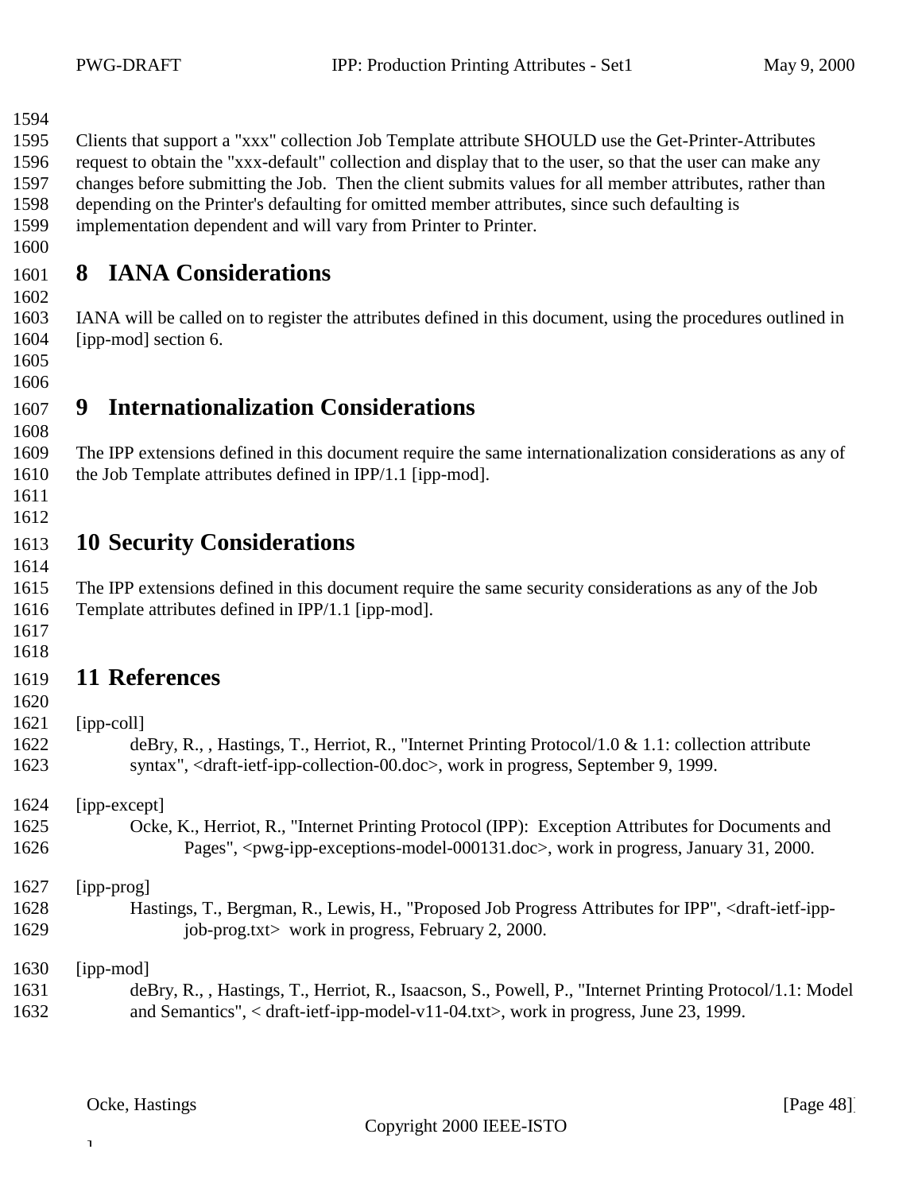Clients that support a "xxx" collection Job Template attribute SHOULD use the Get-Printer-Attributes request to obtain the "xxx-default" collection and display that to the user, so that the user can make any changes before submitting the Job. Then the client submits values for all member attributes, rather than depending on the Printer's defaulting for omitted member attributes, since such defaulting is implementation dependent and will vary from Printer to Printer.

# 8 IANA Considerations

IANA will be called on to register the attributes defined in this document, using the procedures outlined in [ipp-mod] section 6.

# 9 Internationalization Considerations

The IPP extensions defined in this document require the same internationalization considerations as any of the Job Template attributes defined in IPP/1.1 [ipp-mod].

# 10 Security Considerations

The IPP extensions defined in this document require the same security considerations as any of the Job Template attributes defined in IPP/1.1 [ipp-mod].

# 11 References

[ipp-coll]
deBry, R., , Hastings, T., Herriot, R., "Internet Printing Protocol/1.0 & 1.1: collection attribute syntax", <draft-ietf-ipp-collection-00.doc>, work in progress, September 9, 1999.

[ipp-except]
Ocke, K., Herriot, R., "Internet Printing Protocol (IPP): Exception Attributes for Documents and Pages", <pwg-ipp-exceptions-model-000131.doc>, work in progress, January 31, 2000.

[ipp-prog]
Hastings, T., Bergman, R., Lewis, H., "Proposed Job Progress Attributes for IPP", <draft-ietf-ipp-job-prog.txt> work in progress, February 2, 2000.

[ipp-mod]
deBry, R., , Hastings, T., Herriot, R., Isaacson, S., Powell, P., "Internet Printing Protocol/1.1: Model and Semantics", < draft-ietf-ipp-model-v11-04.txt>, work in progress, June 23, 1999.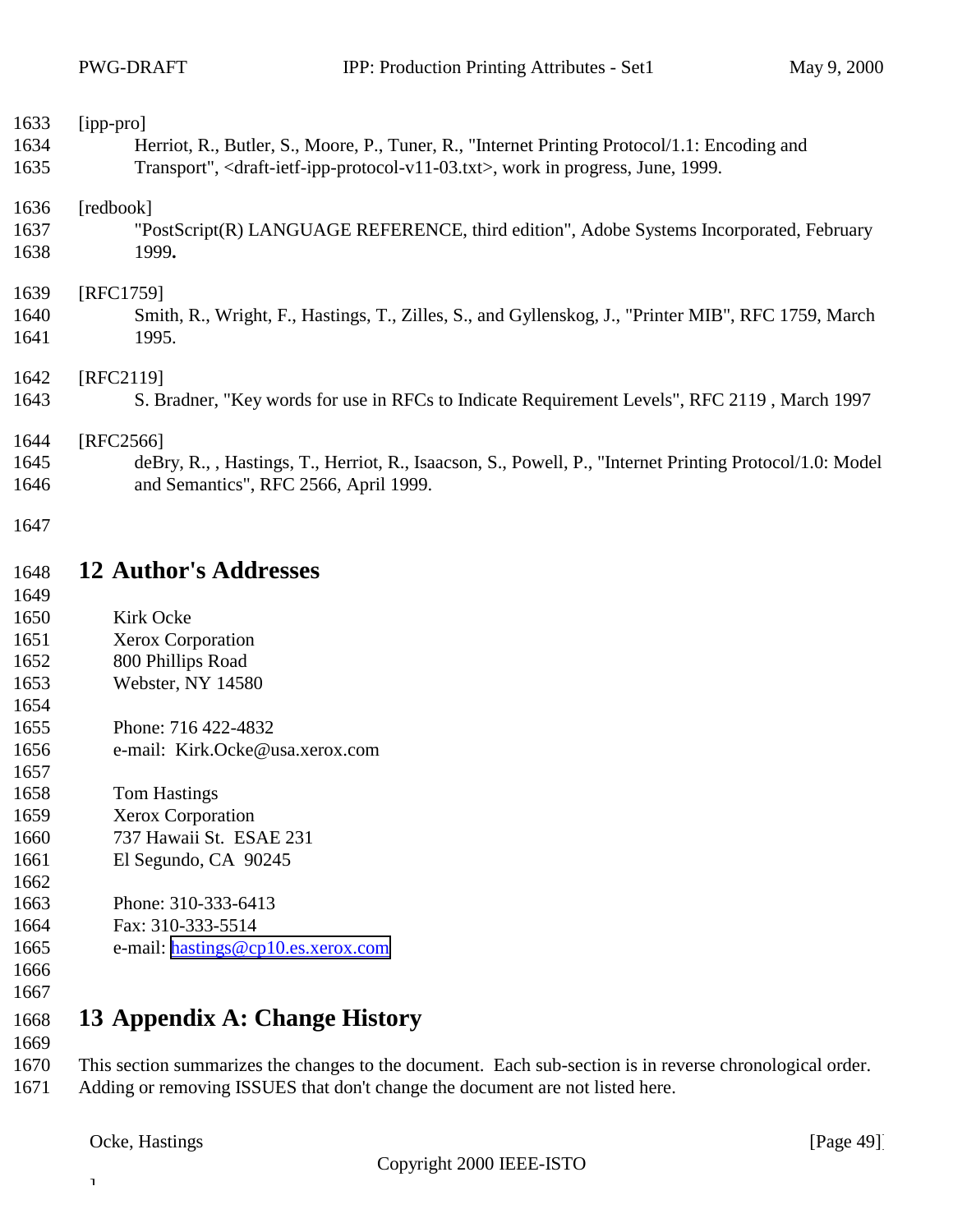[ipp-pro]
Herriot, R., Butler, S., Moore, P., Tuner, R., "Internet Printing Protocol/1.1: Encoding and Transport", <draft-ietf-ipp-protocol-v11-03.txt>, work in progress, June, 1999.

[redbook]
"PostScript(R) LANGUAGE REFERENCE, third edition", Adobe Systems Incorporated, February 1999**.**

[RFC1759]
Smith, R., Wright, F., Hastings, T., Zilles, S., and Gyllenskog, J., "Printer MIB", RFC 1759, March 1995.

[RFC2119]
S. Bradner, "Key words for use in RFCs to Indicate Requirement Levels", RFC 2119 , March 1997

[RFC2566]
deBry, R., , Hastings, T., Herriot, R., Isaacson, S., Powell, P., "Internet Printing Protocol/1.0: Model and Semantics", RFC 2566, April 1999.

# 12 Author's Addresses

Kirk Ocke
Xerox Corporation
800 Phillips Road
Webster, NY 14580

Phone: 716 422-4832
e-mail: Kirk.Ocke@usa.xerox.com

Tom Hastings
Xerox Corporation
737 Hawaii St. ESAE 231
El Segundo, CA 90245

Phone: 310-333-6413
Fax: 310-333-5514
e-mail: hastings@cp10.es.xerox.com

# 13 Appendix A: Change History

This section summarizes the changes to the document. Each sub-section is in reverse chronological order. Adding or removing ISSUES that don't change the document are not listed here.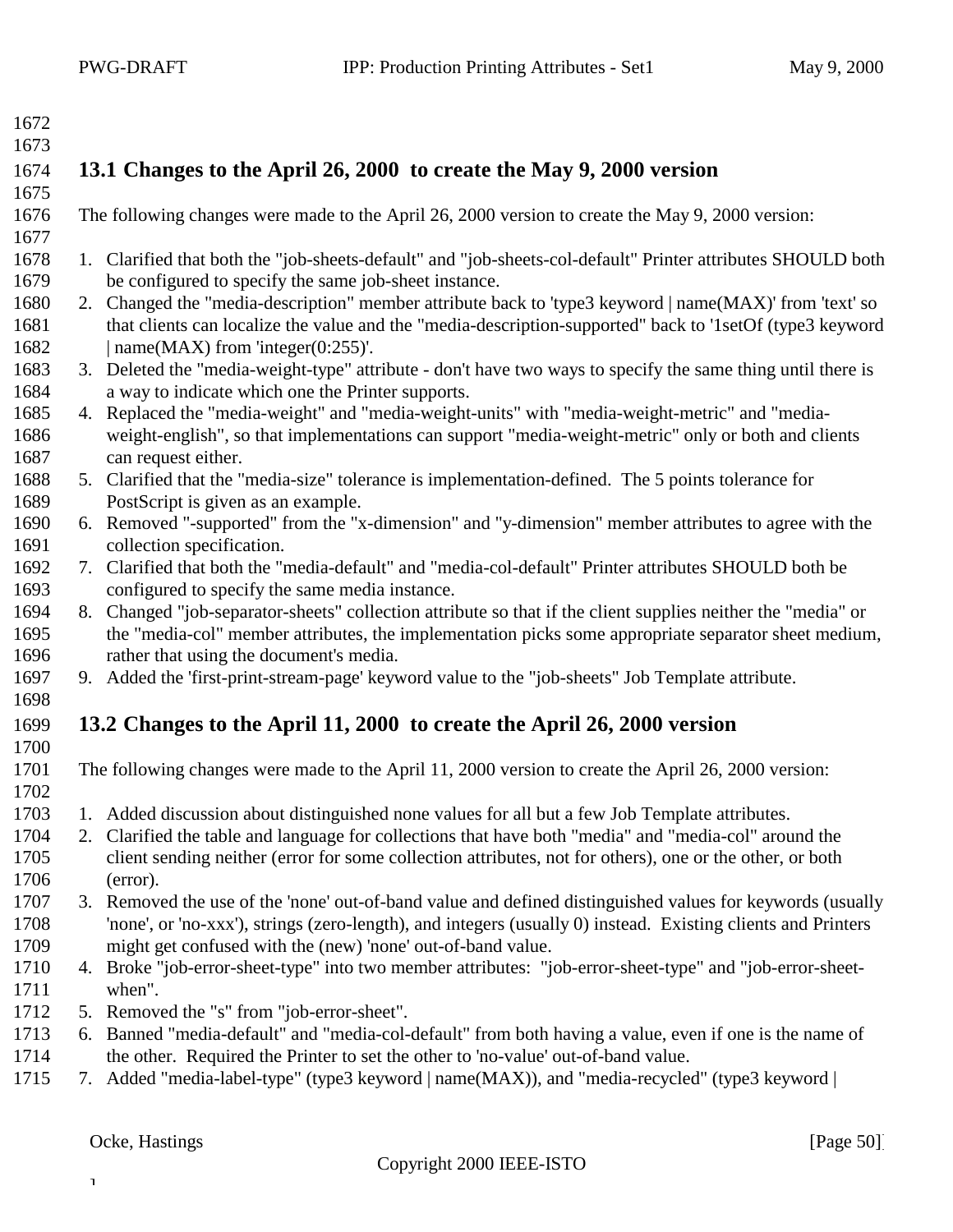## 13.1 Changes to the April 26, 2000 to create the May 9, 2000 version

The following changes were made to the April 26, 2000 version to create the May 9, 2000 version:

1. Clarified that both the "job-sheets-default" and "job-sheets-col-default" Printer attributes SHOULD both be configured to specify the same job-sheet instance.
2. Changed the "media-description" member attribute back to 'type3 keyword | name(MAX)' from 'text' so that clients can localize the value and the "media-description-supported" back to '1setOf (type3 keyword | name(MAX) from 'integer(0:255)'.
3. Deleted the "media-weight-type" attribute - don't have two ways to specify the same thing until there is a way to indicate which one the Printer supports.
4. Replaced the "media-weight" and "media-weight-units" with "media-weight-metric" and "media-weight-english", so that implementations can support "media-weight-metric" only or both and clients can request either.
5. Clarified that the "media-size" tolerance is implementation-defined. The 5 points tolerance for PostScript is given as an example.
6. Removed "-supported" from the "x-dimension" and "y-dimension" member attributes to agree with the collection specification.
7. Clarified that both the "media-default" and "media-col-default" Printer attributes SHOULD both be configured to specify the same media instance.
8. Changed "job-separator-sheets" collection attribute so that if the client supplies neither the "media" or the "media-col" member attributes, the implementation picks some appropriate separator sheet medium, rather that using the document's media.
9. Added the 'first-print-stream-page' keyword value to the "job-sheets" Job Template attribute.

## 13.2 Changes to the April 11, 2000 to create the April 26, 2000 version

The following changes were made to the April 11, 2000 version to create the April 26, 2000 version:

1. Added discussion about distinguished none values for all but a few Job Template attributes.
2. Clarified the table and language for collections that have both "media" and "media-col" around the client sending neither (error for some collection attributes, not for others), one or the other, or both (error).
3. Removed the use of the 'none' out-of-band value and defined distinguished values for keywords (usually 'none', or 'no-xxx'), strings (zero-length), and integers (usually 0) instead. Existing clients and Printers might get confused with the (new) 'none' out-of-band value.
4. Broke "job-error-sheet-type" into two member attributes: "job-error-sheet-type" and "job-error-sheet-when".
5. Removed the "s" from "job-error-sheet".
6. Banned "media-default" and "media-col-default" from both having a value, even if one is the name of the other. Required the Printer to set the other to 'no-value' out-of-band value.
7. Added "media-label-type" (type3 keyword | name(MAX)), and "media-recycled" (type3 keyword |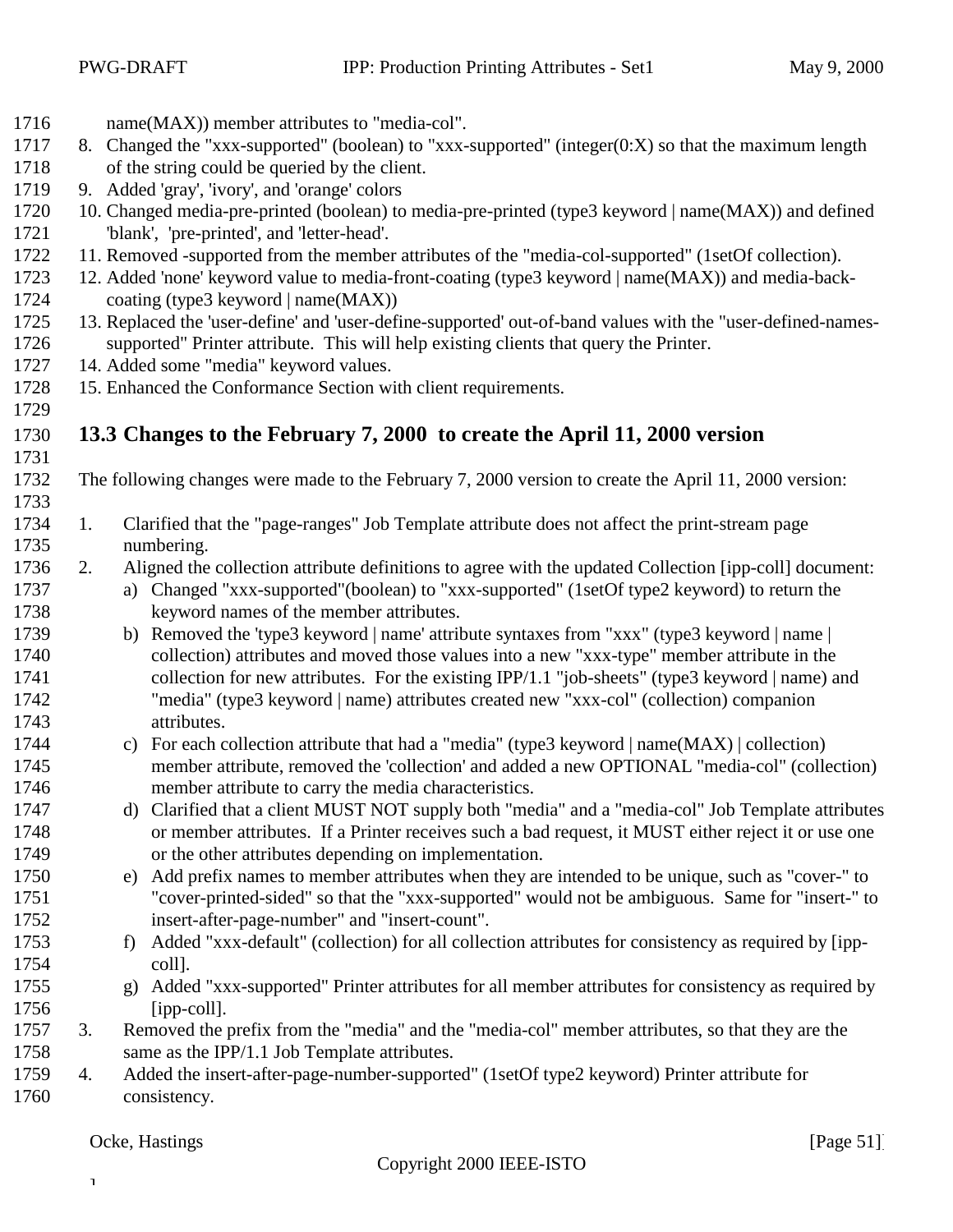name(MAX)) member attributes to "media-col".

8. Changed the "xxx-supported" (boolean) to "xxx-supported" (integer(0:X) so that the maximum length of the string could be queried by the client.
9. Added 'gray', 'ivory', and 'orange' colors
10. Changed media-pre-printed (boolean) to media-pre-printed (type3 keyword | name(MAX)) and defined 'blank', 'pre-printed', and 'letter-head'.
11. Removed -supported from the member attributes of the "media-col-supported" (1setOf collection).
12. Added 'none' keyword value to media-front-coating (type3 keyword | name(MAX)) and media-back-coating (type3 keyword | name(MAX))
13. Replaced the 'user-define' and 'user-define-supported' out-of-band values with the "user-defined-names-supported" Printer attribute. This will help existing clients that query the Printer.
14. Added some "media" keyword values.
15. Enhanced the Conformance Section with client requirements.

## 13.3 Changes to the February 7, 2000 to create the April 11, 2000 version

The following changes were made to the February 7, 2000 version to create the April 11, 2000 version:

1. Clarified that the "page-ranges" Job Template attribute does not affect the print-stream page numbering.
2. Aligned the collection attribute definitions to agree with the updated Collection [ipp-coll] document:
   a) Changed "xxx-supported"(boolean) to "xxx-supported" (1setOf type2 keyword) to return the keyword names of the member attributes.
   b) Removed the 'type3 keyword | name' attribute syntaxes from "xxx" (type3 keyword | name | collection) attributes and moved those values into a new "xxx-type" member attribute in the collection for new attributes. For the existing IPP/1.1 "job-sheets" (type3 keyword | name) and "media" (type3 keyword | name) attributes created new "xxx-col" (collection) companion attributes.
   c) For each collection attribute that had a "media" (type3 keyword | name(MAX) | collection) member attribute, removed the 'collection' and added a new OPTIONAL "media-col" (collection) member attribute to carry the media characteristics.
   d) Clarified that a client MUST NOT supply both "media" and a "media-col" Job Template attributes or member attributes. If a Printer receives such a bad request, it MUST either reject it or use one or the other attributes depending on implementation.
   e) Add prefix names to member attributes when they are intended to be unique, such as "cover-" to "cover-printed-sided" so that the "xxx-supported" would not be ambiguous. Same for "insert-" to insert-after-page-number" and "insert-count".
   f) Added "xxx-default" (collection) for all collection attributes for consistency as required by [ipp-coll].
   g) Added "xxx-supported" Printer attributes for all member attributes for consistency as required by [ipp-coll].
3. Removed the prefix from the "media" and the "media-col" member attributes, so that they are the same as the IPP/1.1 Job Template attributes.
4. Added the insert-after-page-number-supported" (1setOf type2 keyword) Printer attribute for consistency.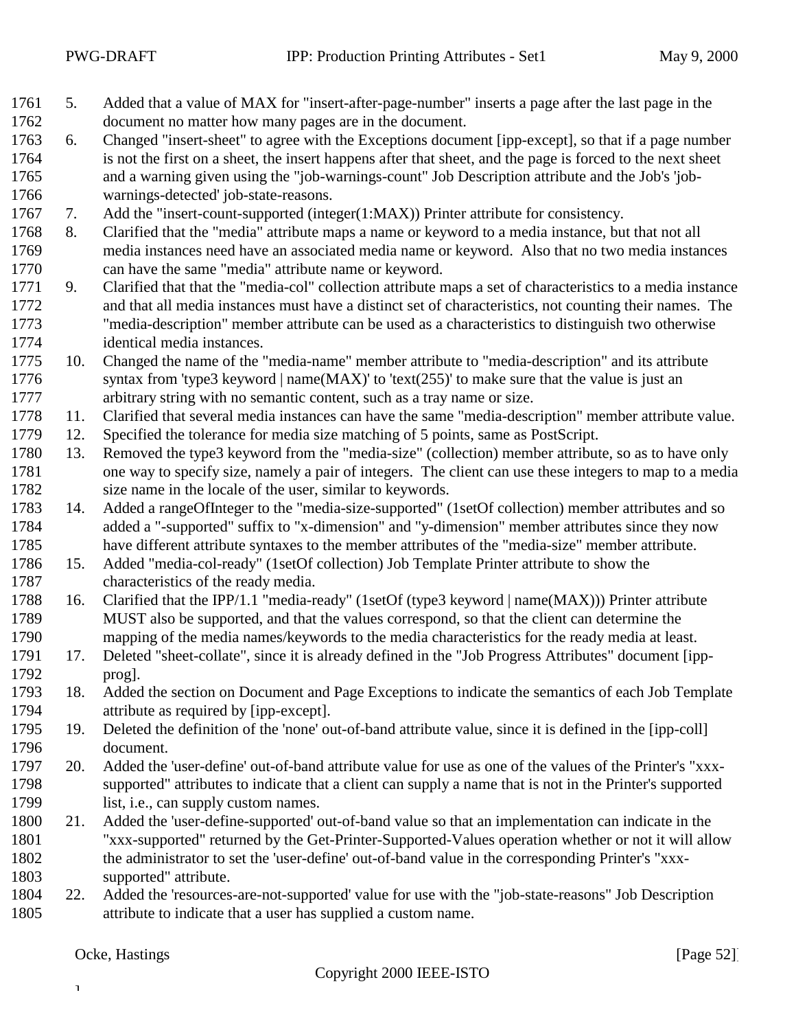5. Added that a value of MAX for "insert-after-page-number" inserts a page after the last page in the document no matter how many pages are in the document.
6. Changed "insert-sheet" to agree with the Exceptions document [ipp-except], so that if a page number is not the first on a sheet, the insert happens after that sheet, and the page is forced to the next sheet and a warning given using the "job-warnings-count" Job Description attribute and the Job's 'job-warnings-detected' job-state-reasons.
7. Add the "insert-count-supported (integer(1:MAX)) Printer attribute for consistency.
8. Clarified that the "media" attribute maps a name or keyword to a media instance, but that not all media instances need have an associated media name or keyword. Also that no two media instances can have the same "media" attribute name or keyword.
9. Clarified that that the "media-col" collection attribute maps a set of characteristics to a media instance and that all media instances must have a distinct set of characteristics, not counting their names. The "media-description" member attribute can be used as a characteristics to distinguish two otherwise identical media instances.
10. Changed the name of the "media-name" member attribute to "media-description" and its attribute syntax from 'type3 keyword | name(MAX)' to 'text(255)' to make sure that the value is just an arbitrary string with no semantic content, such as a tray name or size.
11. Clarified that several media instances can have the same "media-description" member attribute value.
12. Specified the tolerance for media size matching of 5 points, same as PostScript.
13. Removed the type3 keyword from the "media-size" (collection) member attribute, so as to have only one way to specify size, namely a pair of integers. The client can use these integers to map to a media size name in the locale of the user, similar to keywords.
14. Added a rangeOfInteger to the "media-size-supported" (1setOf collection) member attributes and so added a "-supported" suffix to "x-dimension" and "y-dimension" member attributes since they now have different attribute syntaxes to the member attributes of the "media-size" member attribute.
15. Added "media-col-ready" (1setOf collection) Job Template Printer attribute to show the characteristics of the ready media.
16. Clarified that the IPP/1.1 "media-ready" (1setOf (type3 keyword | name(MAX))) Printer attribute MUST also be supported, and that the values correspond, so that the client can determine the mapping of the media names/keywords to the media characteristics for the ready media at least.
17. Deleted "sheet-collate", since it is already defined in the "Job Progress Attributes" document [ipp-prog].
18. Added the section on Document and Page Exceptions to indicate the semantics of each Job Template attribute as required by [ipp-except].
19. Deleted the definition of the 'none' out-of-band attribute value, since it is defined in the [ipp-coll] document.
20. Added the 'user-define' out-of-band attribute value for use as one of the values of the Printer's "xxx-supported" attributes to indicate that a client can supply a name that is not in the Printer's supported list, i.e., can supply custom names.
21. Added the 'user-define-supported' out-of-band value so that an implementation can indicate in the "xxx-supported" returned by the Get-Printer-Supported-Values operation whether or not it will allow the administrator to set the 'user-define' out-of-band value in the corresponding Printer's "xxx-supported" attribute.
22. Added the 'resources-are-not-supported' value for use with the "job-state-reasons" Job Description attribute to indicate that a user has supplied a custom name.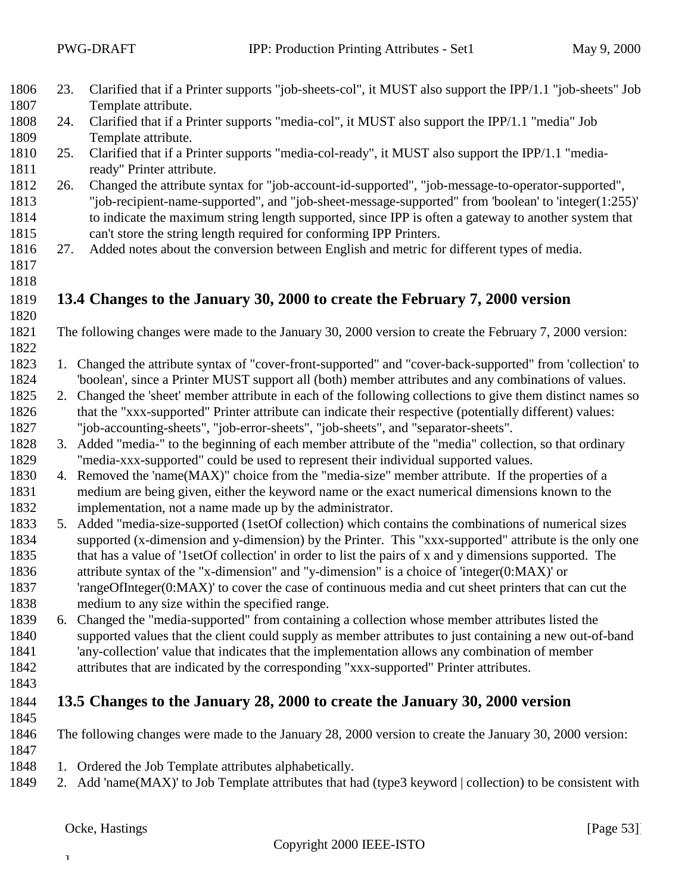23. Clarified that if a Printer supports "job-sheets-col", it MUST also support the IPP/1.1 "job-sheets" Job Template attribute.
24. Clarified that if a Printer supports "media-col", it MUST also support the IPP/1.1 "media" Job Template attribute.
25. Clarified that if a Printer supports "media-col-ready", it MUST also support the IPP/1.1 "media-ready" Printer attribute.
26. Changed the attribute syntax for "job-account-id-supported", "job-message-to-operator-supported", "job-recipient-name-supported", and "job-sheet-message-supported" from 'boolean' to 'integer(1:255)' to indicate the maximum string length supported, since IPP is often a gateway to another system that can't store the string length required for conforming IPP Printers.
27. Added notes about the conversion between English and metric for different types of media.

## 13.4 Changes to the January 30, 2000 to create the February 7, 2000 version

The following changes were made to the January 30, 2000 version to create the February 7, 2000 version:

1. Changed the attribute syntax of "cover-front-supported" and "cover-back-supported" from 'collection' to 'boolean', since a Printer MUST support all (both) member attributes and any combinations of values.
2. Changed the 'sheet' member attribute in each of the following collections to give them distinct names so that the "xxx-supported" Printer attribute can indicate their respective (potentially different) values: "job-accounting-sheets", "job-error-sheets", "job-sheets", and "separator-sheets".
3. Added "media-" to the beginning of each member attribute of the "media" collection, so that ordinary "media-xxx-supported" could be used to represent their individual supported values.
4. Removed the 'name(MAX)" choice from the "media-size" member attribute. If the properties of a medium are being given, either the keyword name or the exact numerical dimensions known to the implementation, not a name made up by the administrator.
5. Added "media-size-supported (1setOf collection) which contains the combinations of numerical sizes supported (x-dimension and y-dimension) by the Printer. This "xxx-supported" attribute is the only one that has a value of '1setOf collection' in order to list the pairs of x and y dimensions supported. The attribute syntax of the "x-dimension" and "y-dimension" is a choice of 'integer(0:MAX)' or 'rangeOfInteger(0:MAX)' to cover the case of continuous media and cut sheet printers that can cut the medium to any size within the specified range.
6. Changed the "media-supported" from containing a collection whose member attributes listed the supported values that the client could supply as member attributes to just containing a new out-of-band 'any-collection' value that indicates that the implementation allows any combination of member attributes that are indicated by the corresponding "xxx-supported" Printer attributes.

## 13.5 Changes to the January 28, 2000 to create the January 30, 2000 version

The following changes were made to the January 28, 2000 version to create the January 30, 2000 version:

1. Ordered the Job Template attributes alphabetically.
2. Add 'name(MAX)' to Job Template attributes that had (type3 keyword | collection) to be consistent with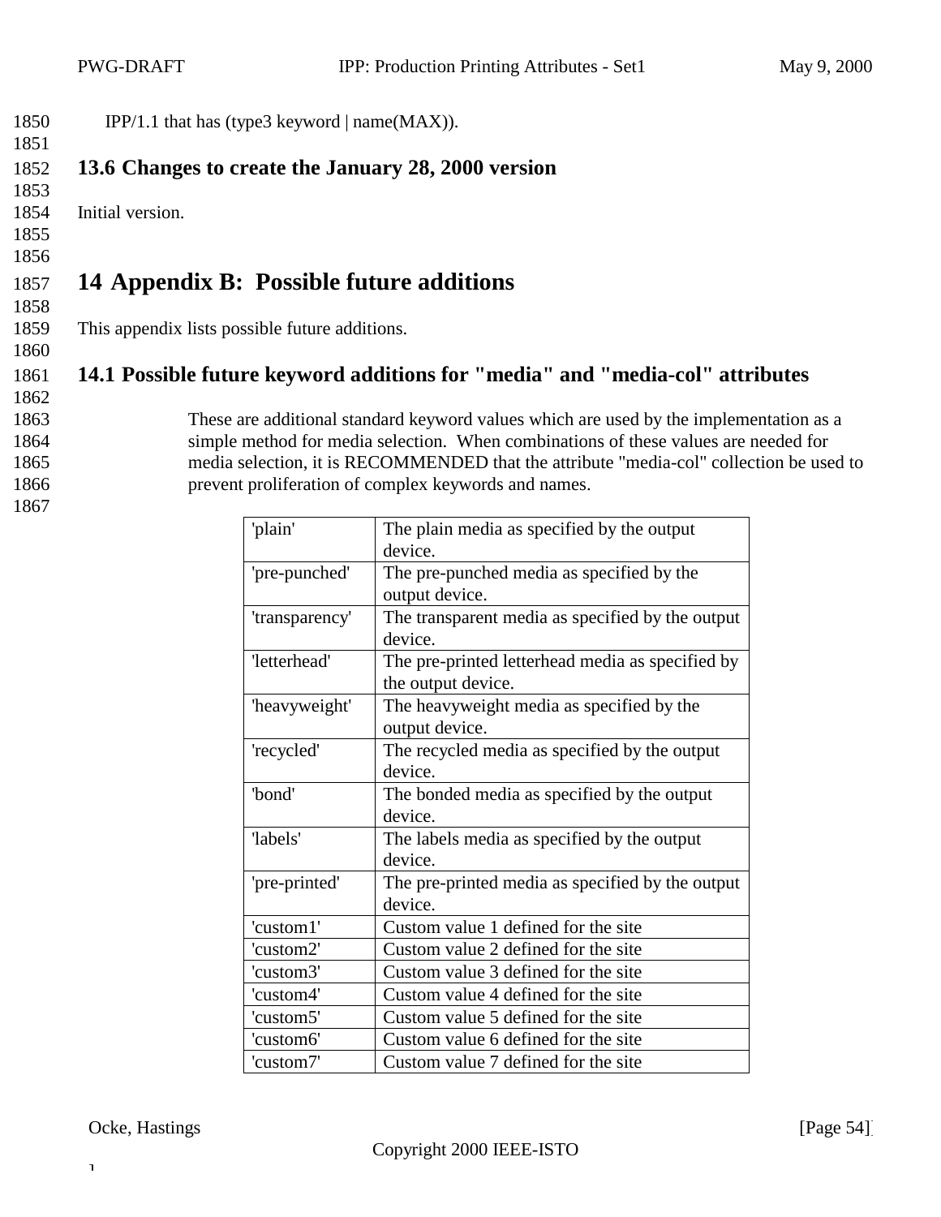IPP/1.1 that has (type3 keyword | name(MAX)).

## 13.6 Changes to create the January 28, 2000 version

Initial version.

# 14 Appendix B: Possible future additions

This appendix lists possible future additions.

## 14.1 Possible future keyword additions for "media" and "media-col" attributes

These are additional standard keyword values which are used by the implementation as a simple method for media selection. When combinations of these values are needed for media selection, it is RECOMMENDED that the attribute "media-col" collection be used to prevent proliferation of complex keywords and names.

| Keyword | Description |
|---|---|
| 'plain' | The plain media as specified by the output device. |
| 'pre-punched' | The pre-punched media as specified by the output device. |
| 'transparency' | The transparent media as specified by the output device. |
| 'letterhead' | The pre-printed letterhead media as specified by the output device. |
| 'heavyweight' | The heavyweight media as specified by the output device. |
| 'recycled' | The recycled media as specified by the output device. |
| 'bond' | The bonded media as specified by the output device. |
| 'labels' | The labels media as specified by the output device. |
| 'pre-printed' | The pre-printed media as specified by the output device. |
| 'custom1' | Custom value 1 defined for the site |
| 'custom2' | Custom value 2 defined for the site |
| 'custom3' | Custom value 3 defined for the site |
| 'custom4' | Custom value 4 defined for the site |
| 'custom5' | Custom value 5 defined for the site |
| 'custom6' | Custom value 6 defined for the site |
| 'custom7' | Custom value 7 defined for the site |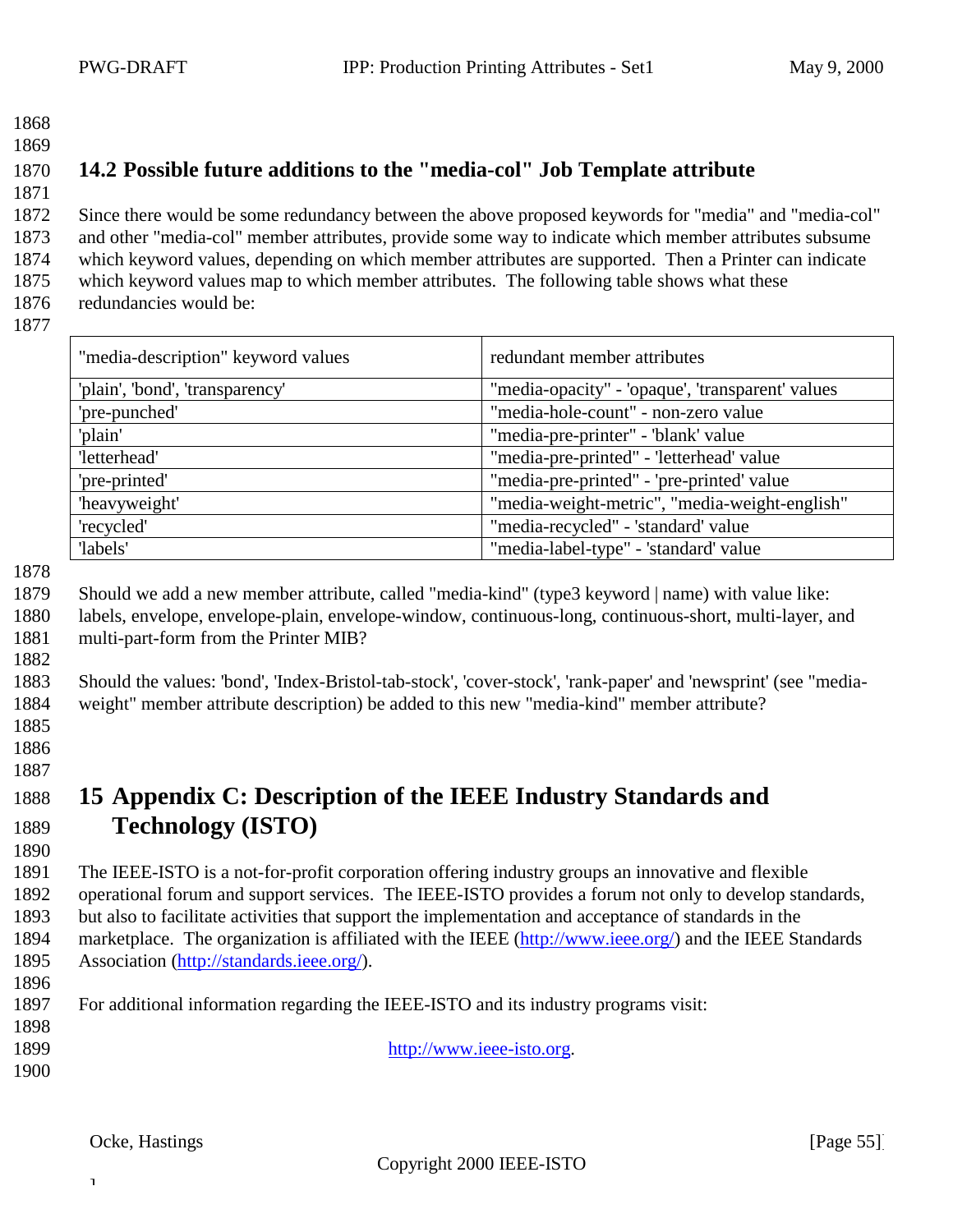## 14.2 Possible future additions to the "media-col" Job Template attribute

Since there would be some redundancy between the above proposed keywords for "media" and "media-col" and other "media-col" member attributes, provide some way to indicate which member attributes subsume which keyword values, depending on which member attributes are supported. Then a Printer can indicate which keyword values map to which member attributes. The following table shows what these redundancies would be:

| "media-description" keyword values | redundant member attributes |
|---|---|
| 'plain', 'bond', 'transparency' | "media-opacity" - 'opaque', 'transparent' values |
| 'pre-punched' | "media-hole-count" - non-zero value |
| 'plain' | "media-pre-printer" - 'blank' value |
| 'letterhead' | "media-pre-printed" - 'letterhead' value |
| 'pre-printed' | "media-pre-printed" - 'pre-printed' value |
| 'heavyweight' | "media-weight-metric", "media-weight-english" |
| 'recycled' | "media-recycled" - 'standard' value |
| 'labels' | "media-label-type" - 'standard' value |

Should we add a new member attribute, called "media-kind" (type3 keyword | name) with value like: labels, envelope, envelope-plain, envelope-window, continuous-long, continuous-short, multi-layer, and multi-part-form from the Printer MIB?

Should the values: 'bond', 'Index-Bristol-tab-stock', 'cover-stock', 'rank-paper' and 'newsprint' (see "media-weight" member attribute description) be added to this new "media-kind" member attribute?

# 15 Appendix C: Description of the IEEE Industry Standards and Technology (ISTO)

The IEEE-ISTO is a not-for-profit corporation offering industry groups an innovative and flexible operational forum and support services. The IEEE-ISTO provides a forum not only to develop standards, but also to facilitate activities that support the implementation and acceptance of standards in the marketplace. The organization is affiliated with the IEEE (http://www.ieee.org/) and the IEEE Standards Association (http://standards.ieee.org/).

For additional information regarding the IEEE-ISTO and its industry programs visit:

http://www.ieee-isto.org.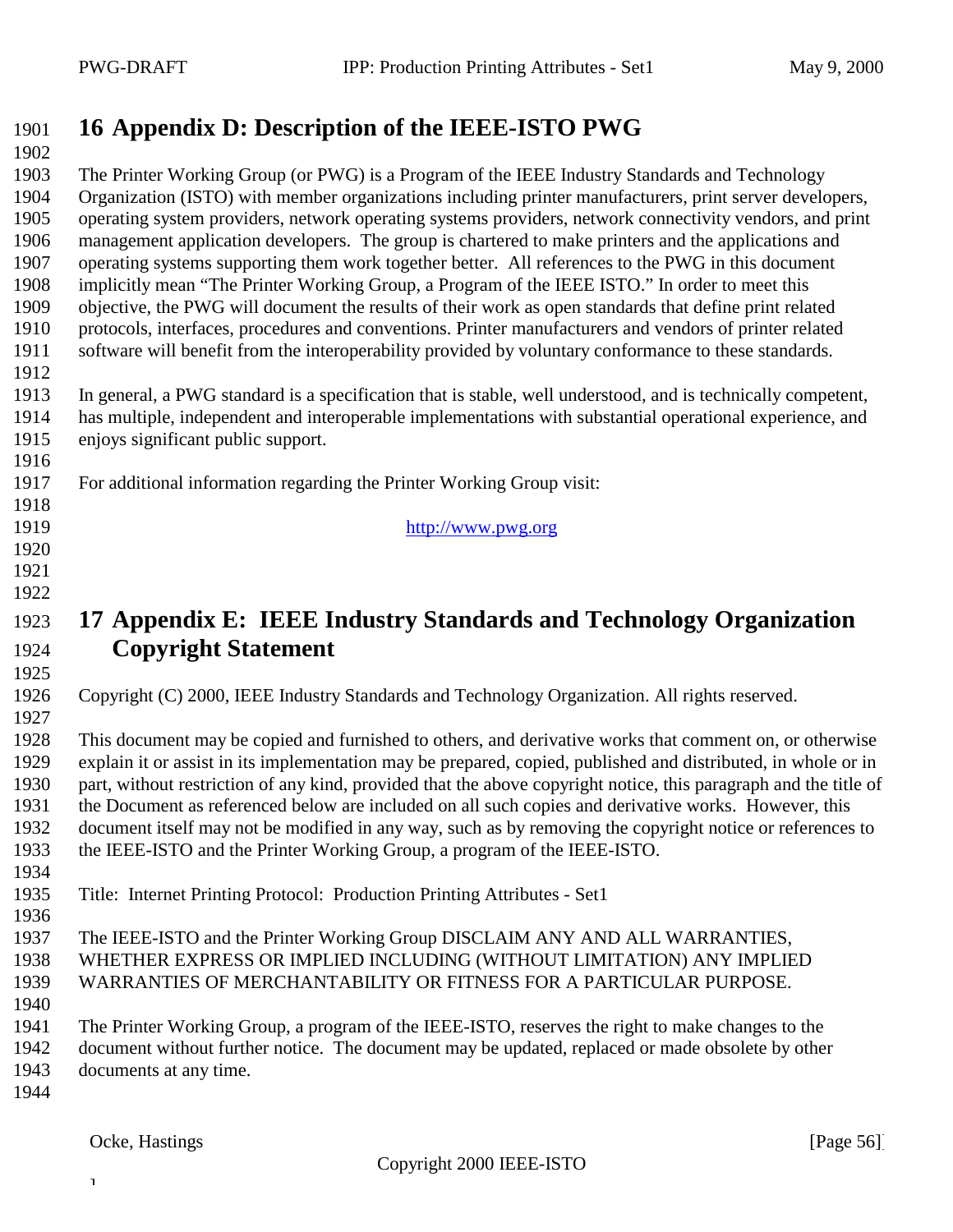# 16 Appendix D: Description of the IEEE-ISTO PWG

The Printer Working Group (or PWG) is a Program of the IEEE Industry Standards and Technology Organization (ISTO) with member organizations including printer manufacturers, print server developers, operating system providers, network operating systems providers, network connectivity vendors, and print management application developers. The group is chartered to make printers and the applications and operating systems supporting them work together better. All references to the PWG in this document implicitly mean "The Printer Working Group, a Program of the IEEE ISTO." In order to meet this objective, the PWG will document the results of their work as open standards that define print related protocols, interfaces, procedures and conventions. Printer manufacturers and vendors of printer related software will benefit from the interoperability provided by voluntary conformance to these standards.

In general, a PWG standard is a specification that is stable, well understood, and is technically competent, has multiple, independent and interoperable implementations with substantial operational experience, and enjoys significant public support.

For additional information regarding the Printer Working Group visit:

http://www.pwg.org

# 17 Appendix E: IEEE Industry Standards and Technology Organization Copyright Statement

Copyright (C) 2000, IEEE Industry Standards and Technology Organization. All rights reserved.

This document may be copied and furnished to others, and derivative works that comment on, or otherwise explain it or assist in its implementation may be prepared, copied, published and distributed, in whole or in part, without restriction of any kind, provided that the above copyright notice, this paragraph and the title of the Document as referenced below are included on all such copies and derivative works. However, this document itself may not be modified in any way, such as by removing the copyright notice or references to the IEEE-ISTO and the Printer Working Group, a program of the IEEE-ISTO.

Title: Internet Printing Protocol: Production Printing Attributes - Set1

The IEEE-ISTO and the Printer Working Group DISCLAIM ANY AND ALL WARRANTIES, WHETHER EXPRESS OR IMPLIED INCLUDING (WITHOUT LIMITATION) ANY IMPLIED WARRANTIES OF MERCHANTABILITY OR FITNESS FOR A PARTICULAR PURPOSE.

The Printer Working Group, a program of the IEEE-ISTO, reserves the right to make changes to the document without further notice. The document may be updated, replaced or made obsolete by other documents at any time.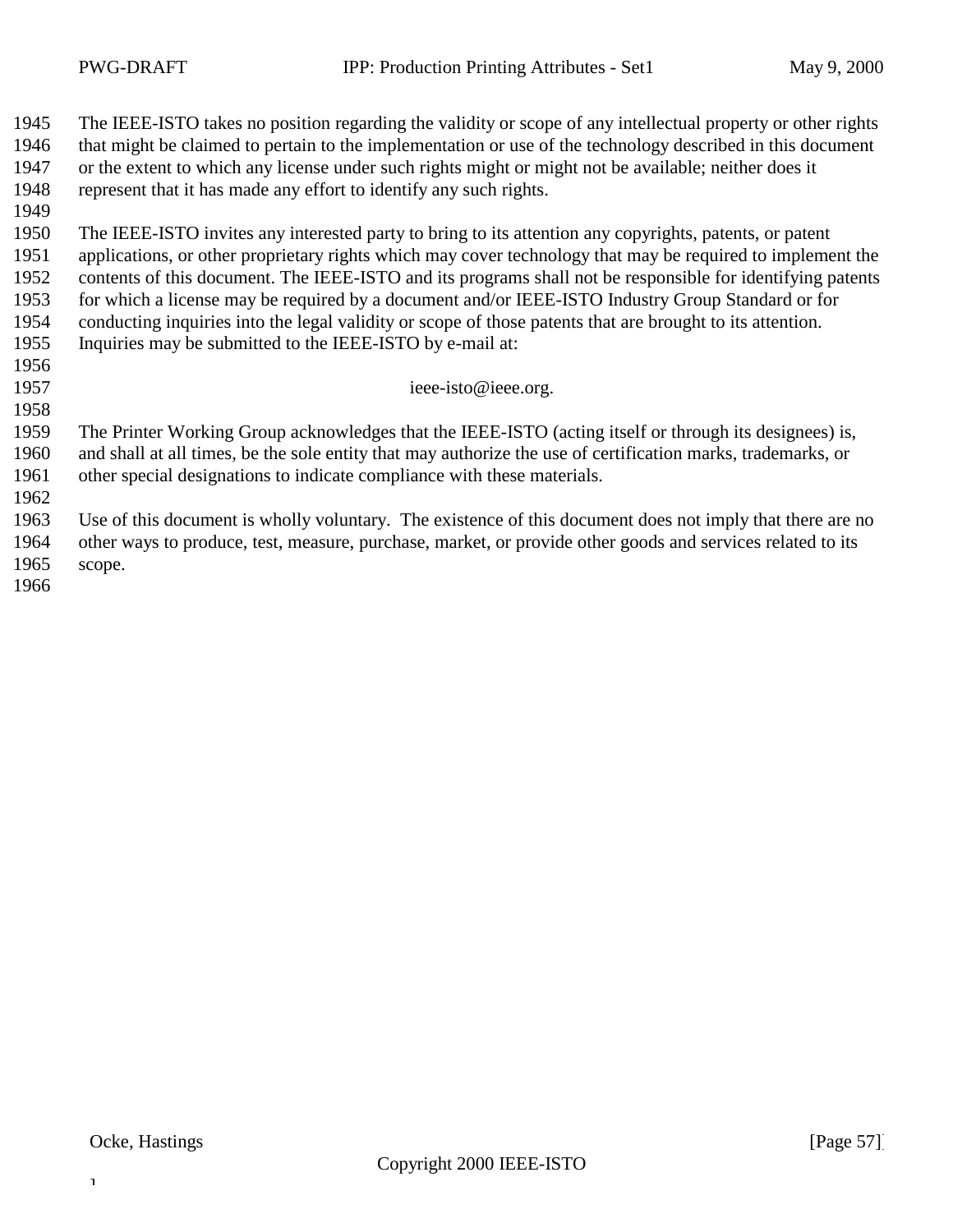The IEEE-ISTO takes no position regarding the validity or scope of any intellectual property or other rights that might be claimed to pertain to the implementation or use of the technology described in this document or the extent to which any license under such rights might or might not be available; neither does it represent that it has made any effort to identify any such rights.

The IEEE-ISTO invites any interested party to bring to its attention any copyrights, patents, or patent applications, or other proprietary rights which may cover technology that may be required to implement the contents of this document. The IEEE-ISTO and its programs shall not be responsible for identifying patents for which a license may be required by a document and/or IEEE-ISTO Industry Group Standard or for conducting inquiries into the legal validity or scope of those patents that are brought to its attention. Inquiries may be submitted to the IEEE-ISTO by e-mail at:

ieee-isto@ieee.org.

The Printer Working Group acknowledges that the IEEE-ISTO (acting itself or through its designees) is, and shall at all times, be the sole entity that may authorize the use of certification marks, trademarks, or other special designations to indicate compliance with these materials.

Use of this document is wholly voluntary. The existence of this document does not imply that there are no other ways to produce, test, measure, purchase, market, or provide other goods and services related to its scope.